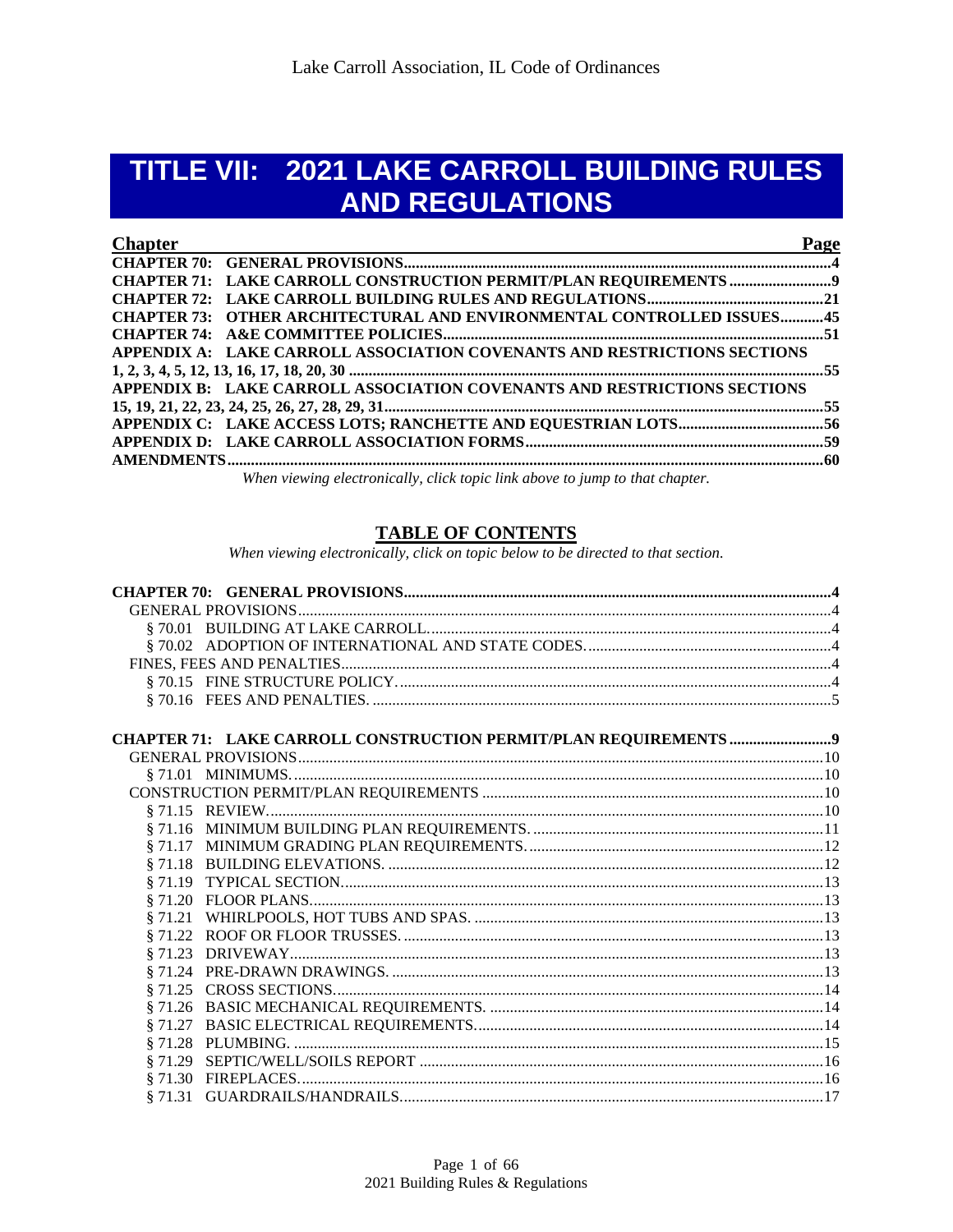Lake Carroll Association, IL Code of Ordinances

# TITLE VII: 2021 LAKE CARROLL BUILDING RULES AND REGULATIONS

| Chapter | Page |
|---|---|
| **CHAPTER 70: GENERAL PROVISIONS** | **4** |
| **CHAPTER 71: LAKE CARROLL CONSTRUCTION PERMIT/PLAN REQUIREMENTS** | **9** |
| **CHAPTER 72: LAKE CARROLL BUILDING RULES AND REGULATIONS** | **21** |
| **CHAPTER 73: OTHER ARCHITECTURAL AND ENVIRONMENTAL CONTROLLED ISSUES** | **45** |
| **CHAPTER 74: A&E COMMITTEE POLICIES** | **51** |
| **APPENDIX A: LAKE CARROLL ASSOCIATION COVENANTS AND RESTRICTIONS SECTIONS 1, 2, 3, 4, 5, 12, 13, 16, 17, 18, 20, 30** | **55** |
| **APPENDIX B: LAKE CARROLL ASSOCIATION COVENANTS AND RESTRICTIONS SECTIONS 15, 19, 21, 22, 23, 24, 25, 26, 27, 28, 29, 31** | **55** |
| **APPENDIX C: LAKE ACCESS LOTS; RANCHETTE AND EQUESTRIAN LOTS** | **56** |
| **APPENDIX D: LAKE CARROLL ASSOCIATION FORMS** | **59** |
| **AMENDMENTS** | **60** |

*When viewing electronically, click topic link above to jump to that chapter.*

## TABLE OF CONTENTS

*When viewing electronically, click on topic below to be directed to that section.*

**CHAPTER 70: GENERAL PROVISIONS** ..... **4**

GENERAL PROVISIONS ..... 4

- § 70.01 BUILDING AT LAKE CARROLL. ..... 4
- § 70.02 ADOPTION OF INTERNATIONAL AND STATE CODES. ..... 4

FINES, FEES AND PENALTIES ..... 4

- § 70.15 FINE STRUCTURE POLICY. ..... 4
- § 70.16 FEES AND PENALTIES. ..... 5

**CHAPTER 71: LAKE CARROLL CONSTRUCTION PERMIT/PLAN REQUIREMENTS** ..... **9**

GENERAL PROVISIONS ..... 10

- § 71.01 MINIMUMS. ..... 10

CONSTRUCTION PERMIT/PLAN REQUIREMENTS ..... 10

- § 71.15 REVIEW. ..... 10
- § 71.16 MINIMUM BUILDING PLAN REQUIREMENTS. ..... 11
- § 71.17 MINIMUM GRADING PLAN REQUIREMENTS. ..... 12
- § 71.18 BUILDING ELEVATIONS. ..... 12
- § 71.19 TYPICAL SECTION. ..... 13
- § 71.20 FLOOR PLANS. ..... 13
- § 71.21 WHIRLPOOLS, HOT TUBS AND SPAS. ..... 13
- § 71.22 ROOF OR FLOOR TRUSSES. ..... 13
- § 71.23 DRIVEWAY. ..... 13
- § 71.24 PRE-DRAWN DRAWINGS. ..... 13
- § 71.25 CROSS SECTIONS. ..... 14
- § 71.26 BASIC MECHANICAL REQUIREMENTS. ..... 14
- § 71.27 BASIC ELECTRICAL REQUIREMENTS. ..... 14
- § 71.28 PLUMBING. ..... 15
- § 71.29 SEPTIC/WELL/SOILS REPORT ..... 16
- § 71.30 FIREPLACES. ..... 16
- § 71.31 GUARDRAILS/HANDRAILS. ..... 17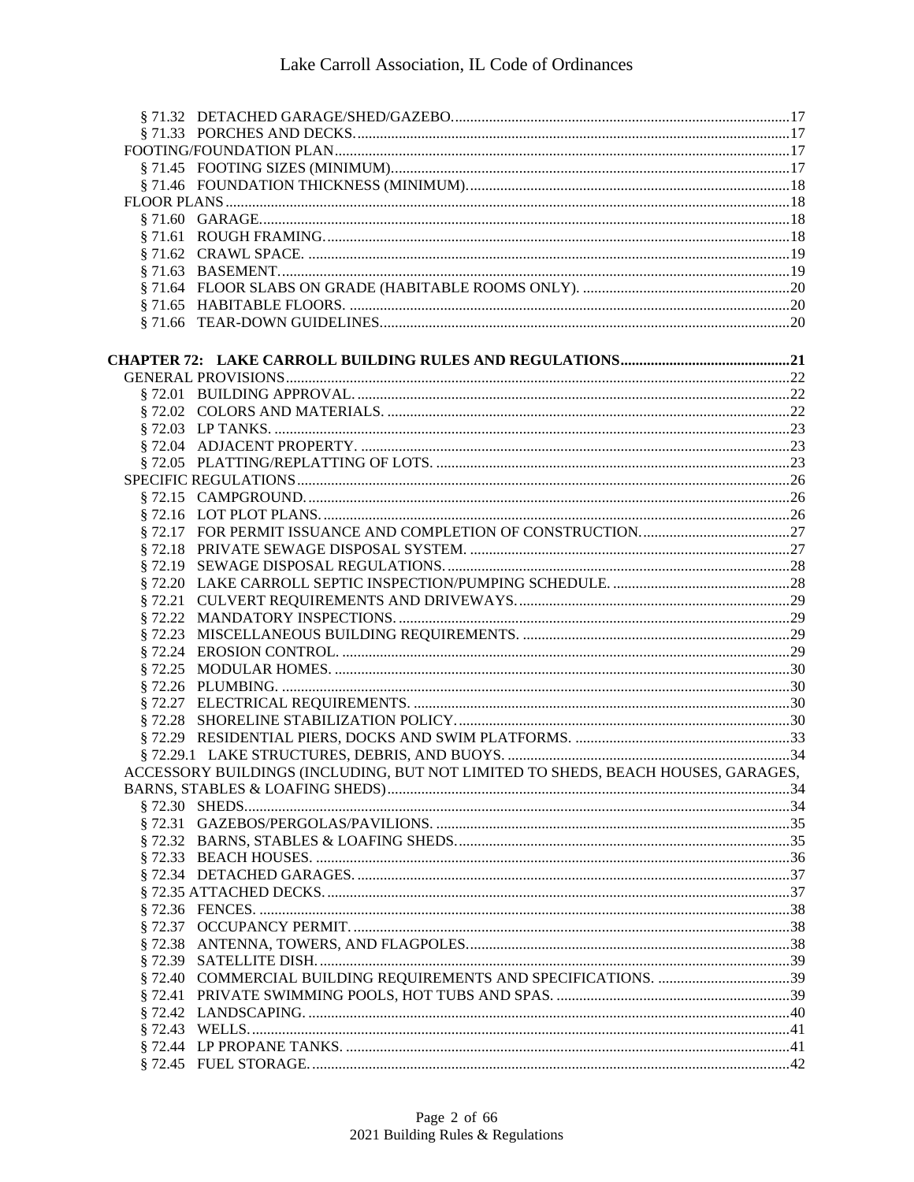§ 71.32 DETACHED GARAGE/SHED/GAZEBO.......................................................................................17
§ 71.33 PORCHES AND DECKS.....................................................................................................17
FOOTING/FOUNDATION PLAN............................................................................................................17
§ 71.45 FOOTING SIZES (MINIMUM)........................................................................................17
§ 71.46 FOUNDATION THICKNESS (MINIMUM)......................................................................18
FLOOR PLANS....................................................................................................................................18
§ 71.60 GARAGE..........................................................................................................................18
§ 71.61 ROUGH FRAMING..........................................................................................................18
§ 71.62 CRAWL SPACE.................................................................................................................19
§ 71.63 BASEMENT.......................................................................................................................19
§ 71.64 FLOOR SLABS ON GRADE (HABITABLE ROOMS ONLY)........................................20
§ 71.65 HABITABLE FLOORS......................................................................................................20
§ 71.66 TEAR-DOWN GUIDELINES...........................................................................................20

**CHAPTER 72: LAKE CARROLL BUILDING RULES AND REGULATIONS..............................................21**

GENERAL PROVISIONS......................................................................................................................22
§ 72.01 BUILDING APPROVAL....................................................................................................22
§ 72.02 COLORS AND MATERIALS............................................................................................22
§ 72.03 LP TANKS.........................................................................................................................23
§ 72.04 ADJACENT PROPERTY...................................................................................................23
§ 72.05 PLATTING/REPLATTING OF LOTS...............................................................................23
SPECIFIC REGULATIONS...................................................................................................................26
§ 72.15 CAMPGROUND................................................................................................................26
§ 72.16 LOT PLOT PLANS............................................................................................................26
§ 72.17 FOR PERMIT ISSUANCE AND COMPLETION OF CONSTRUCTION........................27
§ 72.18 PRIVATE SEWAGE DISPOSAL SYSTEM......................................................................27
§ 72.19 SEWAGE DISPOSAL REGULATIONS............................................................................28
§ 72.20 LAKE CARROLL SEPTIC INSPECTION/PUMPING SCHEDULE...............................28
§ 72.21 CULVERT REQUIREMENTS AND DRIVEWAYS.........................................................29
§ 72.22 MANDATORY INSPECTIONS.........................................................................................29
§ 72.23 MISCELLANEOUS BUILDING REQUIREMENTS........................................................29
§ 72.24 EROSION CONTROL.......................................................................................................29
§ 72.25 MODULAR HOMES.........................................................................................................30
§ 72.26 PLUMBING.......................................................................................................................30
§ 72.27 ELECTRICAL REQUIREMENTS....................................................................................30
§ 72.28 SHORELINE STABILIZATION POLICY.........................................................................30
§ 72.29 RESIDENTIAL PIERS, DOCKS AND SWIM PLATFORMS..........................................33
§ 72.29.1 LAKE STRUCTURES, DEBRIS, AND BUOYS............................................................34
ACCESSORY BUILDINGS (INCLUDING, BUT NOT LIMITED TO SHEDS, BEACH HOUSES, GARAGES, BARNS, STABLES & LOAFING SHEDS)...........................................................................................34
§ 72.30 SHEDS...............................................................................................................................34
§ 72.31 GAZEBOS/PERGOLAS/PAVILIONS...............................................................................35
§ 72.32 BARNS, STABLES & LOAFING SHEDS.........................................................................35
§ 72.33 BEACH HOUSES..............................................................................................................36
§ 72.34 DETACHED GARAGES....................................................................................................37
§ 72.35 ATTACHED DECKS..........................................................................................................37
§ 72.36 FENCES.............................................................................................................................38
§ 72.37 OCCUPANCY PERMIT.....................................................................................................38
§ 72.38 ANTENNA, TOWERS, AND FLAGPOLES......................................................................38
§ 72.39 SATELLITE DISH.............................................................................................................39
§ 72.40 COMMERCIAL BUILDING REQUIREMENTS AND SPECIFICATIONS....................39
§ 72.41 PRIVATE SWIMMING POOLS, HOT TUBS AND SPAS................................................39
§ 72.42 LANDSCAPING................................................................................................................40
§ 72.43 WELLS...............................................................................................................................41
§ 72.44 LP PROPANE TANKS.......................................................................................................41
§ 72.45 FUEL STORAGE...............................................................................................................42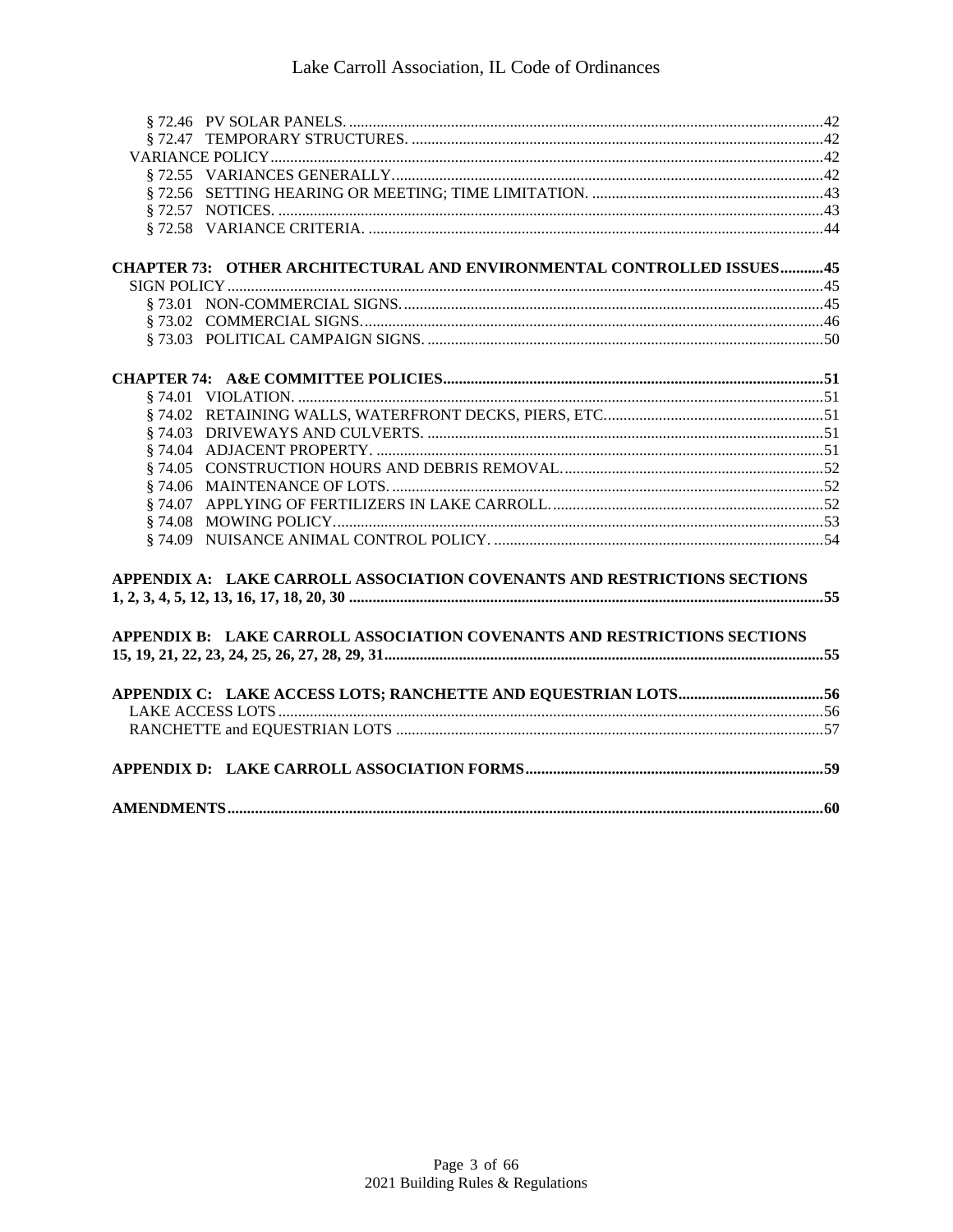§ 72.46 PV SOLAR PANELS. ........................................................................................................................42

§ 72.47 TEMPORARY STRUCTURES. .........................................................................................................42

VARIANCE POLICY ...........................................................................................................................42

§ 72.55 VARIANCES GENERALLY. .............................................................................................................42

§ 72.56 SETTING HEARING OR MEETING; TIME LIMITATION. ..........................................................43

§ 72.57 NOTICES. ........................................................................................................................................43

§ 72.58 VARIANCE CRITERIA. ..................................................................................................................44

**CHAPTER 73: OTHER ARCHITECTURAL AND ENVIRONMENTAL CONTROLLED ISSUES...........45**

SIGN POLICY .........................................................................................................................................45

§ 73.01 NON-COMMERCIAL SIGNS. ..........................................................................................................45

§ 73.02 COMMERCIAL SIGNS. ....................................................................................................................46

§ 73.03 POLITICAL CAMPAIGN SIGNS. ....................................................................................................50

**CHAPTER 74: A&E COMMITTEE POLICIES.................................................................................51**

§ 74.01 VIOLATION. .....................................................................................................................................51

§ 74.02 RETAINING WALLS, WATERFRONT DECKS, PIERS, ETC. ......................................................51

§ 74.03 DRIVEWAYS AND CULVERTS. ....................................................................................................51

§ 74.04 ADJACENT PROPERTY. .................................................................................................................51

§ 74.05 CONSTRUCTION HOURS AND DEBRIS REMOVAL. ..................................................................52

§ 74.06 MAINTENANCE OF LOTS. .............................................................................................................52

§ 74.07 APPLYING OF FERTILIZERS IN LAKE CARROLL. .....................................................................52

§ 74.08 MOWING POLICY. ...........................................................................................................................53

§ 74.09 NUISANCE ANIMAL CONTROL POLICY. ...................................................................................54

**APPENDIX A: LAKE CARROLL ASSOCIATION COVENANTS AND RESTRICTIONS SECTIONS 1, 2, 3, 4, 5, 12, 13, 16, 17, 18, 20, 30 ........................................................................................................55**

**APPENDIX B: LAKE CARROLL ASSOCIATION COVENANTS AND RESTRICTIONS SECTIONS 15, 19, 21, 22, 23, 24, 25, 26, 27, 28, 29, 31................................................................................................55**

**APPENDIX C: LAKE ACCESS LOTS; RANCHETTE AND EQUESTRIAN LOTS.....................................56**

LAKE ACCESS LOTS ..............................................................................................................................56

RANCHETTE and EQUESTRIAN LOTS ..............................................................................................57

**APPENDIX D: LAKE CARROLL ASSOCIATION FORMS............................................................................59**

**AMENDMENTS...................................................................................................................................60**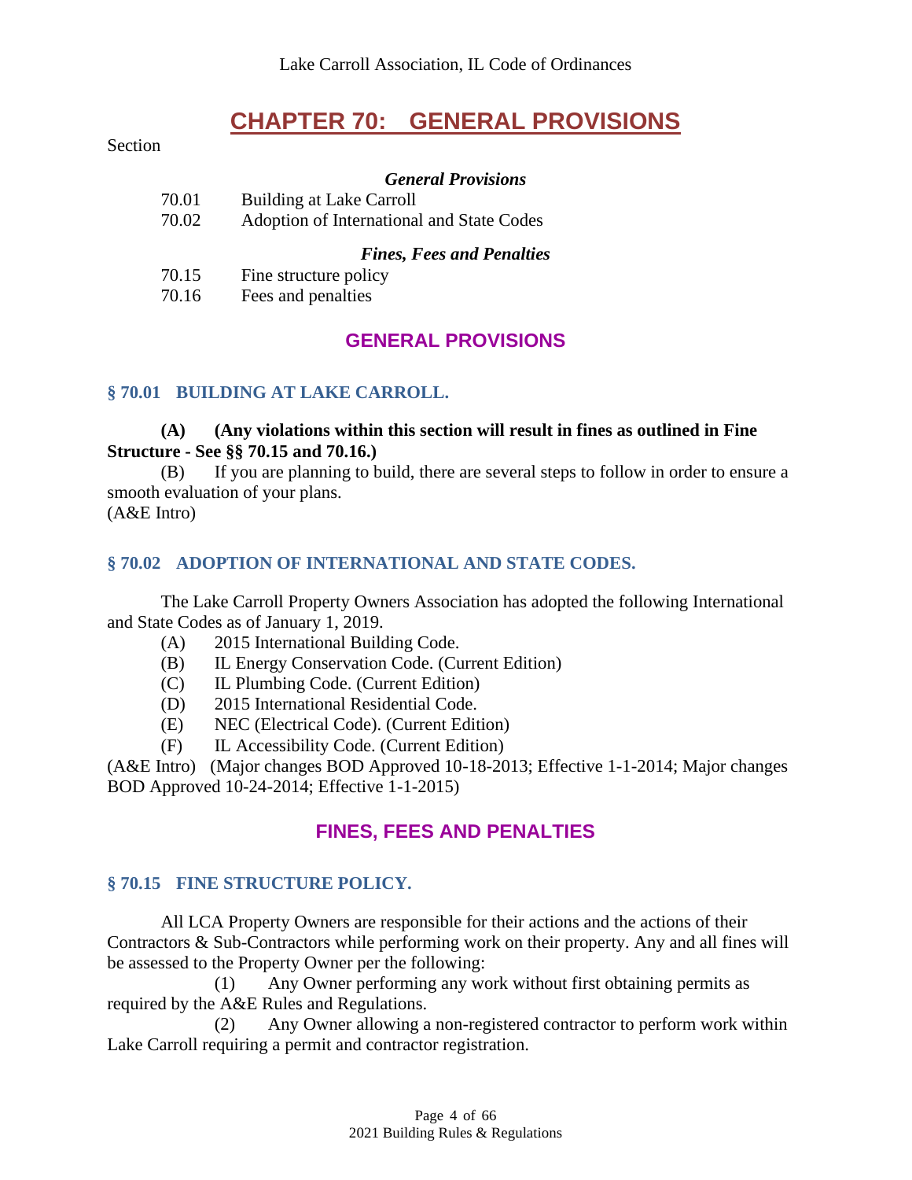# CHAPTER 70: GENERAL PROVISIONS

Section

*General Provisions*

70.01 Building at Lake Carroll

70.02 Adoption of International and State Codes

*Fines, Fees and Penalties*

70.15 Fine structure policy

70.16 Fees and penalties

## GENERAL PROVISIONS

### § 70.01 BUILDING AT LAKE CARROLL.

**(A) (Any violations within this section will result in fines as outlined in Fine Structure - See §§ 70.15 and 70.16.)**

(B) If you are planning to build, there are several steps to follow in order to ensure a smooth evaluation of your plans.

(A&E Intro)

### § 70.02 ADOPTION OF INTERNATIONAL AND STATE CODES.

The Lake Carroll Property Owners Association has adopted the following International and State Codes as of January 1, 2019.

(A) 2015 International Building Code.

(B) IL Energy Conservation Code. (Current Edition)

(C) IL Plumbing Code. (Current Edition)

(D) 2015 International Residential Code.

(E) NEC (Electrical Code). (Current Edition)

(F) IL Accessibility Code. (Current Edition)

(A&E Intro) (Major changes BOD Approved 10-18-2013; Effective 1-1-2014; Major changes BOD Approved 10-24-2014; Effective 1-1-2015)

## FINES, FEES AND PENALTIES

### § 70.15 FINE STRUCTURE POLICY.

All LCA Property Owners are responsible for their actions and the actions of their Contractors & Sub-Contractors while performing work on their property. Any and all fines will be assessed to the Property Owner per the following:

(1) Any Owner performing any work without first obtaining permits as required by the A&E Rules and Regulations.

(2) Any Owner allowing a non-registered contractor to perform work within Lake Carroll requiring a permit and contractor registration.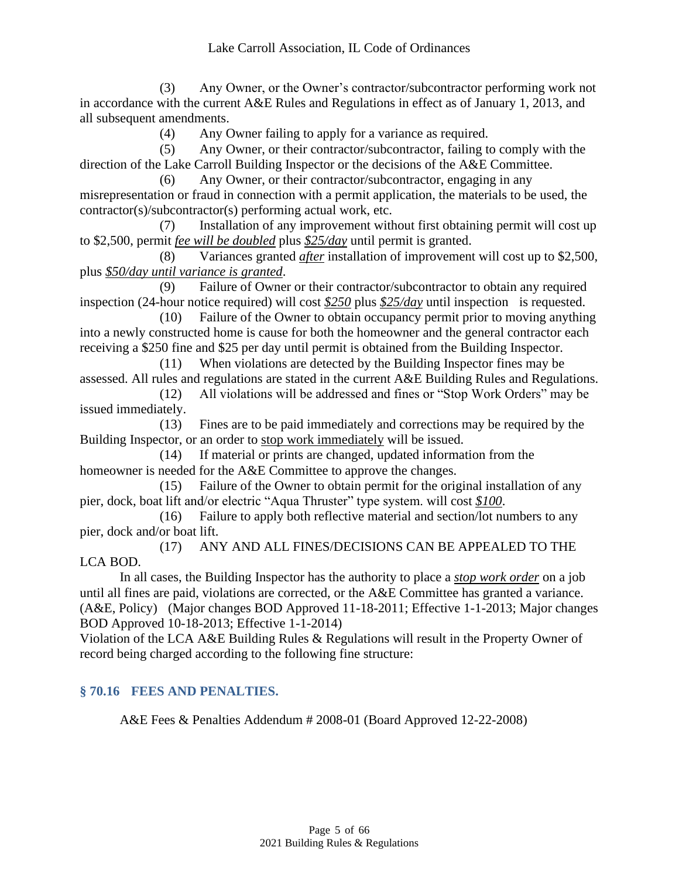(3) Any Owner, or the Owner's contractor/subcontractor performing work not in accordance with the current A&E Rules and Regulations in effect as of January 1, 2013, and all subsequent amendments.

(4) Any Owner failing to apply for a variance as required.

(5) Any Owner, or their contractor/subcontractor, failing to comply with the direction of the Lake Carroll Building Inspector or the decisions of the A&E Committee.

(6) Any Owner, or their contractor/subcontractor, engaging in any misrepresentation or fraud in connection with a permit application, the materials to be used, the contractor(s)/subcontractor(s) performing actual work, etc.

(7) Installation of any improvement without first obtaining permit will cost up to $2,500, permit *fee will be doubled* plus *$25/day* until permit is granted.

(8) Variances granted *after* installation of improvement will cost up to $2,500, plus *$50/day until variance is granted*.

(9) Failure of Owner or their contractor/subcontractor to obtain any required inspection (24-hour notice required) will cost *$250* plus *$25/day* until inspection is requested.

(10) Failure of the Owner to obtain occupancy permit prior to moving anything into a newly constructed home is cause for both the homeowner and the general contractor each receiving a $250 fine and $25 per day until permit is obtained from the Building Inspector.

(11) When violations are detected by the Building Inspector fines may be assessed. All rules and regulations are stated in the current A&E Building Rules and Regulations.

(12) All violations will be addressed and fines or "Stop Work Orders" may be issued immediately.

(13) Fines are to be paid immediately and corrections may be required by the Building Inspector, or an order to stop work immediately will be issued.

(14) If material or prints are changed, updated information from the homeowner is needed for the A&E Committee to approve the changes.

(15) Failure of the Owner to obtain permit for the original installation of any pier, dock, boat lift and/or electric "Aqua Thruster" type system. will cost *$100*.

(16) Failure to apply both reflective material and section/lot numbers to any pier, dock and/or boat lift.

(17) ANY AND ALL FINES/DECISIONS CAN BE APPEALED TO THE LCA BOD.

In all cases, the Building Inspector has the authority to place a ***stop work order*** on a job until all fines are paid, violations are corrected, or the A&E Committee has granted a variance. (A&E, Policy) (Major changes BOD Approved 11-18-2011; Effective 1-1-2013; Major changes BOD Approved 10-18-2013; Effective 1-1-2014)

Violation of the LCA A&E Building Rules & Regulations will result in the Property Owner of record being charged according to the following fine structure:

## § 70.16 FEES AND PENALTIES.

A&E Fees & Penalties Addendum # 2008-01 (Board Approved 12-22-2008)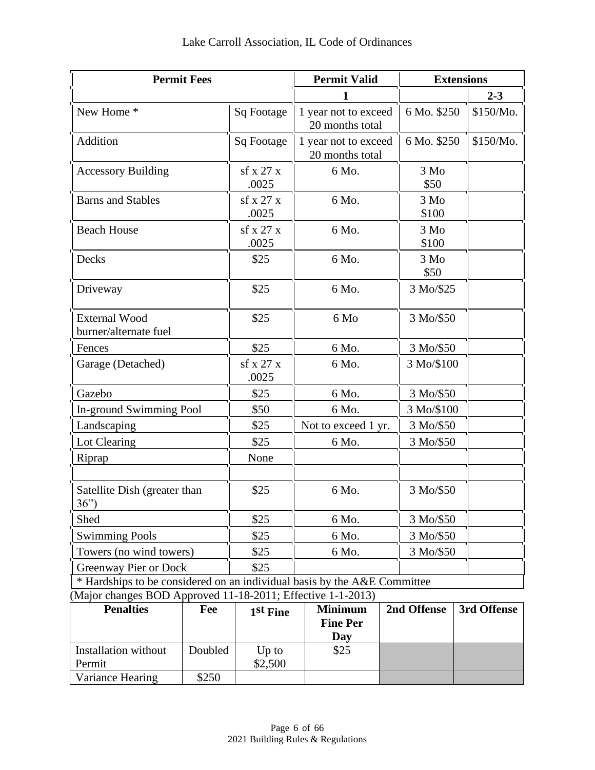| Permit Fees | | Permit Valid | Extensions | |
|---|---|---|---|---|
| | | 1 | | 2-3 |
| New Home * | Sq Footage | 1 year not to exceed 20 months total | 6 Mo. $250 | $150/Mo. |
| Addition | Sq Footage | 1 year not to exceed 20 months total | 6 Mo. $250 | $150/Mo. |
| Accessory Building | sf x 27 x .0025 | 6 Mo. | 3 Mo $50 | |
| Barns and Stables | sf x 27 x .0025 | 6 Mo. | 3 Mo $100 | |
| Beach House | sf x 27 x .0025 | 6 Mo. | 3 Mo $100 | |
| Decks | $25 | 6 Mo. | 3 Mo $50 | |
| Driveway | $25 | 6 Mo. | 3 Mo/$25 | |
| External Wood burner/alternate fuel | $25 | 6 Mo | 3 Mo/$50 | |
| Fences | $25 | 6 Mo. | 3 Mo/$50 | |
| Garage (Detached) | sf x 27 x .0025 | 6 Mo. | 3 Mo/$100 | |
| Gazebo | $25 | 6 Mo. | 3 Mo/$50 | |
| In-ground Swimming Pool | $50 | 6 Mo. | 3 Mo/$100 | |
| Landscaping | $25 | Not to exceed 1 yr. | 3 Mo/$50 | |
| Lot Clearing | $25 | 6 Mo. | 3 Mo/$50 | |
| Riprap | None | | | |
| | | | | |
| Satellite Dish (greater than 36") | $25 | 6 Mo. | 3 Mo/$50 | |
| Shed | $25 | 6 Mo. | 3 Mo/$50 | |
| Swimming Pools | $25 | 6 Mo. | 3 Mo/$50 | |
| Towers (no wind towers) | $25 | 6 Mo. | 3 Mo/$50 | |
| Greenway Pier or Dock | $25 | | | |
| * Hardships to be considered on an individual basis by the A&E Committee | | | | |

(Major changes BOD Approved 11-18-2011; Effective 1-1-2013)

| Penalties | Fee | 1st Fine | Minimum Fine Per Day | 2nd Offense | 3rd Offense |
|---|---|---|---|---|---|
| Installation without Permit | Doubled | Up to $2,500 | $25 | | |
| Variance Hearing | $250 | | | | |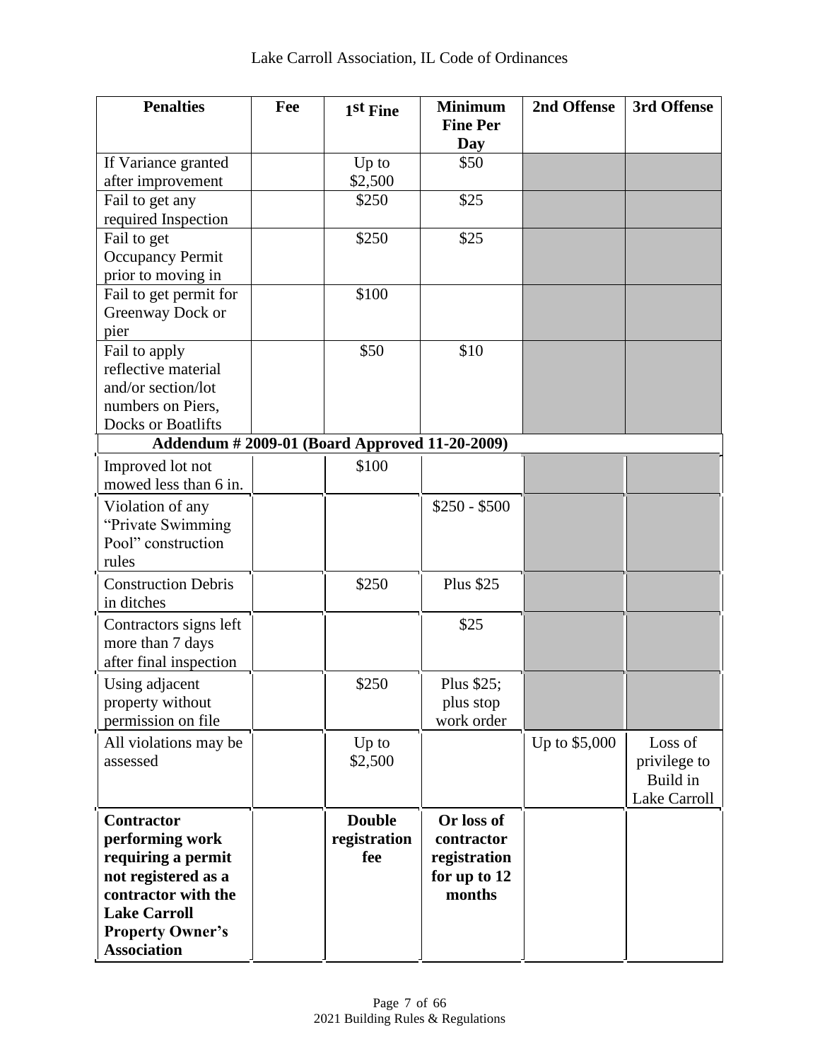| Penalties | Fee | 1st Fine | Minimum Fine Per Day | 2nd Offense | 3rd Offense |
|---|---|---|---|---|---|
| If Variance granted after improvement | | Up to $2,500 | $50 | | |
| Fail to get any required Inspection | | $250 | $25 | | |
| Fail to get Occupancy Permit prior to moving in | | $250 | $25 | | |
| Fail to get permit for Greenway Dock or pier | | $100 | | | |
| Fail to apply reflective material and/or section/lot numbers on Piers, Docks or Boatlifts | | $50 | $10 | | |
| **Addendum # 2009-01 (Board Approved 11-20-2009)** | | | | | |
| Improved lot not mowed less than 6 in. | | $100 | | | |
| Violation of any "Private Swimming Pool" construction rules | | | $250 - $500 | | |
| Construction Debris in ditches | | $250 | Plus $25 | | |
| Contractors signs left more than 7 days after final inspection | | | $25 | | |
| Using adjacent property without permission on file | | $250 | Plus $25; plus stop work order | | |
| All violations may be assessed | | Up to $2,500 | | Up to $5,000 | Loss of privilege to Build in Lake Carroll |
| **Contractor performing work requiring a permit not registered as a contractor with the Lake Carroll Property Owner's Association** | | **Double registration fee** | **Or loss of contractor registration for up to 12 months** | | |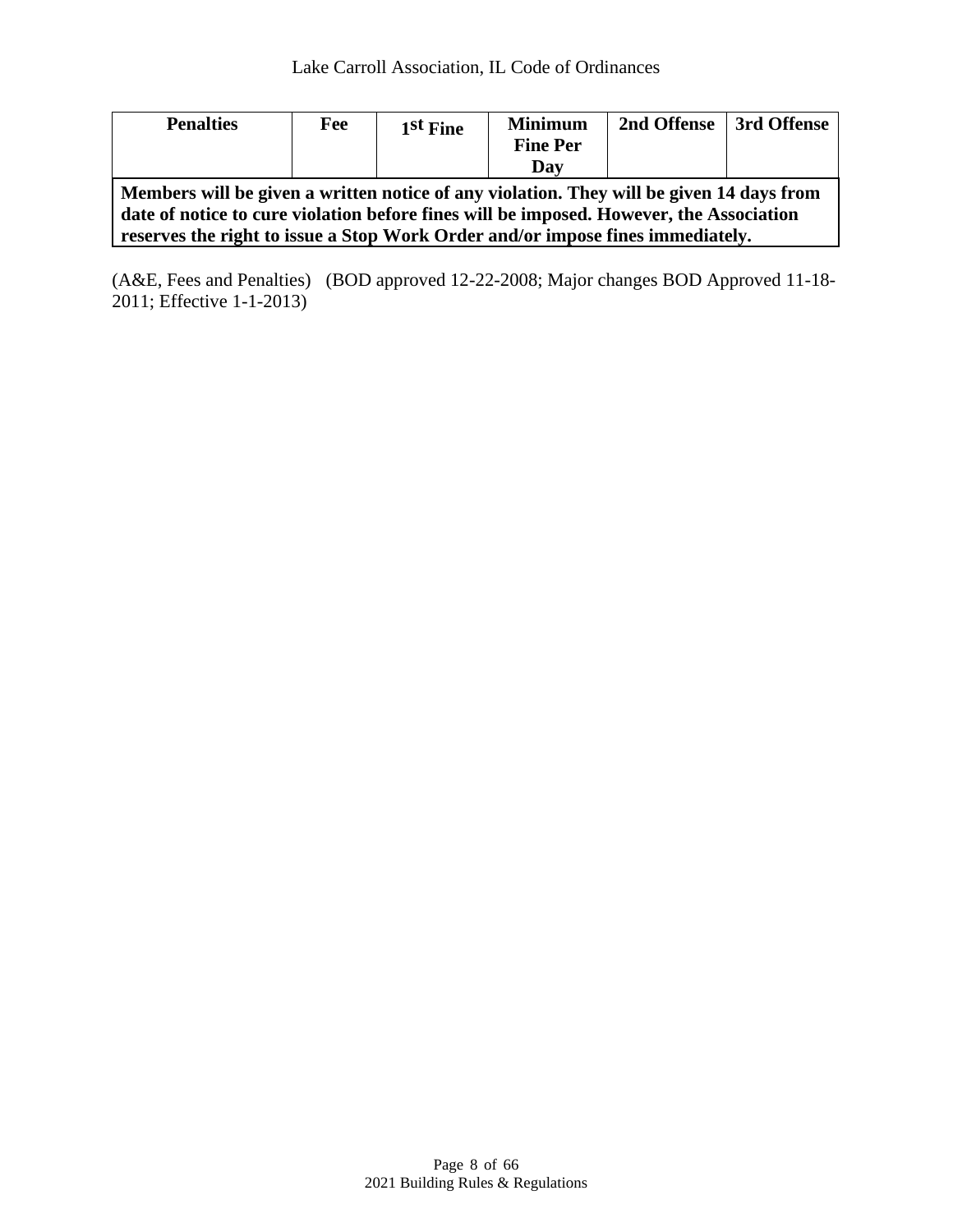| Penalties | Fee | 1st Fine | Minimum Fine Per Day | 2nd Offense | 3rd Offense |
|---|---|---|---|---|---|
| **Members will be given a written notice of any violation. They will be given 14 days from date of notice to cure violation before fines will be imposed. However, the Association reserves the right to issue a Stop Work Order and/or impose fines immediately.** | | | | | |

(A&E, Fees and Penalties) (BOD approved 12-22-2008; Major changes BOD Approved 11-18-2011; Effective 1-1-2013)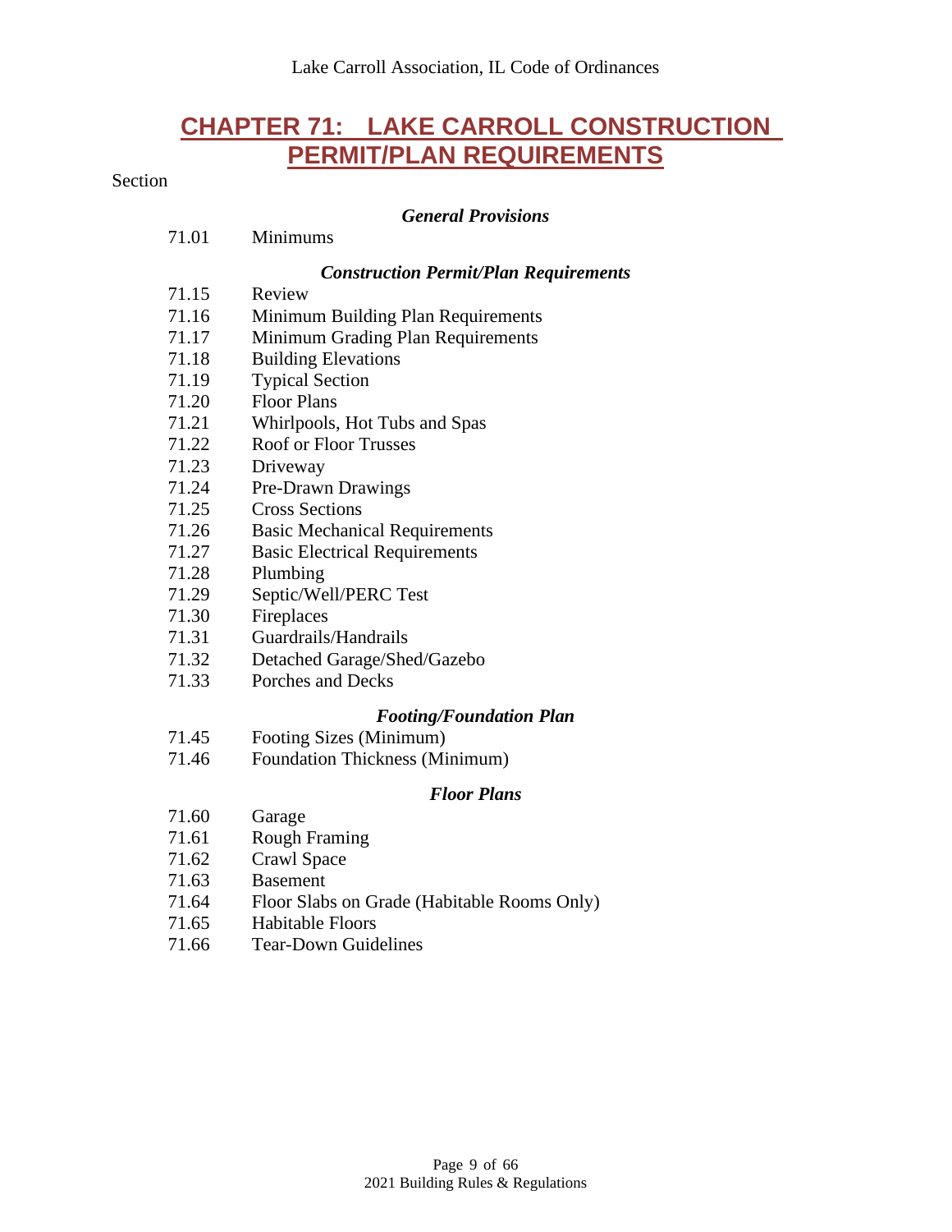# CHAPTER 71: LAKE CARROLL CONSTRUCTION PERMIT/PLAN REQUIREMENTS

Section

***General Provisions***

71.01 Minimums

***Construction Permit/Plan Requirements***

71.15 Review
71.16 Minimum Building Plan Requirements
71.17 Minimum Grading Plan Requirements
71.18 Building Elevations
71.19 Typical Section
71.20 Floor Plans
71.21 Whirlpools, Hot Tubs and Spas
71.22 Roof or Floor Trusses
71.23 Driveway
71.24 Pre-Drawn Drawings
71.25 Cross Sections
71.26 Basic Mechanical Requirements
71.27 Basic Electrical Requirements
71.28 Plumbing
71.29 Septic/Well/PERC Test
71.30 Fireplaces
71.31 Guardrails/Handrails
71.32 Detached Garage/Shed/Gazebo
71.33 Porches and Decks

***Footing/Foundation Plan***

71.45 Footing Sizes (Minimum)
71.46 Foundation Thickness (Minimum)

***Floor Plans***

71.60 Garage
71.61 Rough Framing
71.62 Crawl Space
71.63 Basement
71.64 Floor Slabs on Grade (Habitable Rooms Only)
71.65 Habitable Floors
71.66 Tear-Down Guidelines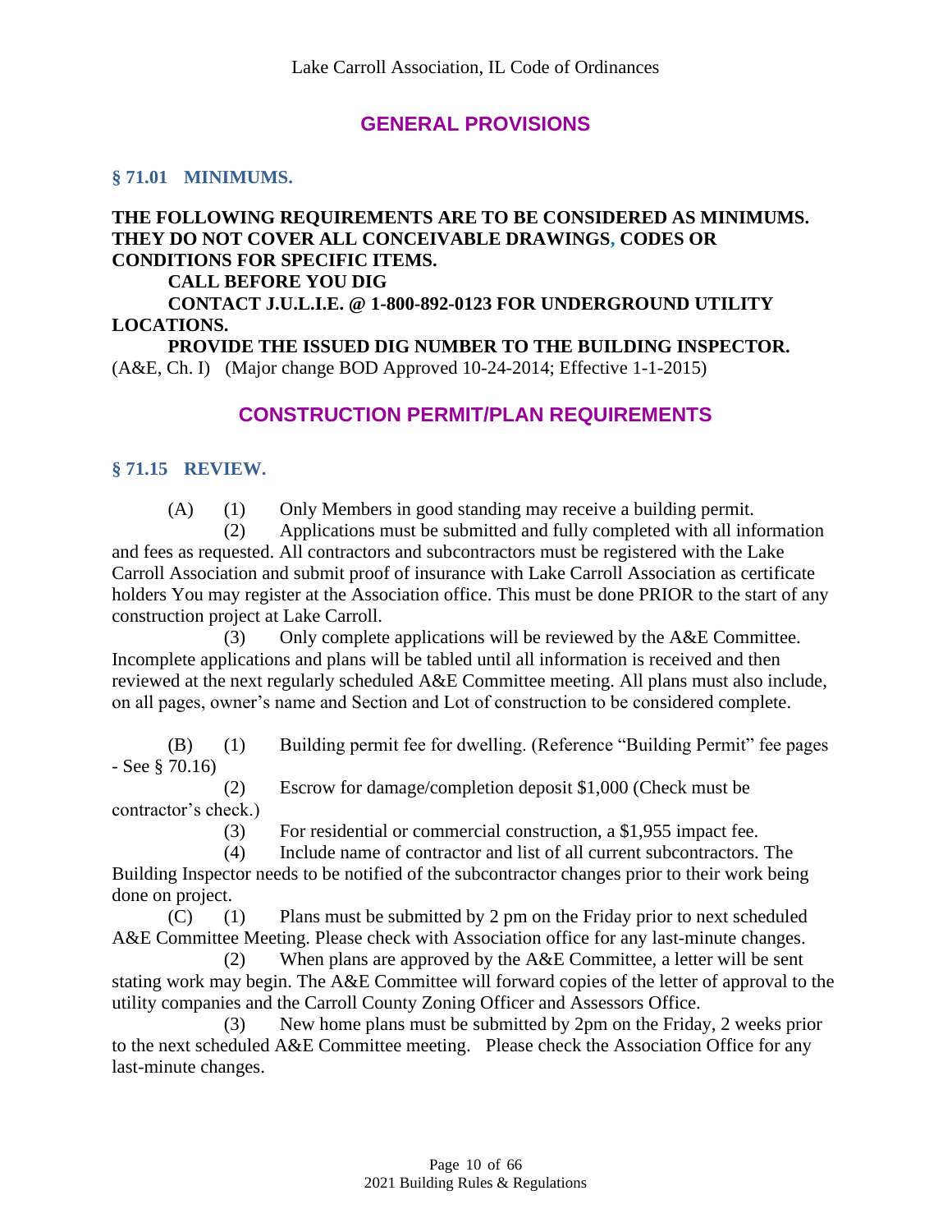## GENERAL PROVISIONS

### § 71.01 MINIMUMS.

**THE FOLLOWING REQUIREMENTS ARE TO BE CONSIDERED AS MINIMUMS. THEY DO NOT COVER ALL CONCEIVABLE DRAWINGS, CODES OR CONDITIONS FOR SPECIFIC ITEMS.**

**CALL BEFORE YOU DIG**

**CONTACT J.U.L.I.E. @ 1-800-892-0123 FOR UNDERGROUND UTILITY LOCATIONS.**

**PROVIDE THE ISSUED DIG NUMBER TO THE BUILDING INSPECTOR.**

(A&E, Ch. I) (Major change BOD Approved 10-24-2014; Effective 1-1-2015)

## CONSTRUCTION PERMIT/PLAN REQUIREMENTS

### § 71.15 REVIEW.

(A) (1) Only Members in good standing may receive a building permit.

(2) Applications must be submitted and fully completed with all information and fees as requested. All contractors and subcontractors must be registered with the Lake Carroll Association and submit proof of insurance with Lake Carroll Association as certificate holders You may register at the Association office. This must be done PRIOR to the start of any construction project at Lake Carroll.

(3) Only complete applications will be reviewed by the A&E Committee. Incomplete applications and plans will be tabled until all information is received and then reviewed at the next regularly scheduled A&E Committee meeting. All plans must also include, on all pages, owner's name and Section and Lot of construction to be considered complete.

(B) (1) Building permit fee for dwelling. (Reference "Building Permit" fee pages - See § 70.16)

(2) Escrow for damage/completion deposit $1,000 (Check must be contractor's check.)

(3) For residential or commercial construction, a $1,955 impact fee.

(4) Include name of contractor and list of all current subcontractors. The Building Inspector needs to be notified of the subcontractor changes prior to their work being done on project.

(C) (1) Plans must be submitted by 2 pm on the Friday prior to next scheduled A&E Committee Meeting. Please check with Association office for any last-minute changes.

(2) When plans are approved by the A&E Committee, a letter will be sent stating work may begin. The A&E Committee will forward copies of the letter of approval to the utility companies and the Carroll County Zoning Officer and Assessors Office.

(3) New home plans must be submitted by 2pm on the Friday, 2 weeks prior to the next scheduled A&E Committee meeting. Please check the Association Office for any last-minute changes.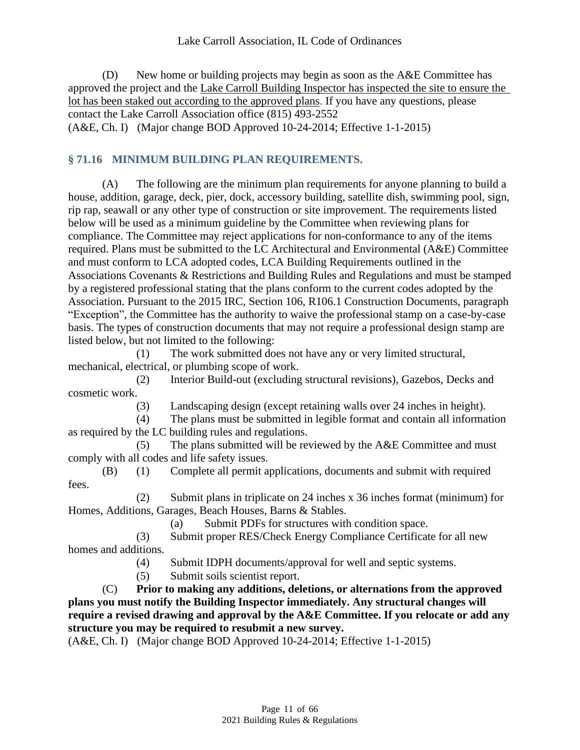(D) New home or building projects may begin as soon as the A&E Committee has approved the project and the <u>Lake Carroll Building Inspector has inspected the site to ensure the lot has been staked out according to the approved plans</u>. If you have any questions, please contact the Lake Carroll Association office (815) 493-2552
(A&E, Ch. I) (Major change BOD Approved 10-24-2014; Effective 1-1-2015)

## § 71.16 MINIMUM BUILDING PLAN REQUIREMENTS.

(A) The following are the minimum plan requirements for anyone planning to build a house, addition, garage, deck, pier, dock, accessory building, satellite dish, swimming pool, sign, rip rap, seawall or any other type of construction or site improvement. The requirements listed below will be used as a minimum guideline by the Committee when reviewing plans for compliance. The Committee may reject applications for non-conformance to any of the items required. Plans must be submitted to the LC Architectural and Environmental (A&E) Committee and must conform to LCA adopted codes, LCA Building Requirements outlined in the Associations Covenants & Restrictions and Building Rules and Regulations and must be stamped by a registered professional stating that the plans conform to the current codes adopted by the Association. Pursuant to the 2015 IRC, Section 106, R106.1 Construction Documents, paragraph "Exception", the Committee has the authority to waive the professional stamp on a case-by-case basis. The types of construction documents that may not require a professional design stamp are listed below, but not limited to the following:

(1) The work submitted does not have any or very limited structural, mechanical, electrical, or plumbing scope of work.

(2) Interior Build-out (excluding structural revisions), Gazebos, Decks and cosmetic work.

(3) Landscaping design (except retaining walls over 24 inches in height).

(4) The plans must be submitted in legible format and contain all information as required by the LC building rules and regulations.

(5) The plans submitted will be reviewed by the A&E Committee and must comply with all codes and life safety issues.

(B) (1) Complete all permit applications, documents and submit with required fees.

(2) Submit plans in triplicate on 24 inches x 36 inches format (minimum) for Homes, Additions, Garages, Beach Houses, Barns & Stables.

(a) Submit PDFs for structures with condition space.

(3) Submit proper RES/Check Energy Compliance Certificate for all new homes and additions.

(4) Submit IDPH documents/approval for well and septic systems.

(5) Submit soils scientist report.

(C) **Prior to making any additions, deletions, or alternations from the approved plans you must notify the Building Inspector immediately. Any structural changes will require a revised drawing and approval by the A&E Committee. If you relocate or add any structure you may be required to resubmit a new survey.**

(A&E, Ch. I) (Major change BOD Approved 10-24-2014; Effective 1-1-2015)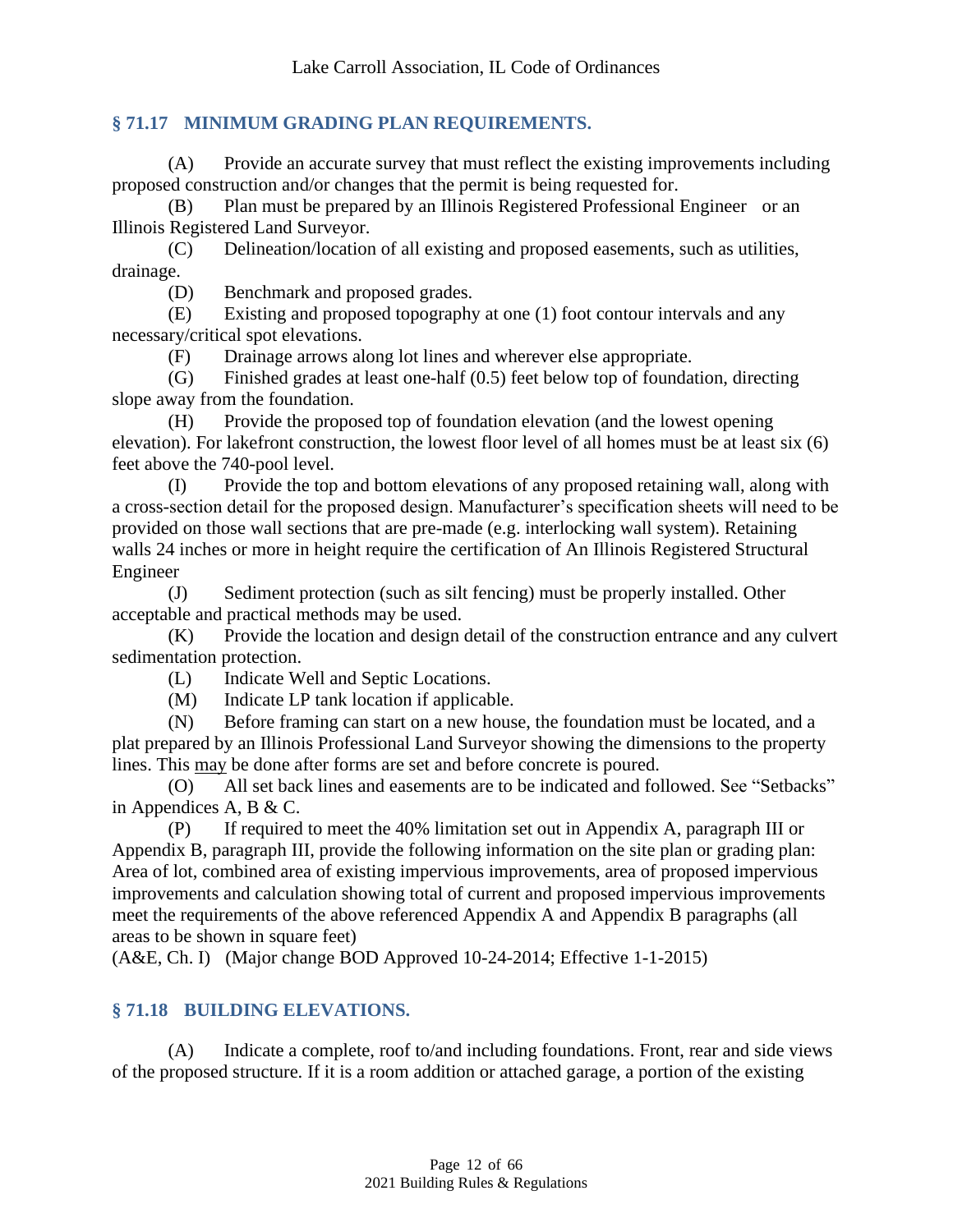## § 71.17 MINIMUM GRADING PLAN REQUIREMENTS.

(A) Provide an accurate survey that must reflect the existing improvements including proposed construction and/or changes that the permit is being requested for.

(B) Plan must be prepared by an Illinois Registered Professional Engineer or an Illinois Registered Land Surveyor.

(C) Delineation/location of all existing and proposed easements, such as utilities, drainage.

(D) Benchmark and proposed grades.

(E) Existing and proposed topography at one (1) foot contour intervals and any necessary/critical spot elevations.

(F) Drainage arrows along lot lines and wherever else appropriate.

(G) Finished grades at least one-half (0.5) feet below top of foundation, directing slope away from the foundation.

(H) Provide the proposed top of foundation elevation (and the lowest opening elevation). For lakefront construction, the lowest floor level of all homes must be at least six (6) feet above the 740-pool level.

(I) Provide the top and bottom elevations of any proposed retaining wall, along with a cross-section detail for the proposed design. Manufacturer's specification sheets will need to be provided on those wall sections that are pre-made (e.g. interlocking wall system). Retaining walls 24 inches or more in height require the certification of An Illinois Registered Structural Engineer

(J) Sediment protection (such as silt fencing) must be properly installed. Other acceptable and practical methods may be used.

(K) Provide the location and design detail of the construction entrance and any culvert sedimentation protection.

(L) Indicate Well and Septic Locations.

(M) Indicate LP tank location if applicable.

(N) Before framing can start on a new house, the foundation must be located, and a plat prepared by an Illinois Professional Land Surveyor showing the dimensions to the property lines. This <u>may</u> be done after forms are set and before concrete is poured.

(O) All set back lines and easements are to be indicated and followed. See "Setbacks" in Appendices A, B & C.

(P) If required to meet the 40% limitation set out in Appendix A, paragraph III or Appendix B, paragraph III, provide the following information on the site plan or grading plan: Area of lot, combined area of existing impervious improvements, area of proposed impervious improvements and calculation showing total of current and proposed impervious improvements meet the requirements of the above referenced Appendix A and Appendix B paragraphs (all areas to be shown in square feet)

(A&E, Ch. I) (Major change BOD Approved 10-24-2014; Effective 1-1-2015)

## § 71.18 BUILDING ELEVATIONS.

(A) Indicate a complete, roof to/and including foundations. Front, rear and side views of the proposed structure. If it is a room addition or attached garage, a portion of the existing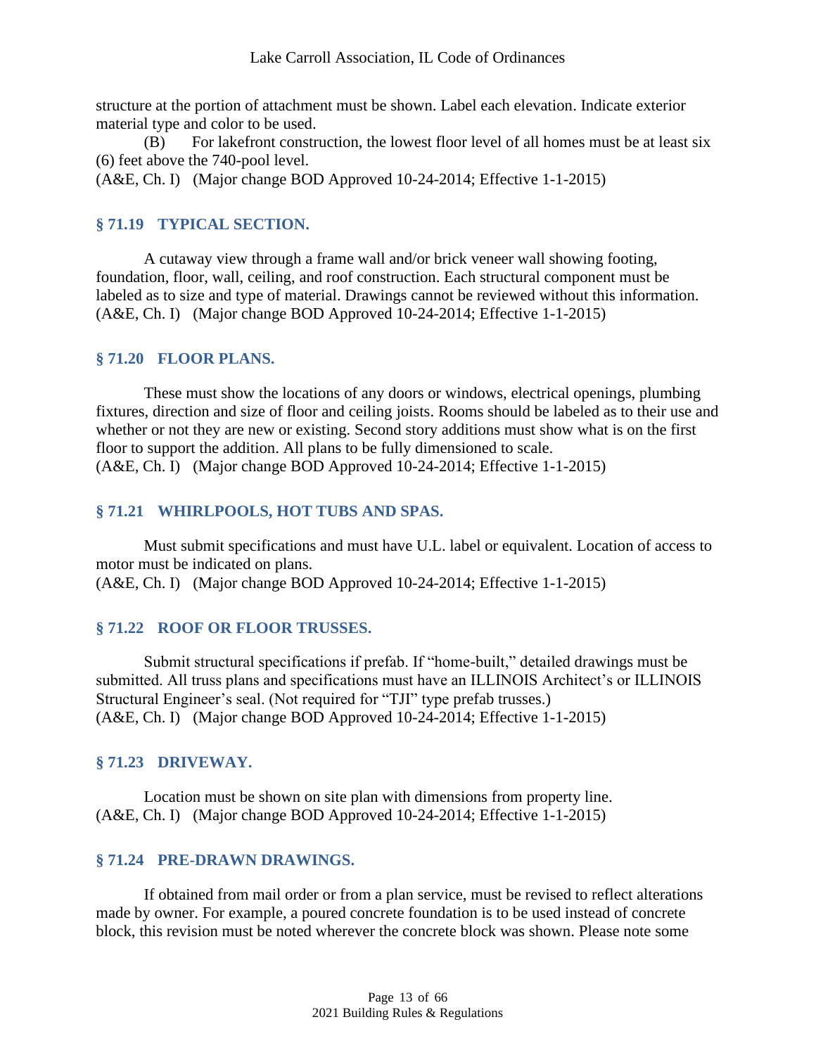structure at the portion of attachment must be shown. Label each elevation. Indicate exterior material type and color to be used.

(B) For lakefront construction, the lowest floor level of all homes must be at least six (6) feet above the 740-pool level.

(A&E, Ch. I) (Major change BOD Approved 10-24-2014; Effective 1-1-2015)

### § 71.19 TYPICAL SECTION.

A cutaway view through a frame wall and/or brick veneer wall showing footing, foundation, floor, wall, ceiling, and roof construction. Each structural component must be labeled as to size and type of material. Drawings cannot be reviewed without this information.

(A&E, Ch. I) (Major change BOD Approved 10-24-2014; Effective 1-1-2015)

### § 71.20 FLOOR PLANS.

These must show the locations of any doors or windows, electrical openings, plumbing fixtures, direction and size of floor and ceiling joists. Rooms should be labeled as to their use and whether or not they are new or existing. Second story additions must show what is on the first floor to support the addition. All plans to be fully dimensioned to scale.

(A&E, Ch. I) (Major change BOD Approved 10-24-2014; Effective 1-1-2015)

### § 71.21 WHIRLPOOLS, HOT TUBS AND SPAS.

Must submit specifications and must have U.L. label or equivalent. Location of access to motor must be indicated on plans.

(A&E, Ch. I) (Major change BOD Approved 10-24-2014; Effective 1-1-2015)

### § 71.22 ROOF OR FLOOR TRUSSES.

Submit structural specifications if prefab. If "home-built," detailed drawings must be submitted. All truss plans and specifications must have an ILLINOIS Architect's or ILLINOIS Structural Engineer's seal. (Not required for "TJI" type prefab trusses.)

(A&E, Ch. I) (Major change BOD Approved 10-24-2014; Effective 1-1-2015)

### § 71.23 DRIVEWAY.

Location must be shown on site plan with dimensions from property line.

(A&E, Ch. I) (Major change BOD Approved 10-24-2014; Effective 1-1-2015)

### § 71.24 PRE-DRAWN DRAWINGS.

If obtained from mail order or from a plan service, must be revised to reflect alterations made by owner. For example, a poured concrete foundation is to be used instead of concrete block, this revision must be noted wherever the concrete block was shown. Please note some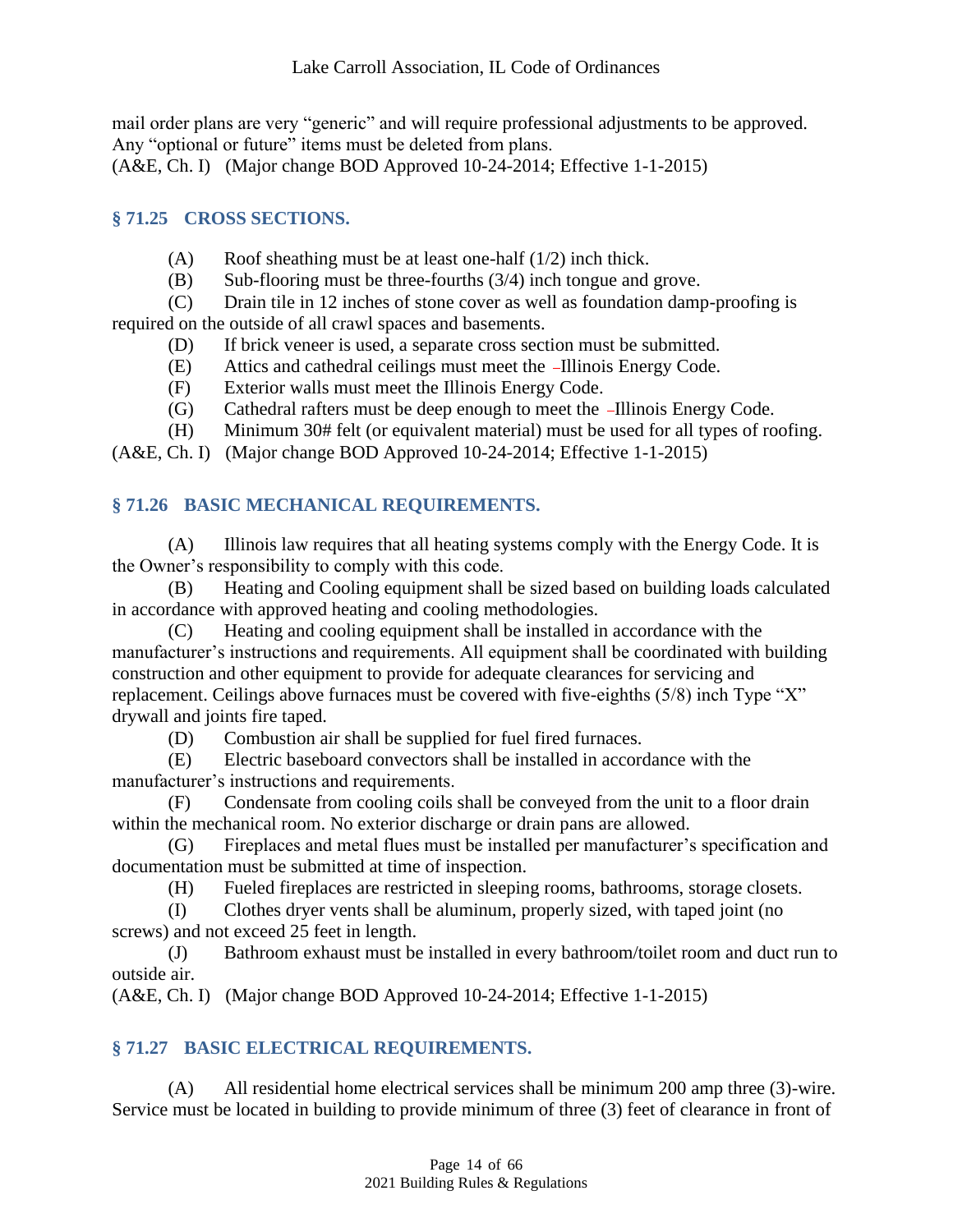mail order plans are very "generic" and will require professional adjustments to be approved. Any "optional or future" items must be deleted from plans.
(A&E, Ch. I) (Major change BOD Approved 10-24-2014; Effective 1-1-2015)

### § 71.25 CROSS SECTIONS.

(A) Roof sheathing must be at least one-half (1/2) inch thick.

(B) Sub-flooring must be three-fourths (3/4) inch tongue and grove.

(C) Drain tile in 12 inches of stone cover as well as foundation damp-proofing is required on the outside of all crawl spaces and basements.

(D) If brick veneer is used, a separate cross section must be submitted.

(E) Attics and cathedral ceilings must meet the Illinois Energy Code.

(F) Exterior walls must meet the Illinois Energy Code.

(G) Cathedral rafters must be deep enough to meet the Illinois Energy Code.

(H) Minimum 30# felt (or equivalent material) must be used for all types of roofing.

(A&E, Ch. I) (Major change BOD Approved 10-24-2014; Effective 1-1-2015)

### § 71.26 BASIC MECHANICAL REQUIREMENTS.

(A) Illinois law requires that all heating systems comply with the Energy Code. It is the Owner's responsibility to comply with this code.

(B) Heating and Cooling equipment shall be sized based on building loads calculated in accordance with approved heating and cooling methodologies.

(C) Heating and cooling equipment shall be installed in accordance with the manufacturer's instructions and requirements. All equipment shall be coordinated with building construction and other equipment to provide for adequate clearances for servicing and replacement. Ceilings above furnaces must be covered with five-eighths (5/8) inch Type "X" drywall and joints fire taped.

(D) Combustion air shall be supplied for fuel fired furnaces.

(E) Electric baseboard convectors shall be installed in accordance with the manufacturer's instructions and requirements.

(F) Condensate from cooling coils shall be conveyed from the unit to a floor drain within the mechanical room. No exterior discharge or drain pans are allowed.

(G) Fireplaces and metal flues must be installed per manufacturer's specification and documentation must be submitted at time of inspection.

(H) Fueled fireplaces are restricted in sleeping rooms, bathrooms, storage closets.

(I) Clothes dryer vents shall be aluminum, properly sized, with taped joint (no screws) and not exceed 25 feet in length.

(J) Bathroom exhaust must be installed in every bathroom/toilet room and duct run to outside air.

(A&E, Ch. I) (Major change BOD Approved 10-24-2014; Effective 1-1-2015)

### § 71.27 BASIC ELECTRICAL REQUIREMENTS.

(A) All residential home electrical services shall be minimum 200 amp three (3)-wire. Service must be located in building to provide minimum of three (3) feet of clearance in front of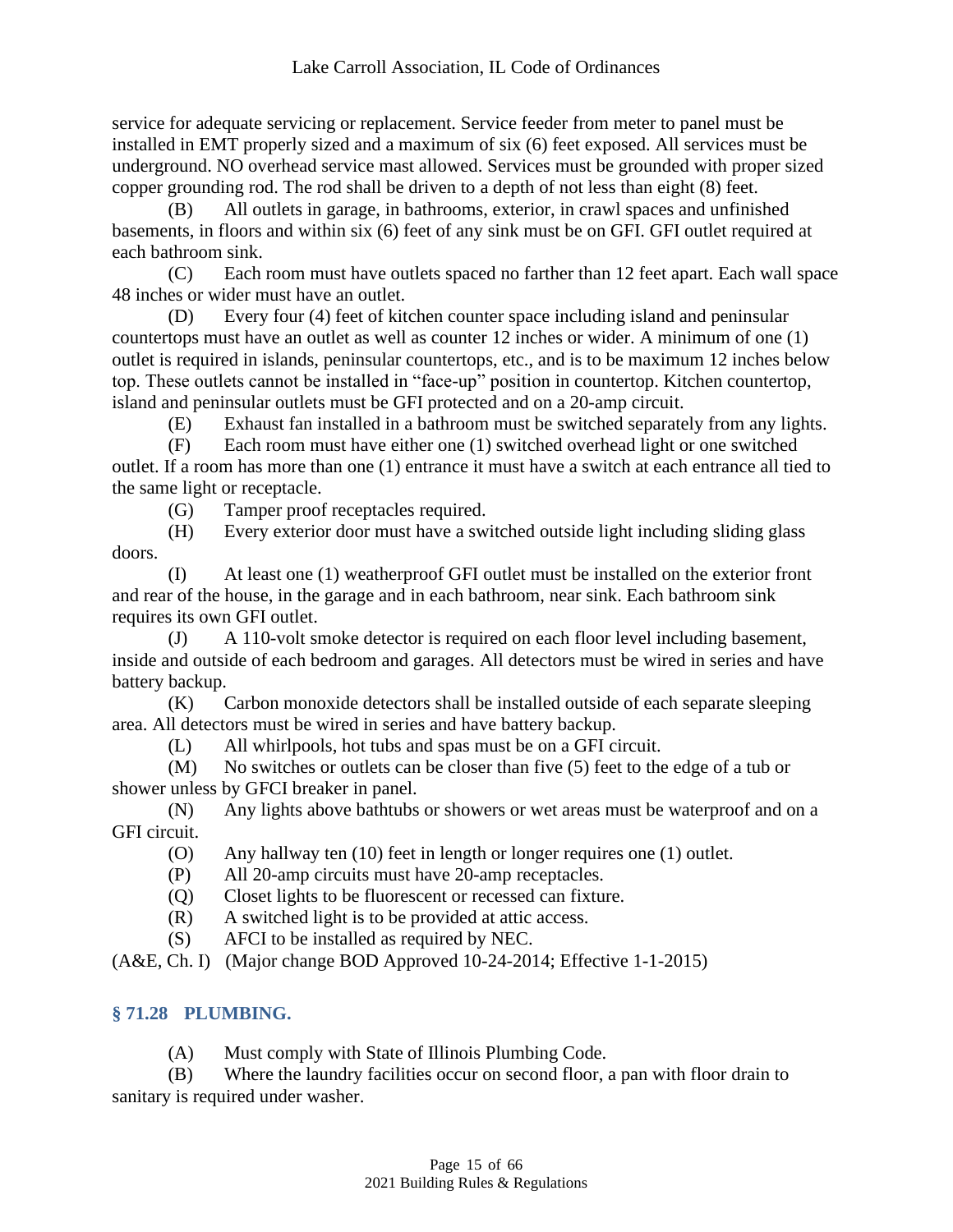service for adequate servicing or replacement. Service feeder from meter to panel must be installed in EMT properly sized and a maximum of six (6) feet exposed. All services must be underground. NO overhead service mast allowed. Services must be grounded with proper sized copper grounding rod. The rod shall be driven to a depth of not less than eight (8) feet.

(B) All outlets in garage, in bathrooms, exterior, in crawl spaces and unfinished basements, in floors and within six (6) feet of any sink must be on GFI. GFI outlet required at each bathroom sink.

(C) Each room must have outlets spaced no farther than 12 feet apart. Each wall space 48 inches or wider must have an outlet.

(D) Every four (4) feet of kitchen counter space including island and peninsular countertops must have an outlet as well as counter 12 inches or wider. A minimum of one (1) outlet is required in islands, peninsular countertops, etc., and is to be maximum 12 inches below top. These outlets cannot be installed in "face-up" position in countertop. Kitchen countertop, island and peninsular outlets must be GFI protected and on a 20-amp circuit.

(E) Exhaust fan installed in a bathroom must be switched separately from any lights.

(F) Each room must have either one (1) switched overhead light or one switched outlet. If a room has more than one (1) entrance it must have a switch at each entrance all tied to the same light or receptacle.

(G) Tamper proof receptacles required.

(H) Every exterior door must have a switched outside light including sliding glass doors.

(I) At least one (1) weatherproof GFI outlet must be installed on the exterior front and rear of the house, in the garage and in each bathroom, near sink. Each bathroom sink requires its own GFI outlet.

(J) A 110-volt smoke detector is required on each floor level including basement, inside and outside of each bedroom and garages. All detectors must be wired in series and have battery backup.

(K) Carbon monoxide detectors shall be installed outside of each separate sleeping area. All detectors must be wired in series and have battery backup.

(L) All whirlpools, hot tubs and spas must be on a GFI circuit.

(M) No switches or outlets can be closer than five (5) feet to the edge of a tub or shower unless by GFCI breaker in panel.

(N) Any lights above bathtubs or showers or wet areas must be waterproof and on a GFI circuit.

(O) Any hallway ten (10) feet in length or longer requires one (1) outlet.

(P) All 20-amp circuits must have 20-amp receptacles.

(Q) Closet lights to be fluorescent or recessed can fixture.

(R) A switched light is to be provided at attic access.

(S) AFCI to be installed as required by NEC.

(A&E, Ch. I) (Major change BOD Approved 10-24-2014; Effective 1-1-2015)

## § 71.28 PLUMBING.

(A) Must comply with State of Illinois Plumbing Code.

(B) Where the laundry facilities occur on second floor, a pan with floor drain to sanitary is required under washer.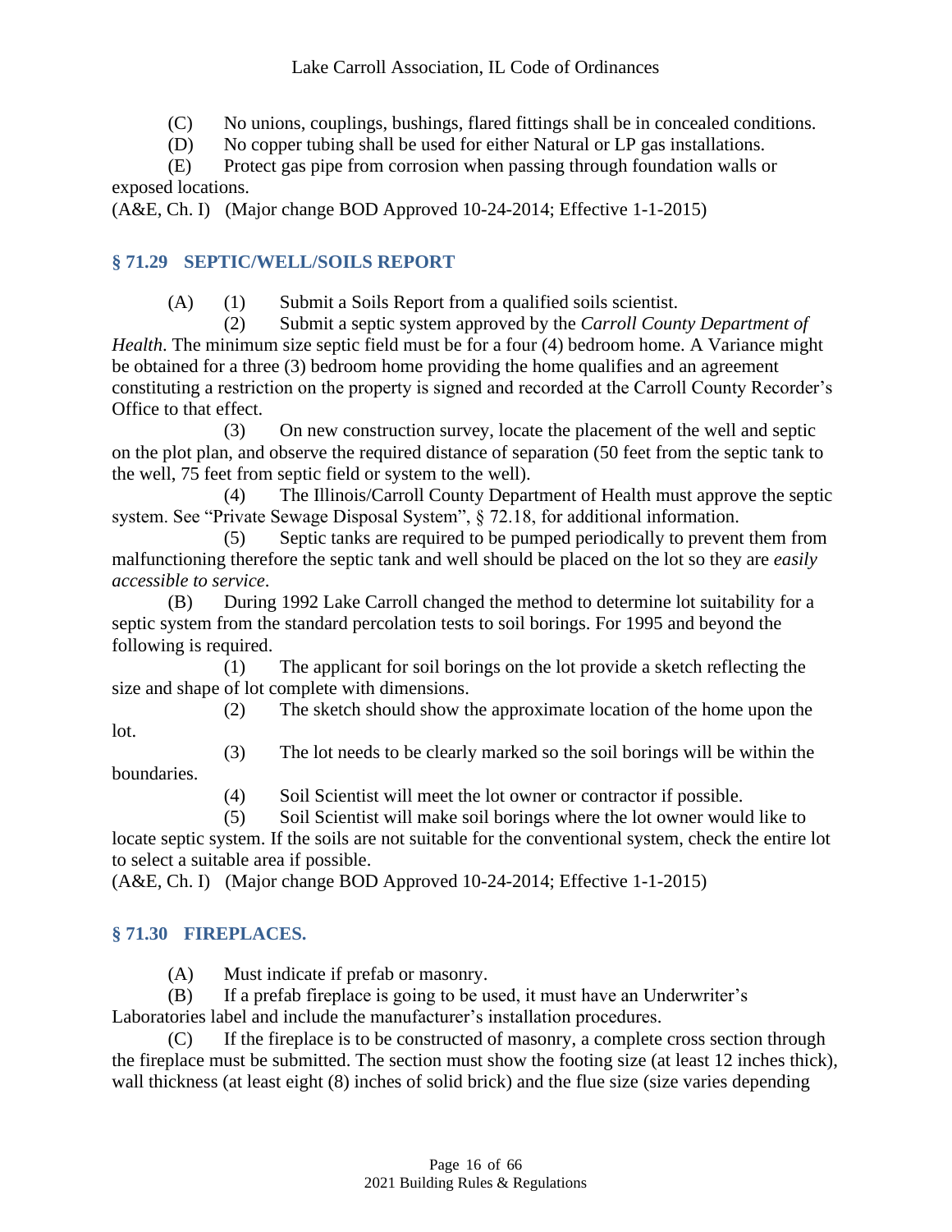(C) No unions, couplings, bushings, flared fittings shall be in concealed conditions.

(D) No copper tubing shall be used for either Natural or LP gas installations.

(E) Protect gas pipe from corrosion when passing through foundation walls or exposed locations.

(A&E, Ch. I) (Major change BOD Approved 10-24-2014; Effective 1-1-2015)

## § 71.29 SEPTIC/WELL/SOILS REPORT

(A) (1) Submit a Soils Report from a qualified soils scientist.

(2) Submit a septic system approved by the *Carroll County Department of Health.* The minimum size septic field must be for a four (4) bedroom home. A Variance might be obtained for a three (3) bedroom home providing the home qualifies and an agreement constituting a restriction on the property is signed and recorded at the Carroll County Recorder's Office to that effect.

(3) On new construction survey, locate the placement of the well and septic on the plot plan, and observe the required distance of separation (50 feet from the septic tank to the well, 75 feet from septic field or system to the well).

(4) The Illinois/Carroll County Department of Health must approve the septic system. See "Private Sewage Disposal System", § 72.18, for additional information.

(5) Septic tanks are required to be pumped periodically to prevent them from malfunctioning therefore the septic tank and well should be placed on the lot so they are *easily accessible to service*.

(B) During 1992 Lake Carroll changed the method to determine lot suitability for a septic system from the standard percolation tests to soil borings. For 1995 and beyond the following is required.

(1) The applicant for soil borings on the lot provide a sketch reflecting the size and shape of lot complete with dimensions.

(2) The sketch should show the approximate location of the home upon the lot.

(3) The lot needs to be clearly marked so the soil borings will be within the boundaries.

(4) Soil Scientist will meet the lot owner or contractor if possible.

(5) Soil Scientist will make soil borings where the lot owner would like to locate septic system. If the soils are not suitable for the conventional system, check the entire lot to select a suitable area if possible.

(A&E, Ch. I) (Major change BOD Approved 10-24-2014; Effective 1-1-2015)

## § 71.30 FIREPLACES.

(A) Must indicate if prefab or masonry.

(B) If a prefab fireplace is going to be used, it must have an Underwriter's Laboratories label and include the manufacturer's installation procedures.

(C) If the fireplace is to be constructed of masonry, a complete cross section through the fireplace must be submitted. The section must show the footing size (at least 12 inches thick), wall thickness (at least eight (8) inches of solid brick) and the flue size (size varies depending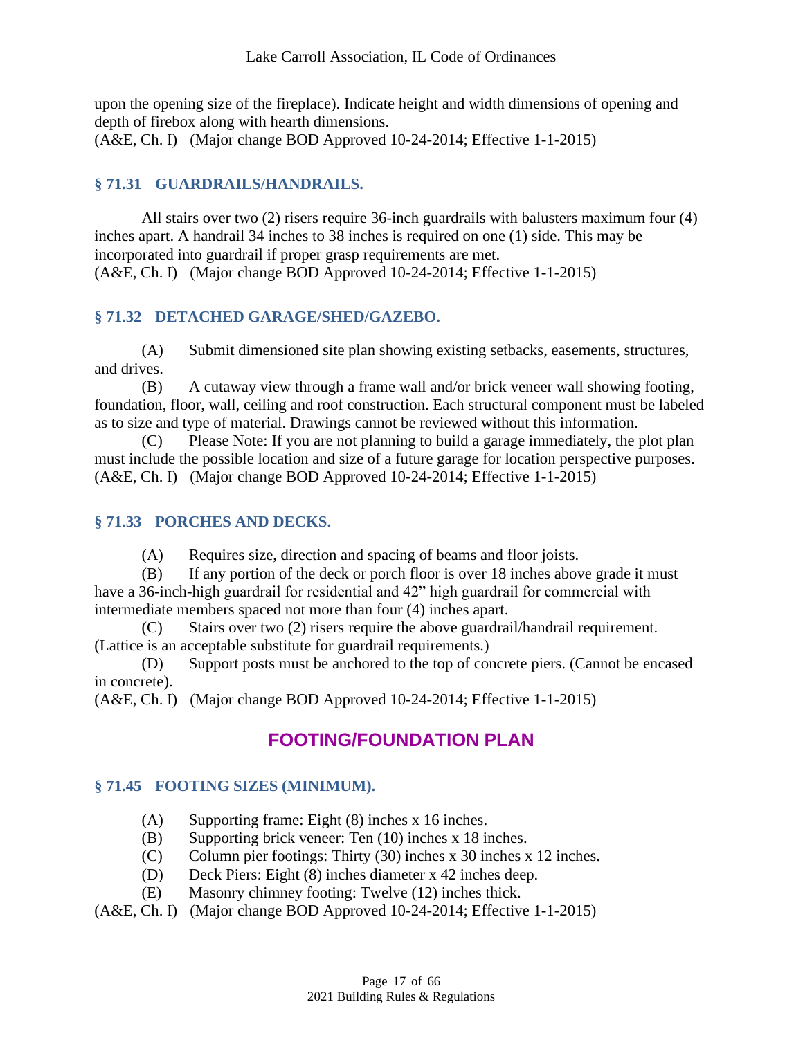upon the opening size of the fireplace). Indicate height and width dimensions of opening and depth of firebox along with hearth dimensions.
(A&E, Ch. I) (Major change BOD Approved 10-24-2014; Effective 1-1-2015)

### § 71.31 GUARDRAILS/HANDRAILS.

All stairs over two (2) risers require 36-inch guardrails with balusters maximum four (4) inches apart. A handrail 34 inches to 38 inches is required on one (1) side. This may be incorporated into guardrail if proper grasp requirements are met.
(A&E, Ch. I) (Major change BOD Approved 10-24-2014; Effective 1-1-2015)

### § 71.32 DETACHED GARAGE/SHED/GAZEBO.

(A) Submit dimensioned site plan showing existing setbacks, easements, structures, and drives.

(B) A cutaway view through a frame wall and/or brick veneer wall showing footing, foundation, floor, wall, ceiling and roof construction. Each structural component must be labeled as to size and type of material. Drawings cannot be reviewed without this information.

(C) Please Note: If you are not planning to build a garage immediately, the plot plan must include the possible location and size of a future garage for location perspective purposes.
(A&E, Ch. I) (Major change BOD Approved 10-24-2014; Effective 1-1-2015)

### § 71.33 PORCHES AND DECKS.

(A) Requires size, direction and spacing of beams and floor joists.

(B) If any portion of the deck or porch floor is over 18 inches above grade it must have a 36-inch-high guardrail for residential and 42" high guardrail for commercial with intermediate members spaced not more than four (4) inches apart.

(C) Stairs over two (2) risers require the above guardrail/handrail requirement. (Lattice is an acceptable substitute for guardrail requirements.)

(D) Support posts must be anchored to the top of concrete piers. (Cannot be encased in concrete).
(A&E, Ch. I) (Major change BOD Approved 10-24-2014; Effective 1-1-2015)

## FOOTING/FOUNDATION PLAN

### § 71.45 FOOTING SIZES (MINIMUM).

(A) Supporting frame: Eight (8) inches x 16 inches.
(B) Supporting brick veneer: Ten (10) inches x 18 inches.
(C) Column pier footings: Thirty (30) inches x 30 inches x 12 inches.
(D) Deck Piers: Eight (8) inches diameter x 42 inches deep.
(E) Masonry chimney footing: Twelve (12) inches thick.
(A&E, Ch. I) (Major change BOD Approved 10-24-2014; Effective 1-1-2015)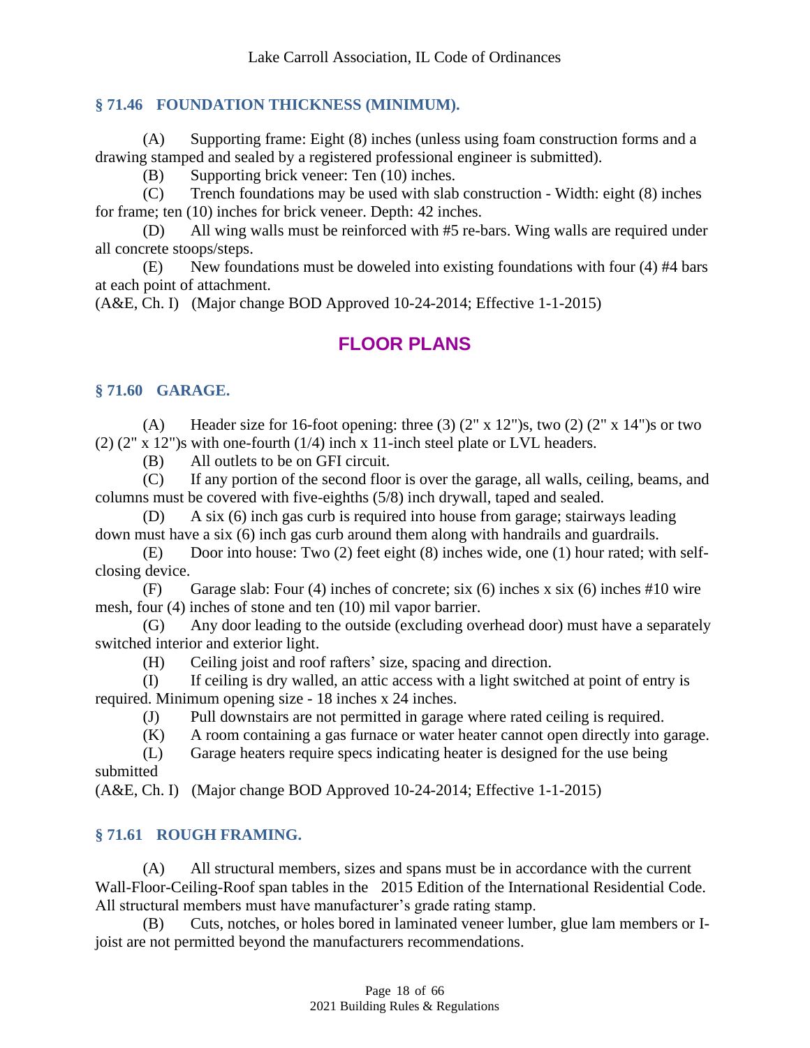### § 71.46 FOUNDATION THICKNESS (MINIMUM).

(A) Supporting frame: Eight (8) inches (unless using foam construction forms and a drawing stamped and sealed by a registered professional engineer is submitted).

(B) Supporting brick veneer: Ten (10) inches.

(C) Trench foundations may be used with slab construction - Width: eight (8) inches for frame; ten (10) inches for brick veneer. Depth: 42 inches.

(D) All wing walls must be reinforced with #5 re-bars. Wing walls are required under all concrete stoops/steps.

(E) New foundations must be doweled into existing foundations with four (4) #4 bars at each point of attachment.

(A&E, Ch. I) (Major change BOD Approved 10-24-2014; Effective 1-1-2015)

## FLOOR PLANS

### § 71.60 GARAGE.

(A) Header size for 16-foot opening: three (3) (2" x 12")s, two (2) (2" x 14")s or two (2) (2" x 12")s with one-fourth (1/4) inch x 11-inch steel plate or LVL headers.

(B) All outlets to be on GFI circuit.

(C) If any portion of the second floor is over the garage, all walls, ceiling, beams, and columns must be covered with five-eighths (5/8) inch drywall, taped and sealed.

(D) A six (6) inch gas curb is required into house from garage; stairways leading down must have a six (6) inch gas curb around them along with handrails and guardrails.

(E) Door into house: Two (2) feet eight (8) inches wide, one (1) hour rated; with self-closing device.

(F) Garage slab: Four (4) inches of concrete; six (6) inches x six (6) inches #10 wire mesh, four (4) inches of stone and ten (10) mil vapor barrier.

(G) Any door leading to the outside (excluding overhead door) must have a separately switched interior and exterior light.

(H) Ceiling joist and roof rafters' size, spacing and direction.

(I) If ceiling is dry walled, an attic access with a light switched at point of entry is required. Minimum opening size - 18 inches x 24 inches.

(J) Pull downstairs are not permitted in garage where rated ceiling is required.

(K) A room containing a gas furnace or water heater cannot open directly into garage.

(L) Garage heaters require specs indicating heater is designed for the use being submitted

(A&E, Ch. I) (Major change BOD Approved 10-24-2014; Effective 1-1-2015)

### § 71.61 ROUGH FRAMING.

(A) All structural members, sizes and spans must be in accordance with the current Wall-Floor-Ceiling-Roof span tables in the 2015 Edition of the International Residential Code. All structural members must have manufacturer's grade rating stamp.

(B) Cuts, notches, or holes bored in laminated veneer lumber, glue lam members or I-joist are not permitted beyond the manufacturers recommendations.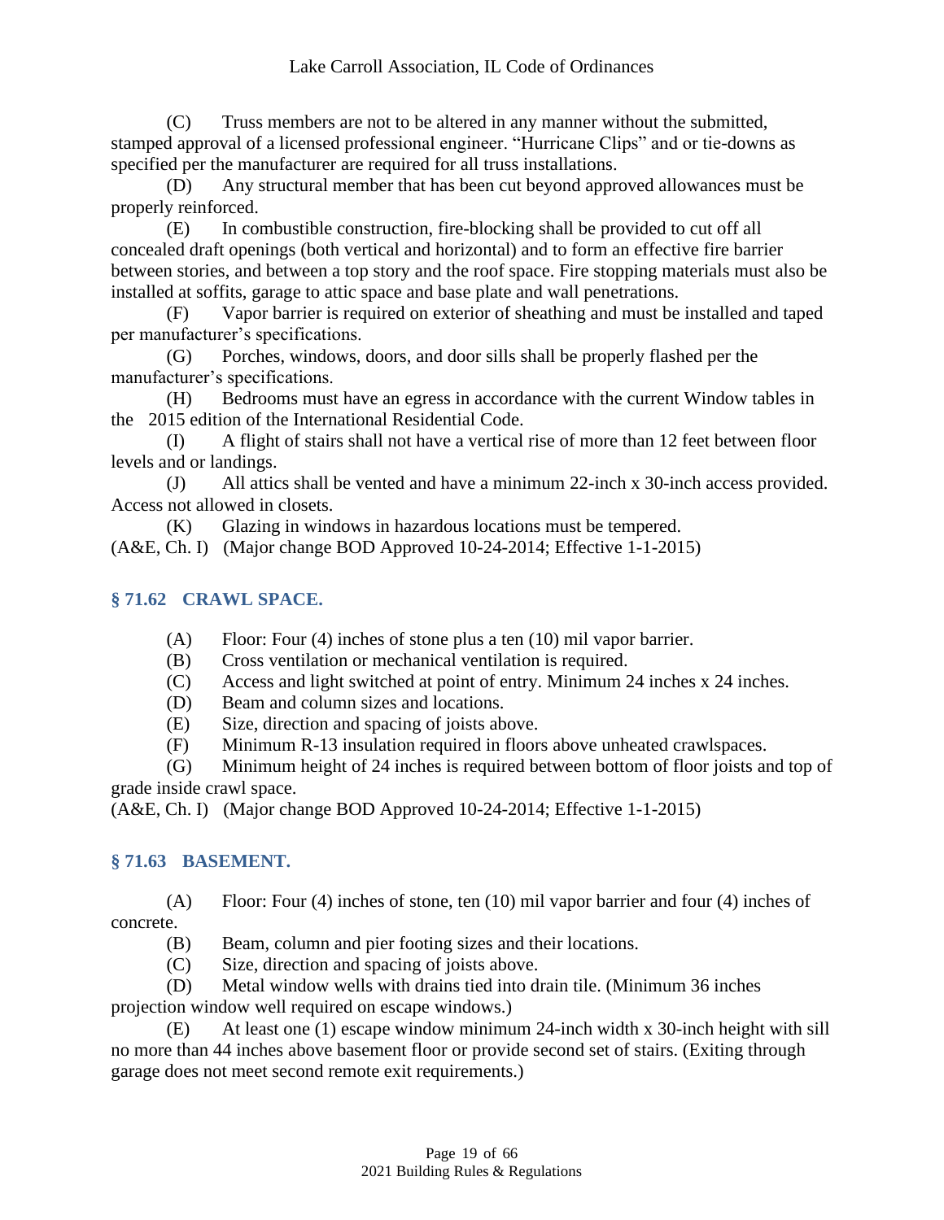(C) Truss members are not to be altered in any manner without the submitted, stamped approval of a licensed professional engineer. "Hurricane Clips" and or tie-downs as specified per the manufacturer are required for all truss installations.

(D) Any structural member that has been cut beyond approved allowances must be properly reinforced.

(E) In combustible construction, fire-blocking shall be provided to cut off all concealed draft openings (both vertical and horizontal) and to form an effective fire barrier between stories, and between a top story and the roof space. Fire stopping materials must also be installed at soffits, garage to attic space and base plate and wall penetrations.

(F) Vapor barrier is required on exterior of sheathing and must be installed and taped per manufacturer's specifications.

(G) Porches, windows, doors, and door sills shall be properly flashed per the manufacturer's specifications.

(H) Bedrooms must have an egress in accordance with the current Window tables in the 2015 edition of the International Residential Code.

(I) A flight of stairs shall not have a vertical rise of more than 12 feet between floor levels and or landings.

(J) All attics shall be vented and have a minimum 22-inch x 30-inch access provided. Access not allowed in closets.

(K) Glazing in windows in hazardous locations must be tempered.

(A&E, Ch. I) (Major change BOD Approved 10-24-2014; Effective 1-1-2015)

## § 71.62 CRAWL SPACE.

(A) Floor: Four (4) inches of stone plus a ten (10) mil vapor barrier.

(B) Cross ventilation or mechanical ventilation is required.

(C) Access and light switched at point of entry. Minimum 24 inches x 24 inches.

(D) Beam and column sizes and locations.

(E) Size, direction and spacing of joists above.

(F) Minimum R-13 insulation required in floors above unheated crawlspaces.

(G) Minimum height of 24 inches is required between bottom of floor joists and top of grade inside crawl space.

(A&E, Ch. I) (Major change BOD Approved 10-24-2014; Effective 1-1-2015)

## § 71.63 BASEMENT.

(A) Floor: Four (4) inches of stone, ten (10) mil vapor barrier and four (4) inches of concrete.

(B) Beam, column and pier footing sizes and their locations.

(C) Size, direction and spacing of joists above.

(D) Metal window wells with drains tied into drain tile. (Minimum 36 inches projection window well required on escape windows.)

(E) At least one (1) escape window minimum 24-inch width x 30-inch height with sill no more than 44 inches above basement floor or provide second set of stairs. (Exiting through garage does not meet second remote exit requirements.)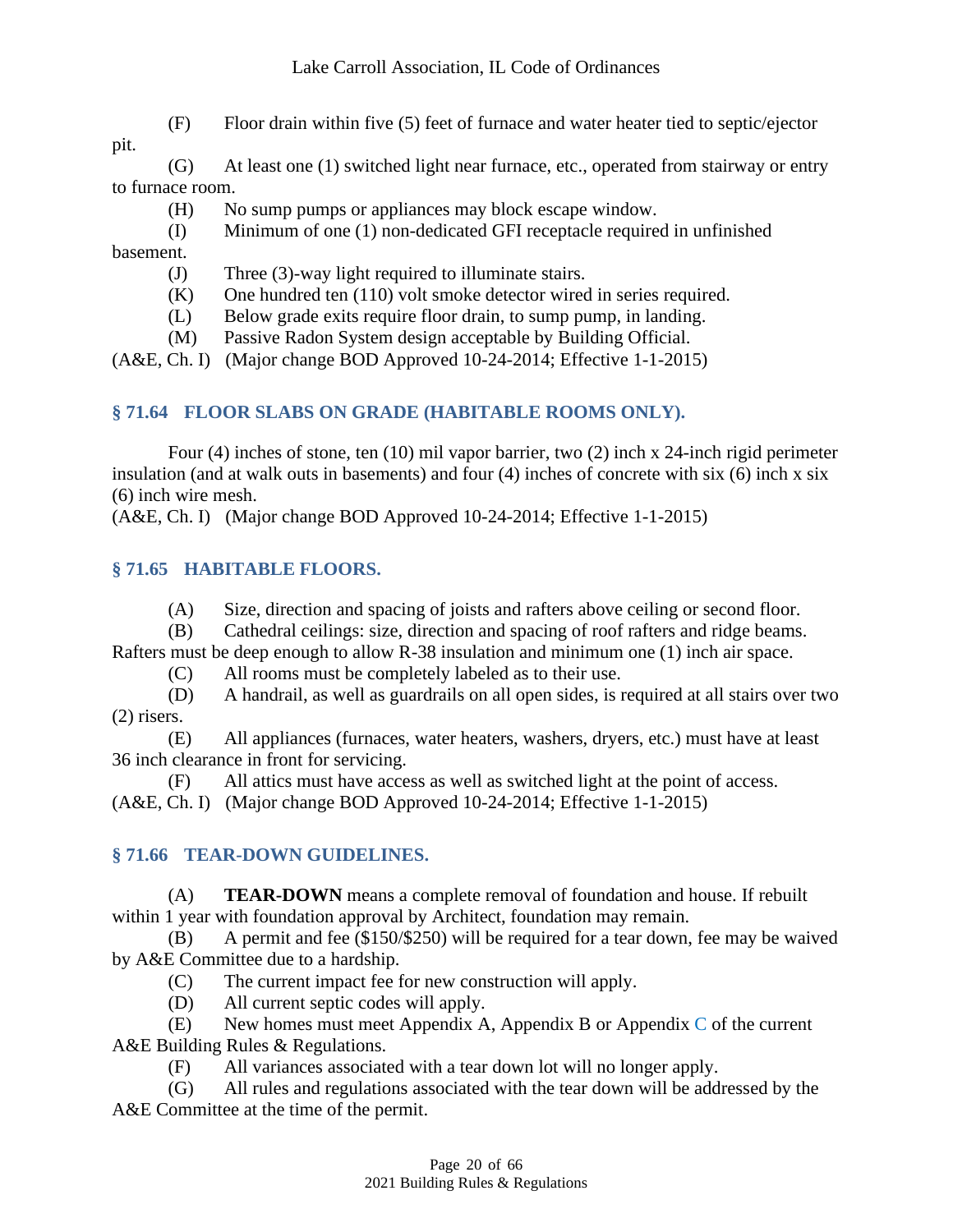(F) Floor drain within five (5) feet of furnace and water heater tied to septic/ejector pit.

(G) At least one (1) switched light near furnace, etc., operated from stairway or entry to furnace room.

(H) No sump pumps or appliances may block escape window.

(I) Minimum of one (1) non-dedicated GFI receptacle required in unfinished basement.

(J) Three (3)-way light required to illuminate stairs.

(K) One hundred ten (110) volt smoke detector wired in series required.

(L) Below grade exits require floor drain, to sump pump, in landing.

(M) Passive Radon System design acceptable by Building Official.

(A&E, Ch. I) (Major change BOD Approved 10-24-2014; Effective 1-1-2015)

### § 71.64 FLOOR SLABS ON GRADE (HABITABLE ROOMS ONLY).

Four (4) inches of stone, ten (10) mil vapor barrier, two (2) inch x 24-inch rigid perimeter insulation (and at walk outs in basements) and four (4) inches of concrete with six (6) inch x six (6) inch wire mesh.

(A&E, Ch. I) (Major change BOD Approved 10-24-2014; Effective 1-1-2015)

### § 71.65 HABITABLE FLOORS.

(A) Size, direction and spacing of joists and rafters above ceiling or second floor.

(B) Cathedral ceilings: size, direction and spacing of roof rafters and ridge beams. Rafters must be deep enough to allow R-38 insulation and minimum one (1) inch air space.

(C) All rooms must be completely labeled as to their use.

(D) A handrail, as well as guardrails on all open sides, is required at all stairs over two (2) risers.

(E) All appliances (furnaces, water heaters, washers, dryers, etc.) must have at least 36 inch clearance in front for servicing.

(F) All attics must have access as well as switched light at the point of access.

(A&E, Ch. I) (Major change BOD Approved 10-24-2014; Effective 1-1-2015)

### § 71.66 TEAR-DOWN GUIDELINES.

(A) **TEAR-DOWN** means a complete removal of foundation and house. If rebuilt within 1 year with foundation approval by Architect, foundation may remain.

(B) A permit and fee ($150/$250) will be required for a tear down, fee may be waived by A&E Committee due to a hardship.

(C) The current impact fee for new construction will apply.

(D) All current septic codes will apply.

(E) New homes must meet Appendix A, Appendix B or Appendix C of the current A&E Building Rules & Regulations.

(F) All variances associated with a tear down lot will no longer apply.

(G) All rules and regulations associated with the tear down will be addressed by the A&E Committee at the time of the permit.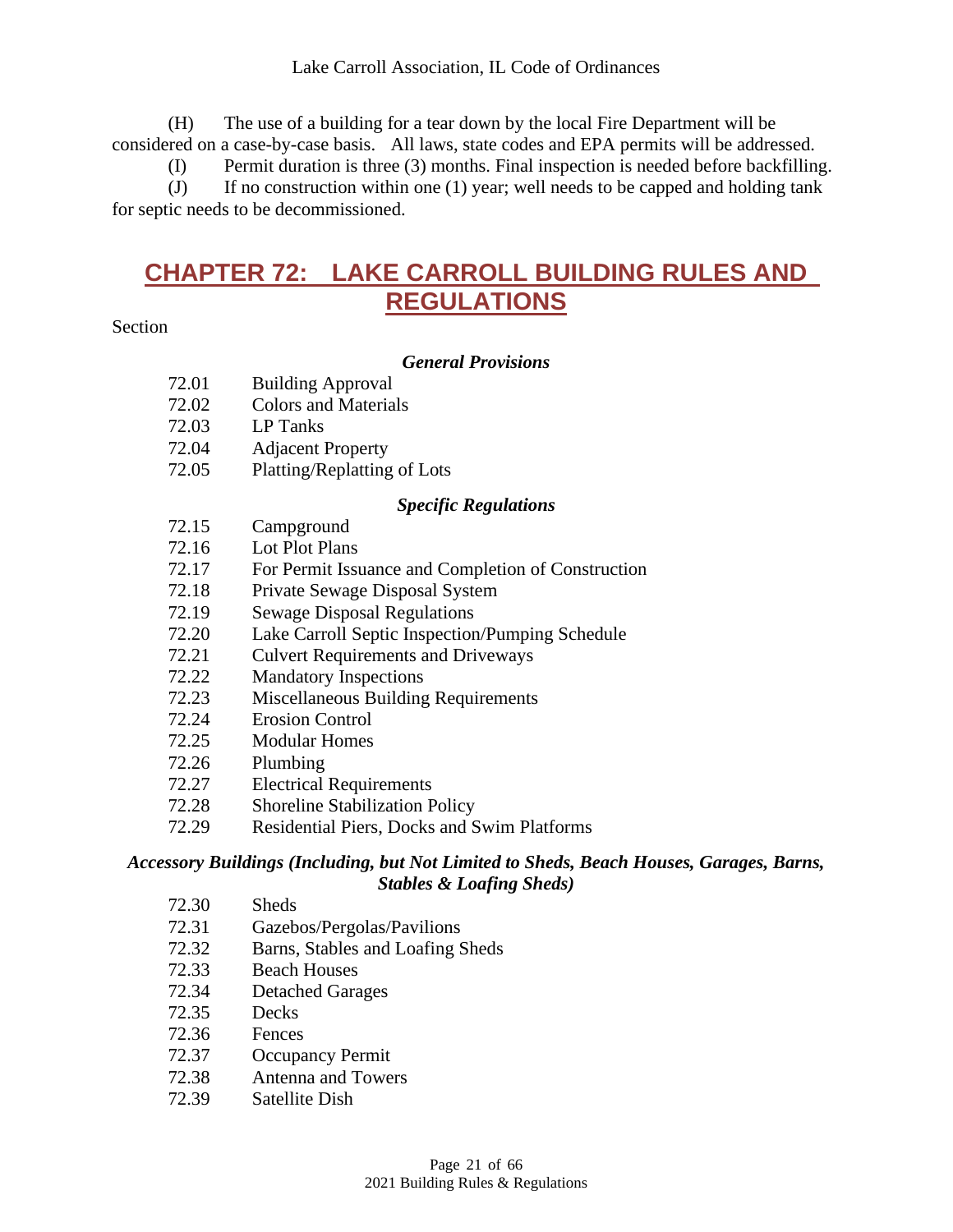(H) The use of a building for a tear down by the local Fire Department will be considered on a case-by-case basis. All laws, state codes and EPA permits will be addressed.

(I) Permit duration is three (3) months. Final inspection is needed before backfilling.

(J) If no construction within one (1) year; well needs to be capped and holding tank for septic needs to be decommissioned.

# CHAPTER 72: LAKE CARROLL BUILDING RULES AND REGULATIONS

Section

***General Provisions***

| | |
|---|---|
| 72.01 | Building Approval |
| 72.02 | Colors and Materials |
| 72.03 | LP Tanks |
| 72.04 | Adjacent Property |
| 72.05 | Platting/Replatting of Lots |

***Specific Regulations***

| | |
|---|---|
| 72.15 | Campground |
| 72.16 | Lot Plot Plans |
| 72.17 | For Permit Issuance and Completion of Construction |
| 72.18 | Private Sewage Disposal System |
| 72.19 | Sewage Disposal Regulations |
| 72.20 | Lake Carroll Septic Inspection/Pumping Schedule |
| 72.21 | Culvert Requirements and Driveways |
| 72.22 | Mandatory Inspections |
| 72.23 | Miscellaneous Building Requirements |
| 72.24 | Erosion Control |
| 72.25 | Modular Homes |
| 72.26 | Plumbing |
| 72.27 | Electrical Requirements |
| 72.28 | Shoreline Stabilization Policy |
| 72.29 | Residential Piers, Docks and Swim Platforms |

***Accessory Buildings (Including, but Not Limited to Sheds, Beach Houses, Garages, Barns, Stables & Loafing Sheds)***

| | |
|---|---|
| 72.30 | Sheds |
| 72.31 | Gazebos/Pergolas/Pavilions |
| 72.32 | Barns, Stables and Loafing Sheds |
| 72.33 | Beach Houses |
| 72.34 | Detached Garages |
| 72.35 | Decks |
| 72.36 | Fences |
| 72.37 | Occupancy Permit |
| 72.38 | Antenna and Towers |
| 72.39 | Satellite Dish |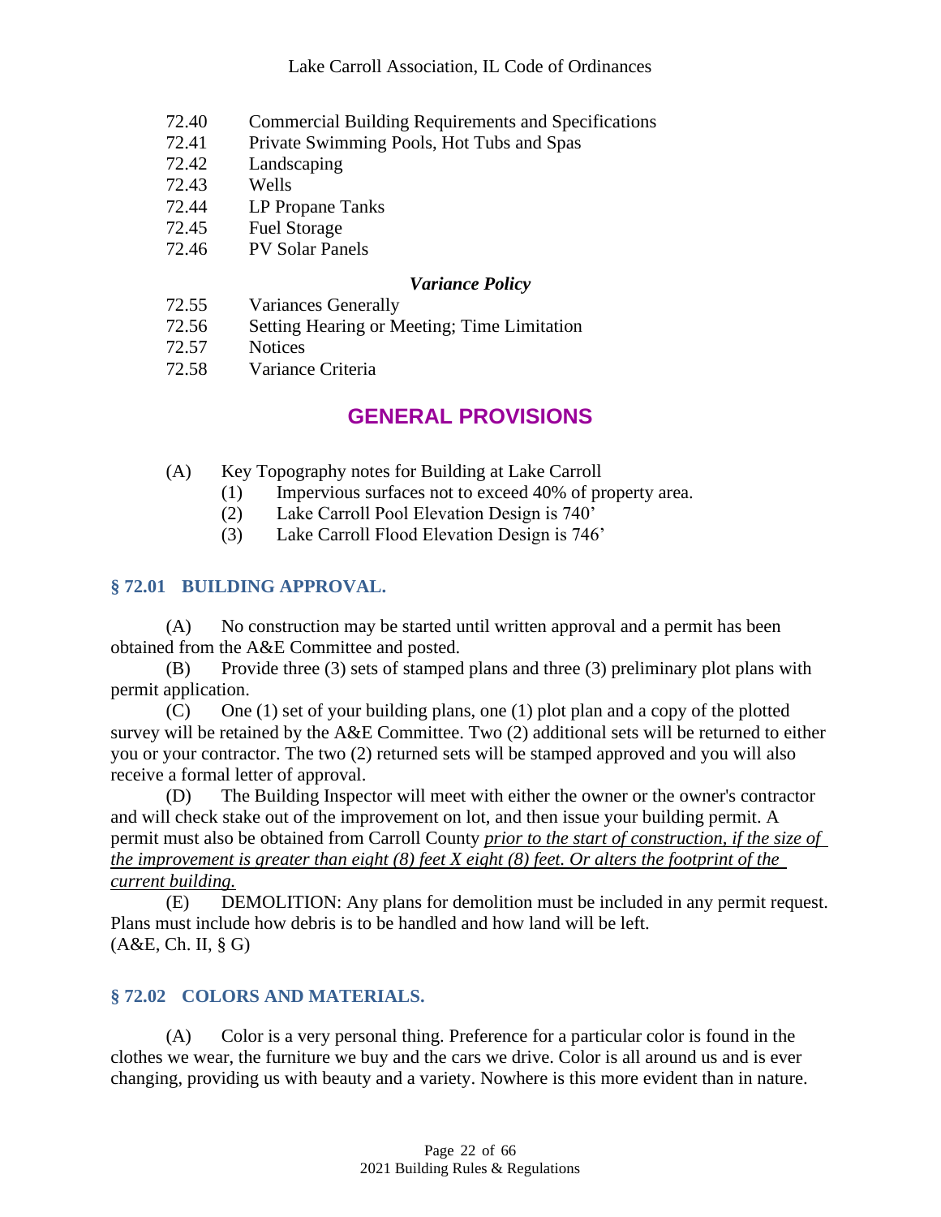72.40 Commercial Building Requirements and Specifications
72.41 Private Swimming Pools, Hot Tubs and Spas
72.42 Landscaping
72.43 Wells
72.44 LP Propane Tanks
72.45 Fuel Storage
72.46 PV Solar Panels

***Variance Policy***

72.55 Variances Generally
72.56 Setting Hearing or Meeting; Time Limitation
72.57 Notices
72.58 Variance Criteria

## GENERAL PROVISIONS

(A) Key Topography notes for Building at Lake Carroll
  (1) Impervious surfaces not to exceed 40% of property area.
  (2) Lake Carroll Pool Elevation Design is 740'
  (3) Lake Carroll Flood Elevation Design is 746'

### § 72.01 BUILDING APPROVAL.

(A) No construction may be started until written approval and a permit has been obtained from the A&E Committee and posted.

(B) Provide three (3) sets of stamped plans and three (3) preliminary plot plans with permit application.

(C) One (1) set of your building plans, one (1) plot plan and a copy of the plotted survey will be retained by the A&E Committee. Two (2) additional sets will be returned to either you or your contractor. The two (2) returned sets will be stamped approved and you will also receive a formal letter of approval.

(D) The Building Inspector will meet with either the owner or the owner's contractor and will check stake out of the improvement on lot, and then issue your building permit. A permit must also be obtained from Carroll County *prior to the start of construction, if the size of the improvement is greater than eight (8) feet X eight (8) feet. Or alters the footprint of the current building.*

(E) DEMOLITION: Any plans for demolition must be included in any permit request. Plans must include how debris is to be handled and how land will be left.
(A&E, Ch. II, § G)

### § 72.02 COLORS AND MATERIALS.

(A) Color is a very personal thing. Preference for a particular color is found in the clothes we wear, the furniture we buy and the cars we drive. Color is all around us and is ever changing, providing us with beauty and a variety. Nowhere is this more evident than in nature.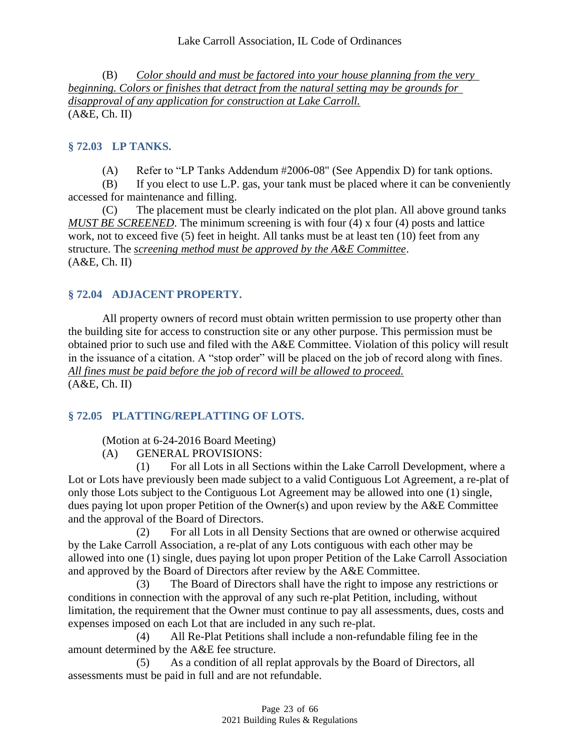(B) *Color should and must be factored into your house planning from the very beginning. Colors or finishes that detract from the natural setting may be grounds for disapproval of any application for construction at Lake Carroll.*
(A&E, Ch. II)

## § 72.03 LP TANKS.

(A) Refer to "LP Tanks Addendum #2006-08" (See Appendix D) for tank options.

(B) If you elect to use L.P. gas, your tank must be placed where it can be conveniently accessed for maintenance and filling.

(C) The placement must be clearly indicated on the plot plan. All above ground tanks *MUST BE SCREENED*. The minimum screening is with four (4) x four (4) posts and lattice work, not to exceed five (5) feet in height. All tanks must be at least ten (10) feet from any structure. The *screening method must be approved by the A&E Committee*.
(A&E, Ch. II)

## § 72.04 ADJACENT PROPERTY.

All property owners of record must obtain written permission to use property other than the building site for access to construction site or any other purpose. This permission must be obtained prior to such use and filed with the A&E Committee. Violation of this policy will result in the issuance of a citation. A "stop order" will be placed on the job of record along with fines. *All fines must be paid before the job of record will be allowed to proceed.*
(A&E, Ch. II)

## § 72.05 PLATTING/REPLATTING OF LOTS.

(Motion at 6-24-2016 Board Meeting)

(A) GENERAL PROVISIONS:

(1) For all Lots in all Sections within the Lake Carroll Development, where a Lot or Lots have previously been made subject to a valid Contiguous Lot Agreement, a re-plat of only those Lots subject to the Contiguous Lot Agreement may be allowed into one (1) single, dues paying lot upon proper Petition of the Owner(s) and upon review by the A&E Committee and the approval of the Board of Directors.

(2) For all Lots in all Density Sections that are owned or otherwise acquired by the Lake Carroll Association, a re-plat of any Lots contiguous with each other may be allowed into one (1) single, dues paying lot upon proper Petition of the Lake Carroll Association and approved by the Board of Directors after review by the A&E Committee.

(3) The Board of Directors shall have the right to impose any restrictions or conditions in connection with the approval of any such re-plat Petition, including, without limitation, the requirement that the Owner must continue to pay all assessments, dues, costs and expenses imposed on each Lot that are included in any such re-plat.

(4) All Re-Plat Petitions shall include a non-refundable filing fee in the amount determined by the A&E fee structure.

(5) As a condition of all replat approvals by the Board of Directors, all assessments must be paid in full and are not refundable.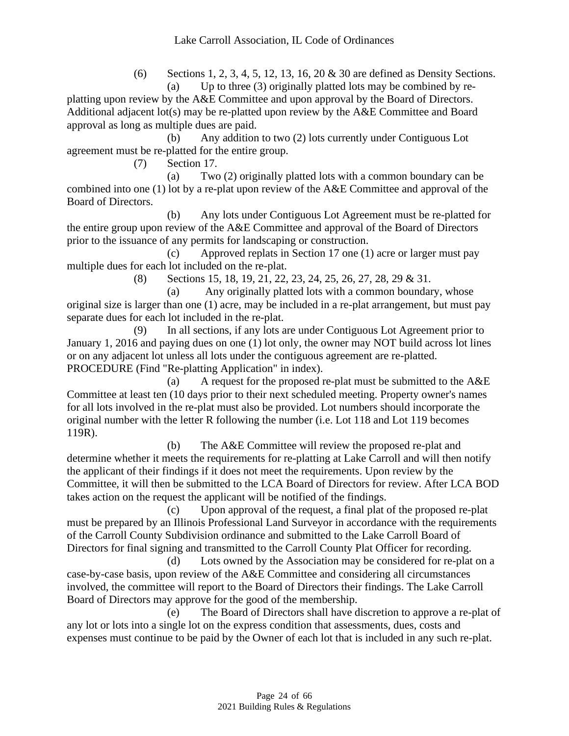(6) Sections 1, 2, 3, 4, 5, 12, 13, 16, 20 & 30 are defined as Density Sections.

(a) Up to three (3) originally platted lots may be combined by re-platting upon review by the A&E Committee and upon approval by the Board of Directors. Additional adjacent lot(s) may be re-platted upon review by the A&E Committee and Board approval as long as multiple dues are paid.

(b) Any addition to two (2) lots currently under Contiguous Lot agreement must be re-platted for the entire group.

(7) Section 17.

(a) Two (2) originally platted lots with a common boundary can be combined into one (1) lot by a re-plat upon review of the A&E Committee and approval of the Board of Directors.

(b) Any lots under Contiguous Lot Agreement must be re-platted for the entire group upon review of the A&E Committee and approval of the Board of Directors prior to the issuance of any permits for landscaping or construction.

(c) Approved replats in Section 17 one (1) acre or larger must pay multiple dues for each lot included on the re-plat.

(8) Sections 15, 18, 19, 21, 22, 23, 24, 25, 26, 27, 28, 29 & 31.

(a) Any originally platted lots with a common boundary, whose original size is larger than one (1) acre, may be included in a re-plat arrangement, but must pay separate dues for each lot included in the re-plat.

(9) In all sections, if any lots are under Contiguous Lot Agreement prior to January 1, 2016 and paying dues on one (1) lot only, the owner may NOT build across lot lines or on any adjacent lot unless all lots under the contiguous agreement are re-platted.

PROCEDURE (Find "Re-platting Application" in index).

(a) A request for the proposed re-plat must be submitted to the A&E Committee at least ten (10 days prior to their next scheduled meeting. Property owner's names for all lots involved in the re-plat must also be provided. Lot numbers should incorporate the original number with the letter R following the number (i.e. Lot 118 and Lot 119 becomes 119R).

(b) The A&E Committee will review the proposed re-plat and determine whether it meets the requirements for re-platting at Lake Carroll and will then notify the applicant of their findings if it does not meet the requirements. Upon review by the Committee, it will then be submitted to the LCA Board of Directors for review. After LCA BOD takes action on the request the applicant will be notified of the findings.

(c) Upon approval of the request, a final plat of the proposed re-plat must be prepared by an Illinois Professional Land Surveyor in accordance with the requirements of the Carroll County Subdivision ordinance and submitted to the Lake Carroll Board of Directors for final signing and transmitted to the Carroll County Plat Officer for recording.

(d) Lots owned by the Association may be considered for re-plat on a case-by-case basis, upon review of the A&E Committee and considering all circumstances involved, the committee will report to the Board of Directors their findings. The Lake Carroll Board of Directors may approve for the good of the membership.

(e) The Board of Directors shall have discretion to approve a re-plat of any lot or lots into a single lot on the express condition that assessments, dues, costs and expenses must continue to be paid by the Owner of each lot that is included in any such re-plat.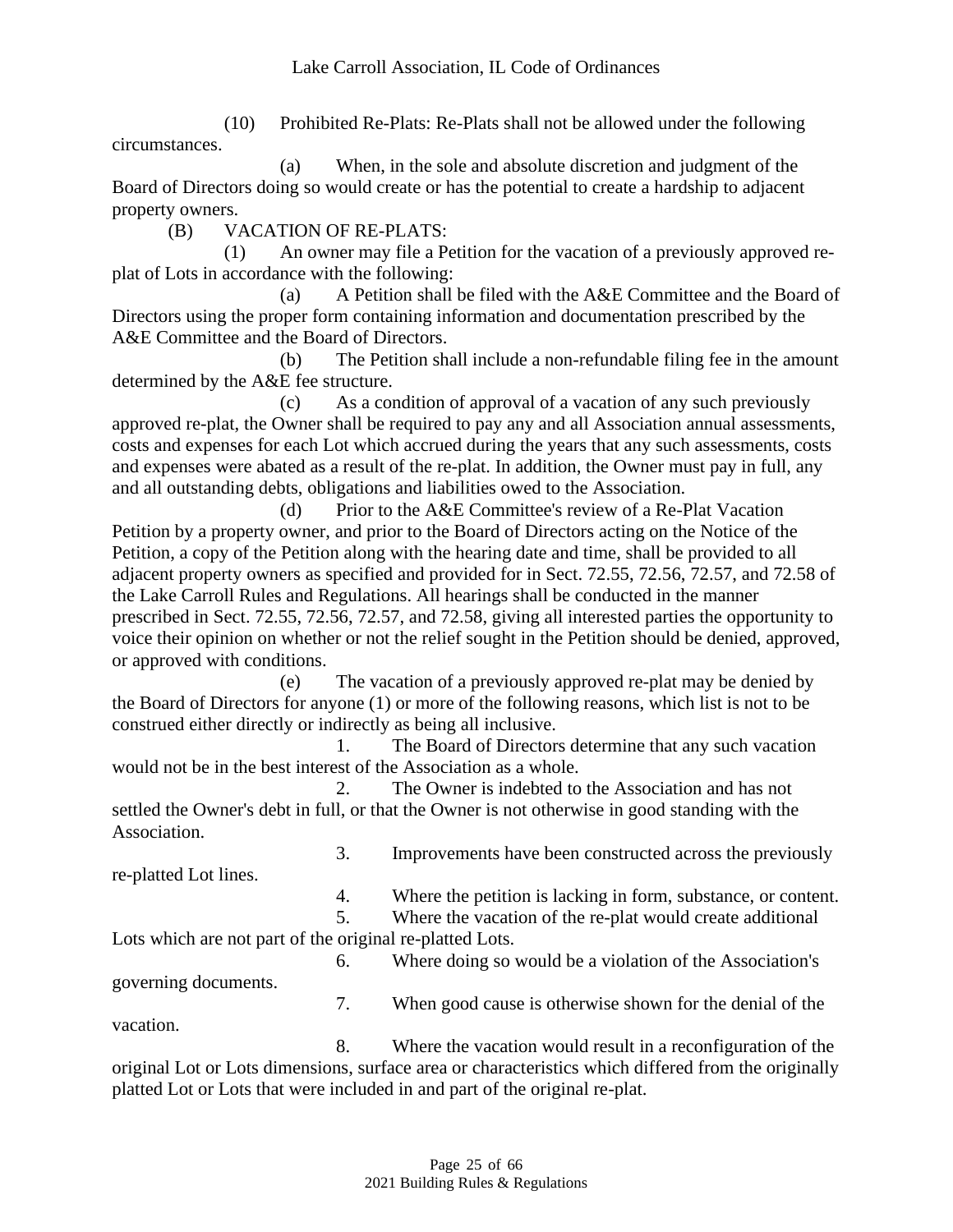(10) Prohibited Re-Plats: Re-Plats shall not be allowed under the following circumstances.

(a) When, in the sole and absolute discretion and judgment of the Board of Directors doing so would create or has the potential to create a hardship to adjacent property owners.

(B) VACATION OF RE-PLATS:

(1) An owner may file a Petition for the vacation of a previously approved re-plat of Lots in accordance with the following:

(a) A Petition shall be filed with the A&E Committee and the Board of Directors using the proper form containing information and documentation prescribed by the A&E Committee and the Board of Directors.

(b) The Petition shall include a non-refundable filing fee in the amount determined by the A&E fee structure.

(c) As a condition of approval of a vacation of any such previously approved re-plat, the Owner shall be required to pay any and all Association annual assessments, costs and expenses for each Lot which accrued during the years that any such assessments, costs and expenses were abated as a result of the re-plat. In addition, the Owner must pay in full, any and all outstanding debts, obligations and liabilities owed to the Association.

(d) Prior to the A&E Committee's review of a Re-Plat Vacation Petition by a property owner, and prior to the Board of Directors acting on the Notice of the Petition, a copy of the Petition along with the hearing date and time, shall be provided to all adjacent property owners as specified and provided for in Sect. 72.55, 72.56, 72.57, and 72.58 of the Lake Carroll Rules and Regulations. All hearings shall be conducted in the manner prescribed in Sect. 72.55, 72.56, 72.57, and 72.58, giving all interested parties the opportunity to voice their opinion on whether or not the relief sought in the Petition should be denied, approved, or approved with conditions.

(e) The vacation of a previously approved re-plat may be denied by the Board of Directors for anyone (1) or more of the following reasons, which list is not to be construed either directly or indirectly as being all inclusive.

1. The Board of Directors determine that any such vacation would not be in the best interest of the Association as a whole.
2. The Owner is indebted to the Association and has not settled the Owner's debt in full, or that the Owner is not otherwise in good standing with the Association.
3. Improvements have been constructed across the previously re-platted Lot lines.
4. Where the petition is lacking in form, substance, or content.
5. Where the vacation of the re-plat would create additional Lots which are not part of the original re-platted Lots.
6. Where doing so would be a violation of the Association's governing documents.
7. When good cause is otherwise shown for the denial of the vacation.
8. Where the vacation would result in a reconfiguration of the original Lot or Lots dimensions, surface area or characteristics which differed from the originally platted Lot or Lots that were included in and part of the original re-plat.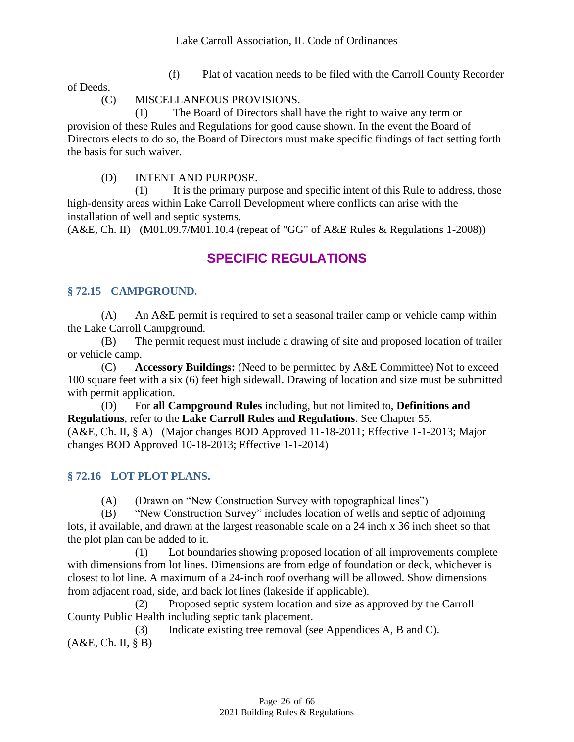(f) Plat of vacation needs to be filed with the Carroll County Recorder of Deeds.

(C) MISCELLANEOUS PROVISIONS.

(1) The Board of Directors shall have the right to waive any term or provision of these Rules and Regulations for good cause shown. In the event the Board of Directors elects to do so, the Board of Directors must make specific findings of fact setting forth the basis for such waiver.

(D) INTENT AND PURPOSE.

(1) It is the primary purpose and specific intent of this Rule to address, those high-density areas within Lake Carroll Development where conflicts can arise with the installation of well and septic systems.

(A&E, Ch. II) (M01.09.7/M01.10.4 (repeat of "GG" of A&E Rules & Regulations 1-2008))

## SPECIFIC REGULATIONS

### § 72.15 CAMPGROUND.

(A) An A&E permit is required to set a seasonal trailer camp or vehicle camp within the Lake Carroll Campground.

(B) The permit request must include a drawing of site and proposed location of trailer or vehicle camp.

(C) **Accessory Buildings:** (Need to be permitted by A&E Committee) Not to exceed 100 square feet with a six (6) feet high sidewall. Drawing of location and size must be submitted with permit application.

(D) For **all Campground Rules** including, but not limited to, **Definitions and Regulations**, refer to the **Lake Carroll Rules and Regulations**. See Chapter 55.

(A&E, Ch. II, § A) (Major changes BOD Approved 11-18-2011; Effective 1-1-2013; Major changes BOD Approved 10-18-2013; Effective 1-1-2014)

### § 72.16 LOT PLOT PLANS.

(A) (Drawn on "New Construction Survey with topographical lines")

(B) "New Construction Survey" includes location of wells and septic of adjoining lots, if available, and drawn at the largest reasonable scale on a 24 inch x 36 inch sheet so that the plot plan can be added to it.

(1) Lot boundaries showing proposed location of all improvements complete with dimensions from lot lines. Dimensions are from edge of foundation or deck, whichever is closest to lot line. A maximum of a 24-inch roof overhang will be allowed. Show dimensions from adjacent road, side, and back lot lines (lakeside if applicable).

(2) Proposed septic system location and size as approved by the Carroll County Public Health including septic tank placement.

(3) Indicate existing tree removal (see Appendices A, B and C).

(A&E, Ch. II, § B)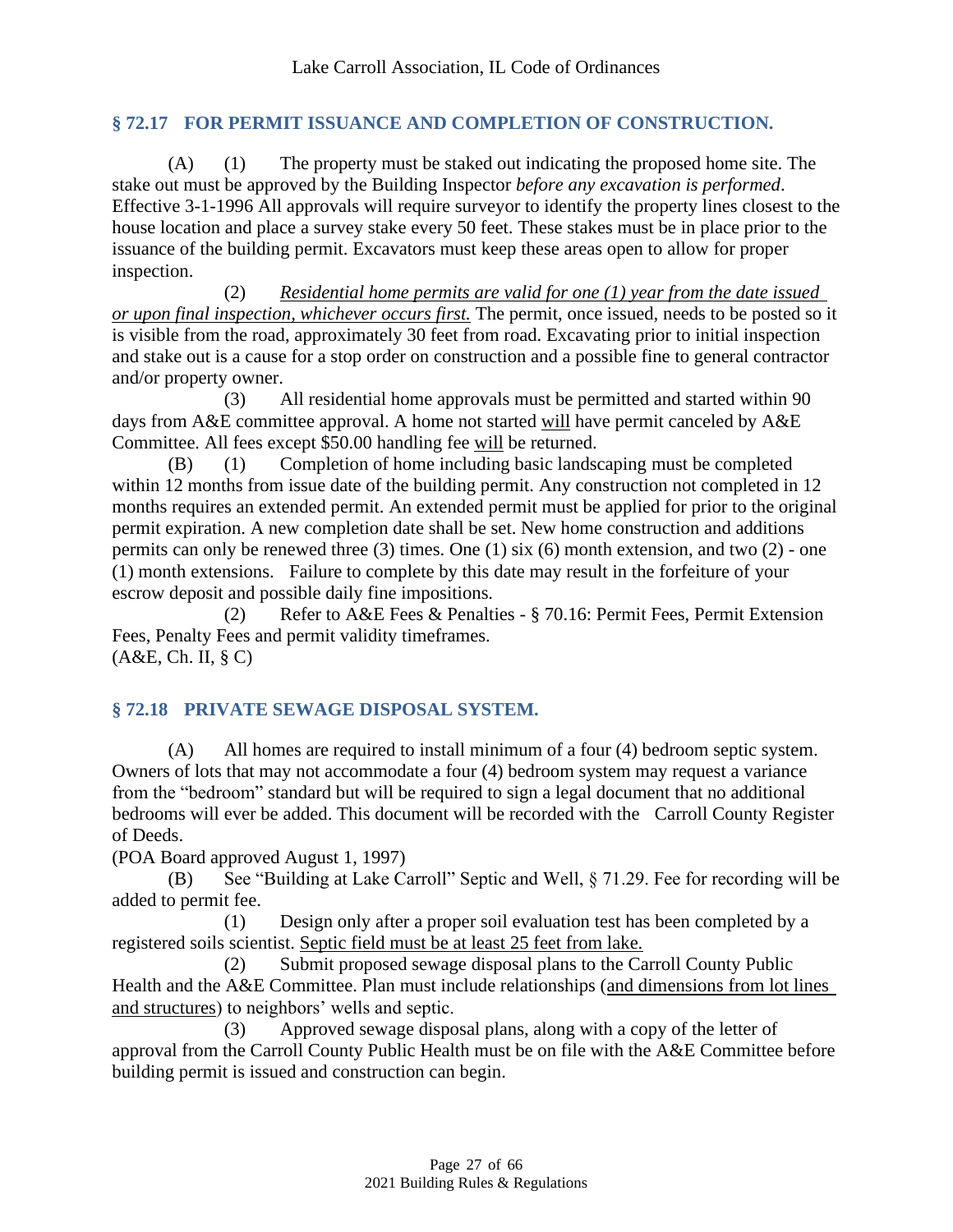## § 72.17 FOR PERMIT ISSUANCE AND COMPLETION OF CONSTRUCTION.

(A) (1) The property must be staked out indicating the proposed home site. The stake out must be approved by the Building Inspector *before any excavation is performed*. Effective 3-1-1996 All approvals will require surveyor to identify the property lines closest to the house location and place a survey stake every 50 feet. These stakes must be in place prior to the issuance of the building permit. Excavators must keep these areas open to allow for proper inspection.

(2) *Residential home permits are valid for one (1) year from the date issued or upon final inspection, whichever occurs first.* The permit, once issued, needs to be posted so it is visible from the road, approximately 30 feet from road. Excavating prior to initial inspection and stake out is a cause for a stop order on construction and a possible fine to general contractor and/or property owner.

(3) All residential home approvals must be permitted and started within 90 days from A&E committee approval. A home not started will have permit canceled by A&E Committee. All fees except $50.00 handling fee will be returned.

(B) (1) Completion of home including basic landscaping must be completed within 12 months from issue date of the building permit. Any construction not completed in 12 months requires an extended permit. An extended permit must be applied for prior to the original permit expiration. A new completion date shall be set. New home construction and additions permits can only be renewed three (3) times. One (1) six (6) month extension, and two (2) - one (1) month extensions. Failure to complete by this date may result in the forfeiture of your escrow deposit and possible daily fine impositions.

(2) Refer to A&E Fees & Penalties - § 70.16: Permit Fees, Permit Extension Fees, Penalty Fees and permit validity timeframes.

(A&E, Ch. II, § C)

## § 72.18 PRIVATE SEWAGE DISPOSAL SYSTEM.

(A) All homes are required to install minimum of a four (4) bedroom septic system. Owners of lots that may not accommodate a four (4) bedroom system may request a variance from the "bedroom" standard but will be required to sign a legal document that no additional bedrooms will ever be added. This document will be recorded with the Carroll County Register of Deeds.

(POA Board approved August 1, 1997)

(B) See "Building at Lake Carroll" Septic and Well, § 71.29. Fee for recording will be added to permit fee.

(1) Design only after a proper soil evaluation test has been completed by a registered soils scientist. Septic field must be at least 25 feet from lake.

(2) Submit proposed sewage disposal plans to the Carroll County Public Health and the A&E Committee. Plan must include relationships (and dimensions from lot lines and structures) to neighbors' wells and septic.

(3) Approved sewage disposal plans, along with a copy of the letter of approval from the Carroll County Public Health must be on file with the A&E Committee before building permit is issued and construction can begin.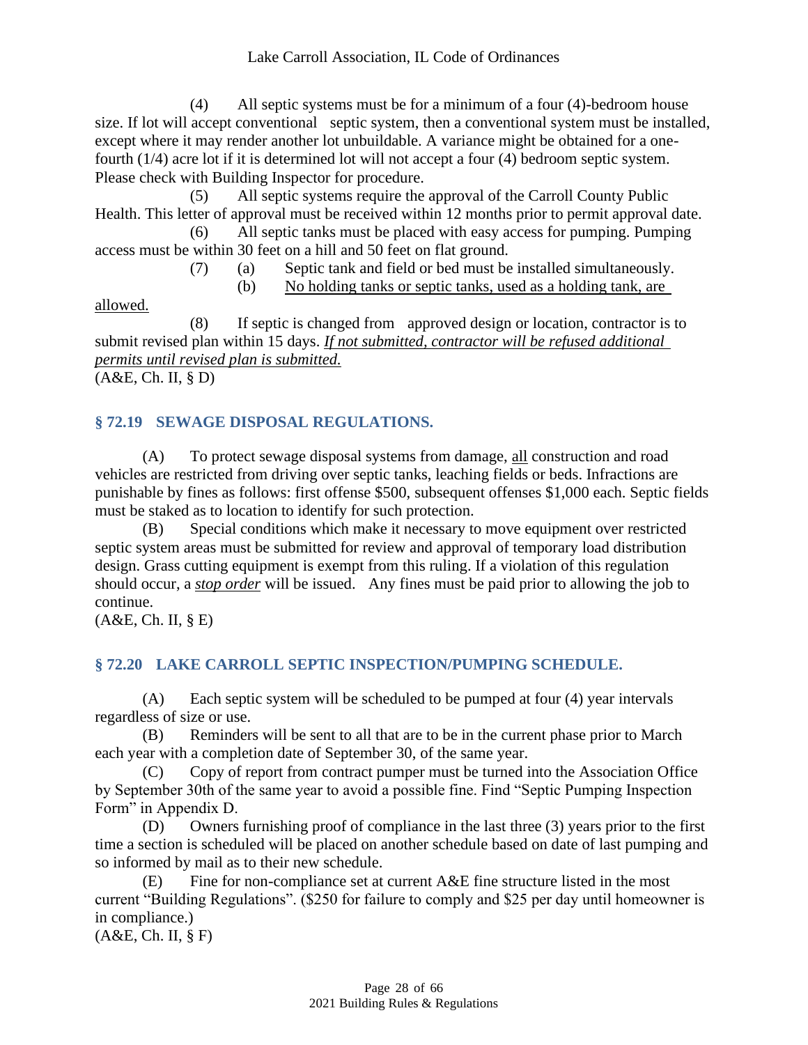(4) All septic systems must be for a minimum of a four (4)-bedroom house size. If lot will accept conventional septic system, then a conventional system must be installed, except where it may render another lot unbuildable. A variance might be obtained for a one-fourth (1/4) acre lot if it is determined lot will not accept a four (4) bedroom septic system. Please check with Building Inspector for procedure.

(5) All septic systems require the approval of the Carroll County Public Health. This letter of approval must be received within 12 months prior to permit approval date.

(6) All septic tanks must be placed with easy access for pumping. Pumping access must be within 30 feet on a hill and 50 feet on flat ground.

(7) (a) Septic tank and field or bed must be installed simultaneously.

(b) <u>No holding tanks or septic tanks, used as a holding tank, are allowed.</u>

(8) If septic is changed from approved design or location, contractor is to submit revised plan within 15 days. <u>*If not submitted, contractor will be refused additional permits until revised plan is submitted.*</u>

(A&E, Ch. II, § D)

## § 72.19 SEWAGE DISPOSAL REGULATIONS.

(A) To protect sewage disposal systems from damage, <u>all</u> construction and road vehicles are restricted from driving over septic tanks, leaching fields or beds. Infractions are punishable by fines as follows: first offense $500, subsequent offenses $1,000 each. Septic fields must be staked as to location to identify for such protection.

(B) Special conditions which make it necessary to move equipment over restricted septic system areas must be submitted for review and approval of temporary load distribution design. Grass cutting equipment is exempt from this ruling. If a violation of this regulation should occur, a <u>***stop order***</u> will be issued. Any fines must be paid prior to allowing the job to continue.

(A&E, Ch. II, § E)

## § 72.20 LAKE CARROLL SEPTIC INSPECTION/PUMPING SCHEDULE.

(A) Each septic system will be scheduled to be pumped at four (4) year intervals regardless of size or use.

(B) Reminders will be sent to all that are to be in the current phase prior to March each year with a completion date of September 30, of the same year.

(C) Copy of report from contract pumper must be turned into the Association Office by September 30th of the same year to avoid a possible fine. Find "Septic Pumping Inspection Form" in Appendix D.

(D) Owners furnishing proof of compliance in the last three (3) years prior to the first time a section is scheduled will be placed on another schedule based on date of last pumping and so informed by mail as to their new schedule.

(E) Fine for non-compliance set at current A&E fine structure listed in the most current "Building Regulations". ($250 for failure to comply and $25 per day until homeowner is in compliance.)

(A&E, Ch. II, § F)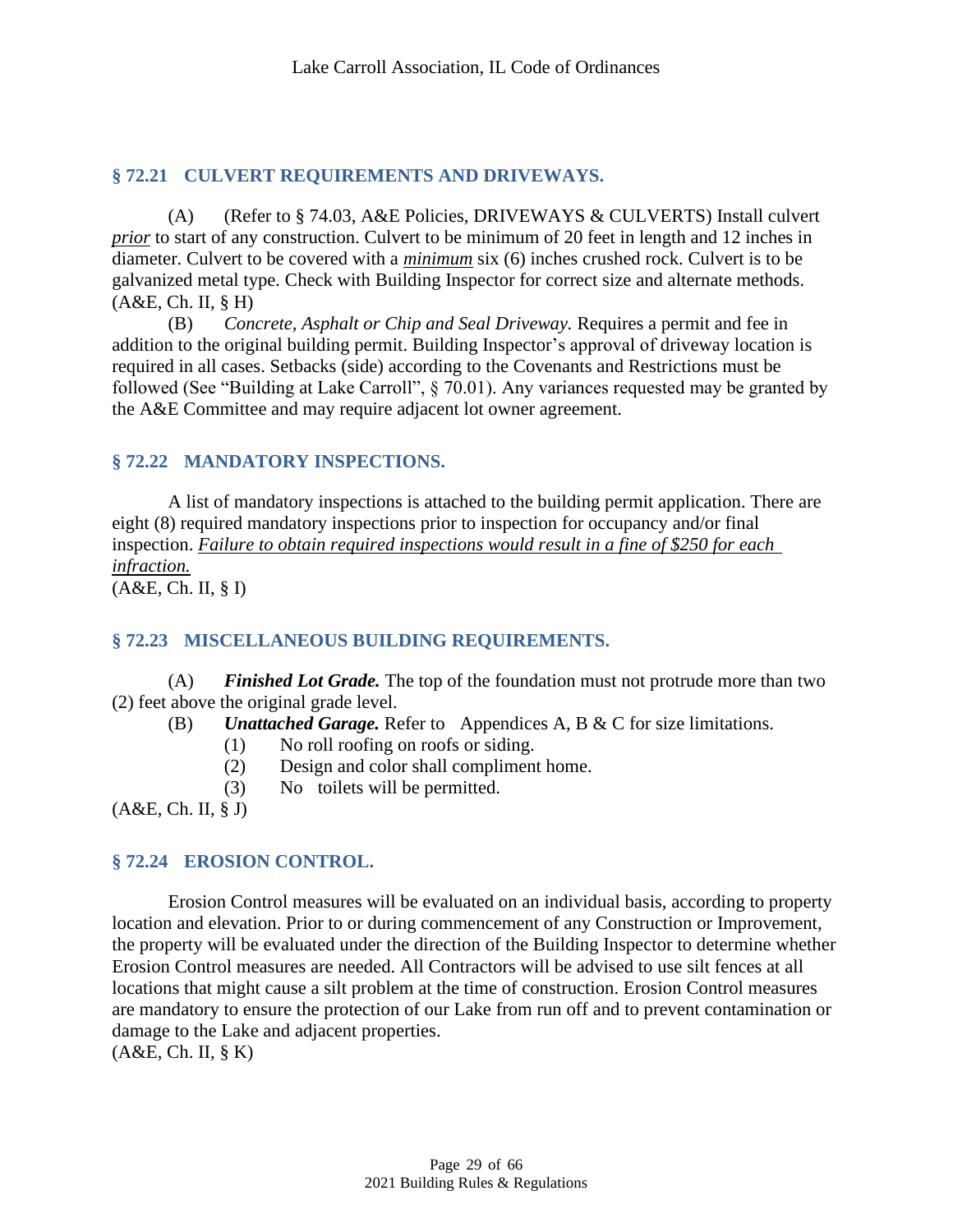## § 72.21 CULVERT REQUIREMENTS AND DRIVEWAYS.

(A) (Refer to § 74.03, A&E Policies, DRIVEWAYS & CULVERTS) Install culvert ***prior*** to start of any construction. Culvert to be minimum of 20 feet in length and 12 inches in diameter. Culvert to be covered with a ***minimum*** six (6) inches crushed rock. Culvert is to be galvanized metal type. Check with Building Inspector for correct size and alternate methods. (A&E, Ch. II, § H)

(B) *Concrete, Asphalt or Chip and Seal Driveway.* Requires a permit and fee in addition to the original building permit. Building Inspector's approval of driveway location is required in all cases. Setbacks (side) according to the Covenants and Restrictions must be followed (See "Building at Lake Carroll", § 70.01). Any variances requested may be granted by the A&E Committee and may require adjacent lot owner agreement.

## § 72.22 MANDATORY INSPECTIONS.

A list of mandatory inspections is attached to the building permit application. There are eight (8) required mandatory inspections prior to inspection for occupancy and/or final inspection. ***Failure to obtain required inspections would result in a fine of $250 for each infraction.***

(A&E, Ch. II, § I)

## § 72.23 MISCELLANEOUS BUILDING REQUIREMENTS.

(A) ***Finished Lot Grade.*** The top of the foundation must not protrude more than two (2) feet above the original grade level.

(B) ***Unattached Garage.*** Refer to Appendices A, B & C for size limitations.

(1) No roll roofing on roofs or siding.

(2) Design and color shall compliment home.

(3) No toilets will be permitted.

(A&E, Ch. II, § J)

## § 72.24 EROSION CONTROL.

Erosion Control measures will be evaluated on an individual basis, according to property location and elevation. Prior to or during commencement of any Construction or Improvement, the property will be evaluated under the direction of the Building Inspector to determine whether Erosion Control measures are needed. All Contractors will be advised to use silt fences at all locations that might cause a silt problem at the time of construction. Erosion Control measures are mandatory to ensure the protection of our Lake from run off and to prevent contamination or damage to the Lake and adjacent properties.

(A&E, Ch. II, § K)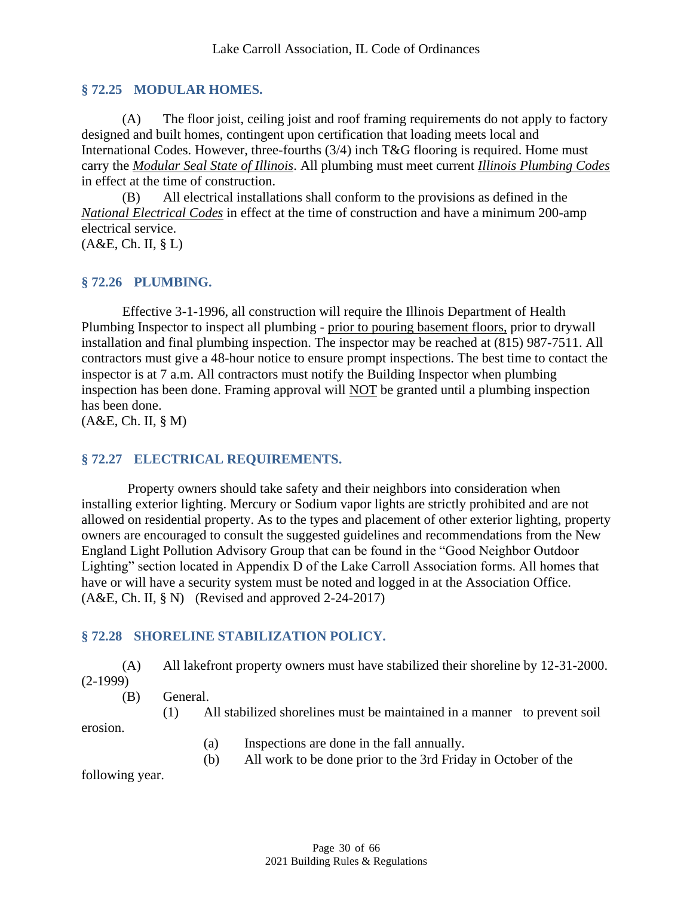## § 72.25 MODULAR HOMES.

(A) The floor joist, ceiling joist and roof framing requirements do not apply to factory designed and built homes, contingent upon certification that loading meets local and International Codes. However, three-fourths (3/4) inch T&G flooring is required. Home must carry the ***Modular Seal State of Illinois***. All plumbing must meet current ***Illinois Plumbing Codes*** in effect at the time of construction.

(B) All electrical installations shall conform to the provisions as defined in the *National Electrical Codes* in effect at the time of construction and have a minimum 200-amp electrical service.
(A&E, Ch. II, § L)

## § 72.26 PLUMBING.

Effective 3-1-1996, all construction will require the Illinois Department of Health Plumbing Inspector to inspect all plumbing - prior to pouring basement floors, prior to drywall installation and final plumbing inspection. The inspector may be reached at (815) 987-7511. All contractors must give a 48-hour notice to ensure prompt inspections. The best time to contact the inspector is at 7 a.m. All contractors must notify the Building Inspector when plumbing inspection has been done. Framing approval will NOT be granted until a plumbing inspection has been done.
(A&E, Ch. II, § M)

## § 72.27 ELECTRICAL REQUIREMENTS.

Property owners should take safety and their neighbors into consideration when installing exterior lighting. Mercury or Sodium vapor lights are strictly prohibited and are not allowed on residential property. As to the types and placement of other exterior lighting, property owners are encouraged to consult the suggested guidelines and recommendations from the New England Light Pollution Advisory Group that can be found in the "Good Neighbor Outdoor Lighting" section located in Appendix D of the Lake Carroll Association forms. All homes that have or will have a security system must be noted and logged in at the Association Office.
(A&E, Ch. II, § N) (Revised and approved 2-24-2017)

## § 72.28 SHORELINE STABILIZATION POLICY.

(A) All lakefront property owners must have stabilized their shoreline by 12-31-2000. (2-1999)

(B) General.

(1) All stabilized shorelines must be maintained in a manner to prevent soil erosion.

(a) Inspections are done in the fall annually.

(b) All work to be done prior to the 3rd Friday in October of the following year.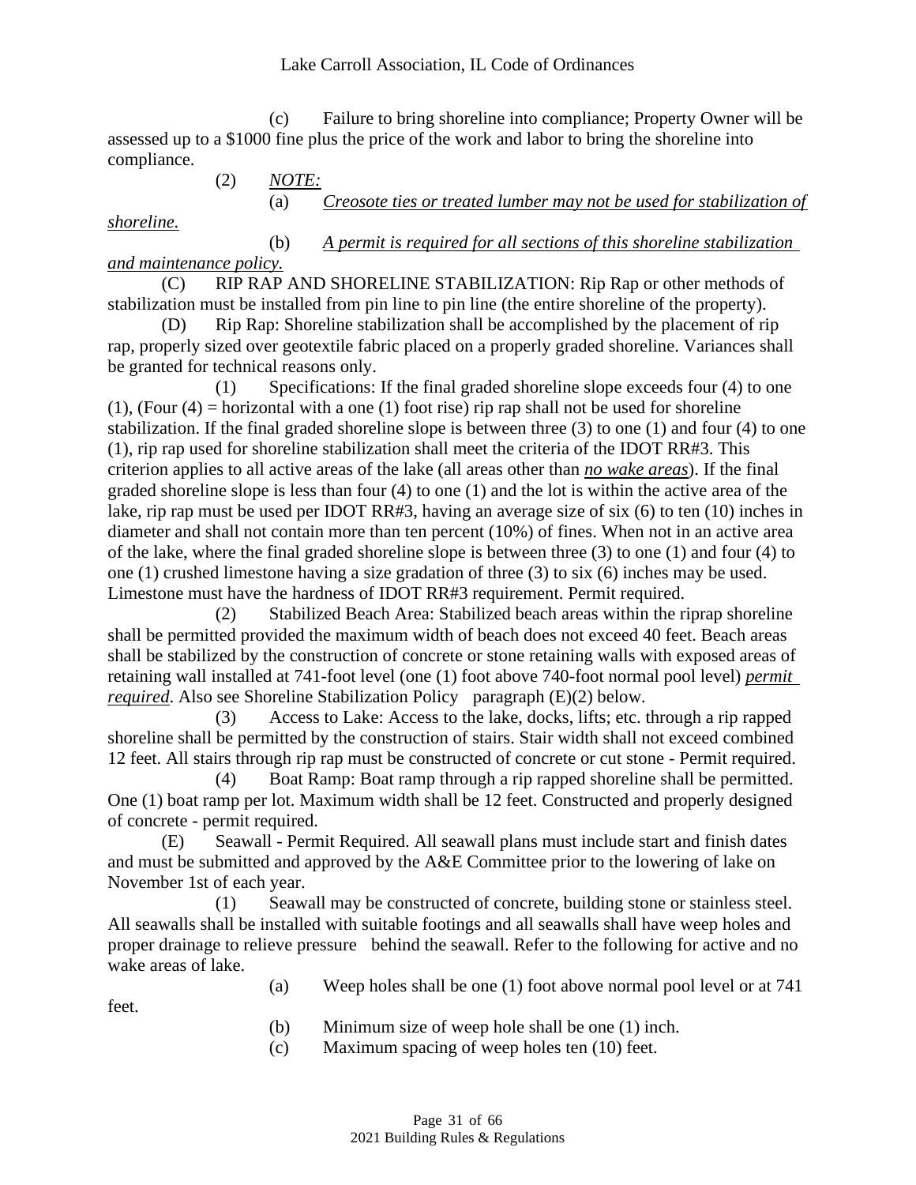(c) Failure to bring shoreline into compliance; Property Owner will be assessed up to a $1000 fine plus the price of the work and labor to bring the shoreline into compliance.

(2) *NOTE:*

(a) *Creosote ties or treated lumber may not be used for stabilization of shoreline.*

(b) *A permit is required for all sections of this shoreline stabilization and maintenance policy.*

(C) RIP RAP AND SHORELINE STABILIZATION: Rip Rap or other methods of stabilization must be installed from pin line to pin line (the entire shoreline of the property).

(D) Rip Rap: Shoreline stabilization shall be accomplished by the placement of rip rap, properly sized over geotextile fabric placed on a properly graded shoreline. Variances shall be granted for technical reasons only.

(1) Specifications: If the final graded shoreline slope exceeds four (4) to one (1), (Four (4) = horizontal with a one (1) foot rise) rip rap shall not be used for shoreline stabilization. If the final graded shoreline slope is between three (3) to one (1) and four (4) to one (1), rip rap used for shoreline stabilization shall meet the criteria of the IDOT RR#3. This criterion applies to all active areas of the lake (all areas other than *no wake areas*). If the final graded shoreline slope is less than four (4) to one (1) and the lot is within the active area of the lake, rip rap must be used per IDOT RR#3, having an average size of six (6) to ten (10) inches in diameter and shall not contain more than ten percent (10%) of fines. When not in an active area of the lake, where the final graded shoreline slope is between three (3) to one (1) and four (4) to one (1) crushed limestone having a size gradation of three (3) to six (6) inches may be used. Limestone must have the hardness of IDOT RR#3 requirement. Permit required.

(2) Stabilized Beach Area: Stabilized beach areas within the riprap shoreline shall be permitted provided the maximum width of beach does not exceed 40 feet. Beach areas shall be stabilized by the construction of concrete or stone retaining walls with exposed areas of retaining wall installed at 741-foot level (one (1) foot above 740-foot normal pool level) *permit required*. Also see Shoreline Stabilization Policy paragraph (E)(2) below.

(3) Access to Lake: Access to the lake, docks, lifts; etc. through a rip rapped shoreline shall be permitted by the construction of stairs. Stair width shall not exceed combined 12 feet. All stairs through rip rap must be constructed of concrete or cut stone - Permit required.

(4) Boat Ramp: Boat ramp through a rip rapped shoreline shall be permitted. One (1) boat ramp per lot. Maximum width shall be 12 feet. Constructed and properly designed of concrete - permit required.

(E) Seawall - Permit Required. All seawall plans must include start and finish dates and must be submitted and approved by the A&E Committee prior to the lowering of lake on November 1st of each year.

(1) Seawall may be constructed of concrete, building stone or stainless steel. All seawalls shall be installed with suitable footings and all seawalls shall have weep holes and proper drainage to relieve pressure behind the seawall. Refer to the following for active and no wake areas of lake.

(a) Weep holes shall be one (1) foot above normal pool level or at 741 feet.

(b) Minimum size of weep hole shall be one (1) inch.

(c) Maximum spacing of weep holes ten (10) feet.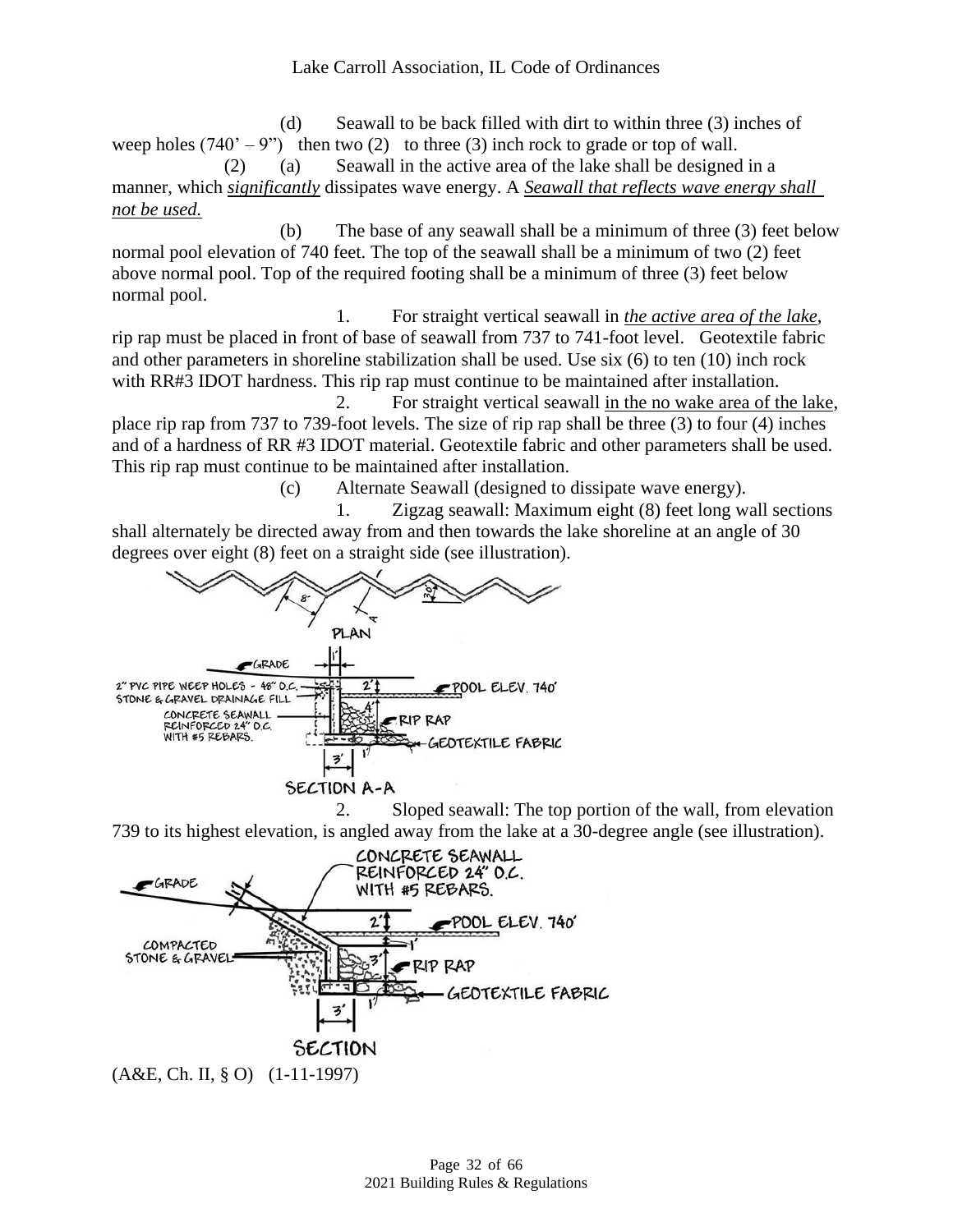(d) Seawall to be back filled with dirt to within three (3) inches of weep holes (740' – 9") then two (2) to three (3) inch rock to grade or top of wall.

(2) (a) Seawall in the active area of the lake shall be designed in a manner, which *significantly* dissipates wave energy. A *Seawall that reflects wave energy shall not be used.*

(b) The base of any seawall shall be a minimum of three (3) feet below normal pool elevation of 740 feet. The top of the seawall shall be a minimum of two (2) feet above normal pool. Top of the required footing shall be a minimum of three (3) feet below normal pool.

1. For straight vertical seawall in *the active area of the lake*, rip rap must be placed in front of base of seawall from 737 to 741-foot level. Geotextile fabric and other parameters in shoreline stabilization shall be used. Use six (6) to ten (10) inch rock with RR#3 IDOT hardness. This rip rap must continue to be maintained after installation.

2. For straight vertical seawall in the no wake area of the lake, place rip rap from 737 to 739-foot levels. The size of rip rap shall be three (3) to four (4) inches and of a hardness of RR #3 IDOT material. Geotextile fabric and other parameters shall be used. This rip rap must continue to be maintained after installation.

(c) Alternate Seawall (designed to dissipate wave energy).

1. Zigzag seawall: Maximum eight (8) feet long wall sections shall alternately be directed away from and then towards the lake shoreline at an angle of 30 degrees over eight (8) feet on a straight side (see illustration).

2. Sloped seawall: The top portion of the wall, from elevation 739 to its highest elevation, is angled away from the lake at a 30-degree angle (see illustration).

(A&E, Ch. II, § O) (1-11-1997)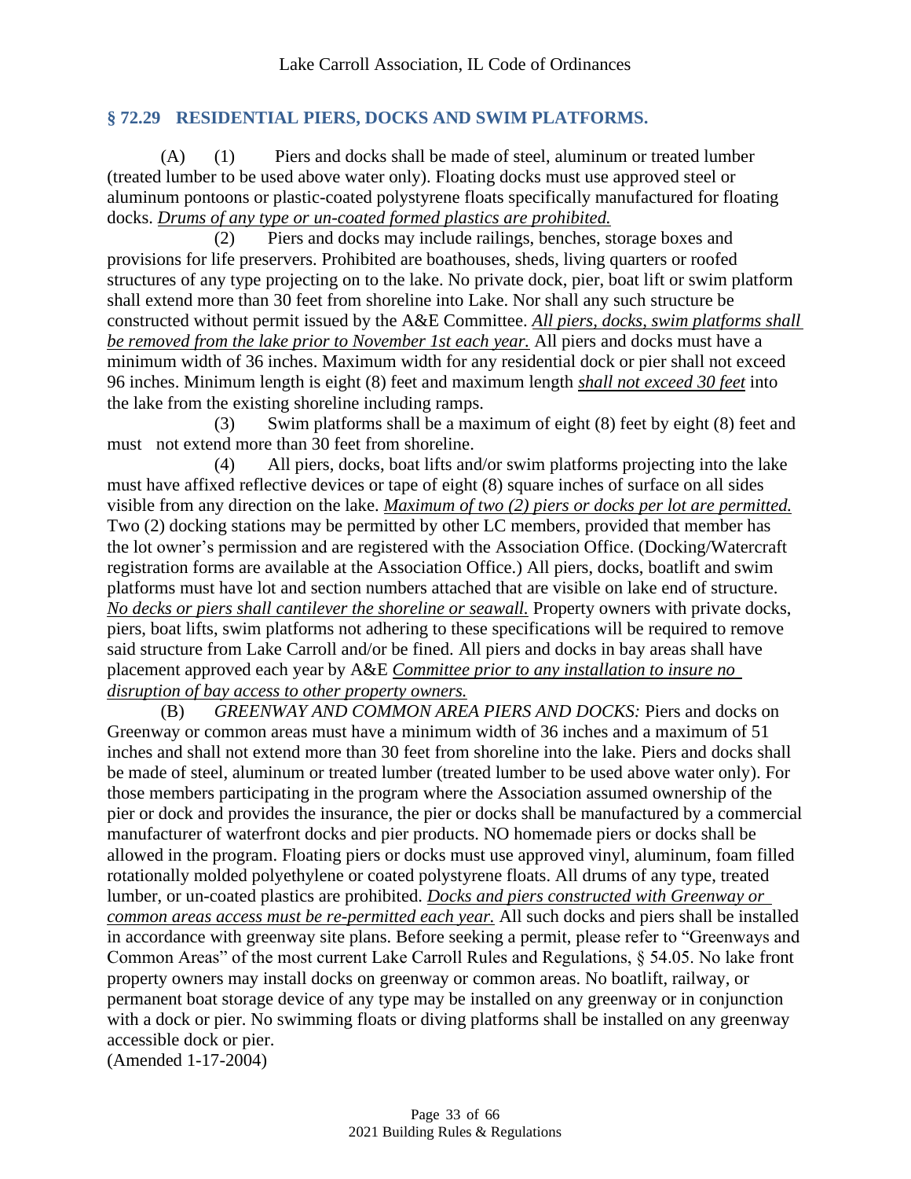## § 72.29 RESIDENTIAL PIERS, DOCKS AND SWIM PLATFORMS.

(A) (1) Piers and docks shall be made of steel, aluminum or treated lumber (treated lumber to be used above water only). Floating docks must use approved steel or aluminum pontoons or plastic-coated polystyrene floats specifically manufactured for floating docks. *Drums of any type or un-coated formed plastics are prohibited.*

(2) Piers and docks may include railings, benches, storage boxes and provisions for life preservers. Prohibited are boathouses, sheds, living quarters or roofed structures of any type projecting on to the lake. No private dock, pier, boat lift or swim platform shall extend more than 30 feet from shoreline into Lake. Nor shall any such structure be constructed without permit issued by the A&E Committee. *All piers, docks, swim platforms shall be removed from the lake prior to November 1st each year.* All piers and docks must have a minimum width of 36 inches. Maximum width for any residential dock or pier shall not exceed 96 inches. Minimum length is eight (8) feet and maximum length *shall not exceed 30 feet* into the lake from the existing shoreline including ramps.

(3) Swim platforms shall be a maximum of eight (8) feet by eight (8) feet and must not extend more than 30 feet from shoreline.

(4) All piers, docks, boat lifts and/or swim platforms projecting into the lake must have affixed reflective devices or tape of eight (8) square inches of surface on all sides visible from any direction on the lake. *Maximum of two (2) piers or docks per lot are permitted.* Two (2) docking stations may be permitted by other LC members, provided that member has the lot owner's permission and are registered with the Association Office. (Docking/Watercraft registration forms are available at the Association Office.) All piers, docks, boatlift and swim platforms must have lot and section numbers attached that are visible on lake end of structure. *No decks or piers shall cantilever the shoreline or seawall.* Property owners with private docks, piers, boat lifts, swim platforms not adhering to these specifications will be required to remove said structure from Lake Carroll and/or be fined. All piers and docks in bay areas shall have placement approved each year by A&E *Committee prior to any installation to insure no disruption of bay access to other property owners.*

(B) *GREENWAY AND COMMON AREA PIERS AND DOCKS:* Piers and docks on Greenway or common areas must have a minimum width of 36 inches and a maximum of 51 inches and shall not extend more than 30 feet from shoreline into the lake. Piers and docks shall be made of steel, aluminum or treated lumber (treated lumber to be used above water only). For those members participating in the program where the Association assumed ownership of the pier or dock and provides the insurance, the pier or docks shall be manufactured by a commercial manufacturer of waterfront docks and pier products. NO homemade piers or docks shall be allowed in the program. Floating piers or docks must use approved vinyl, aluminum, foam filled rotationally molded polyethylene or coated polystyrene floats. All drums of any type, treated lumber, or un-coated plastics are prohibited. *Docks and piers constructed with Greenway or common areas access must be re-permitted each year.* All such docks and piers shall be installed in accordance with greenway site plans. Before seeking a permit, please refer to "Greenways and Common Areas" of the most current Lake Carroll Rules and Regulations, § 54.05. No lake front property owners may install docks on greenway or common areas. No boatlift, railway, or permanent boat storage device of any type may be installed on any greenway or in conjunction with a dock or pier. No swimming floats or diving platforms shall be installed on any greenway accessible dock or pier.

(Amended 1-17-2004)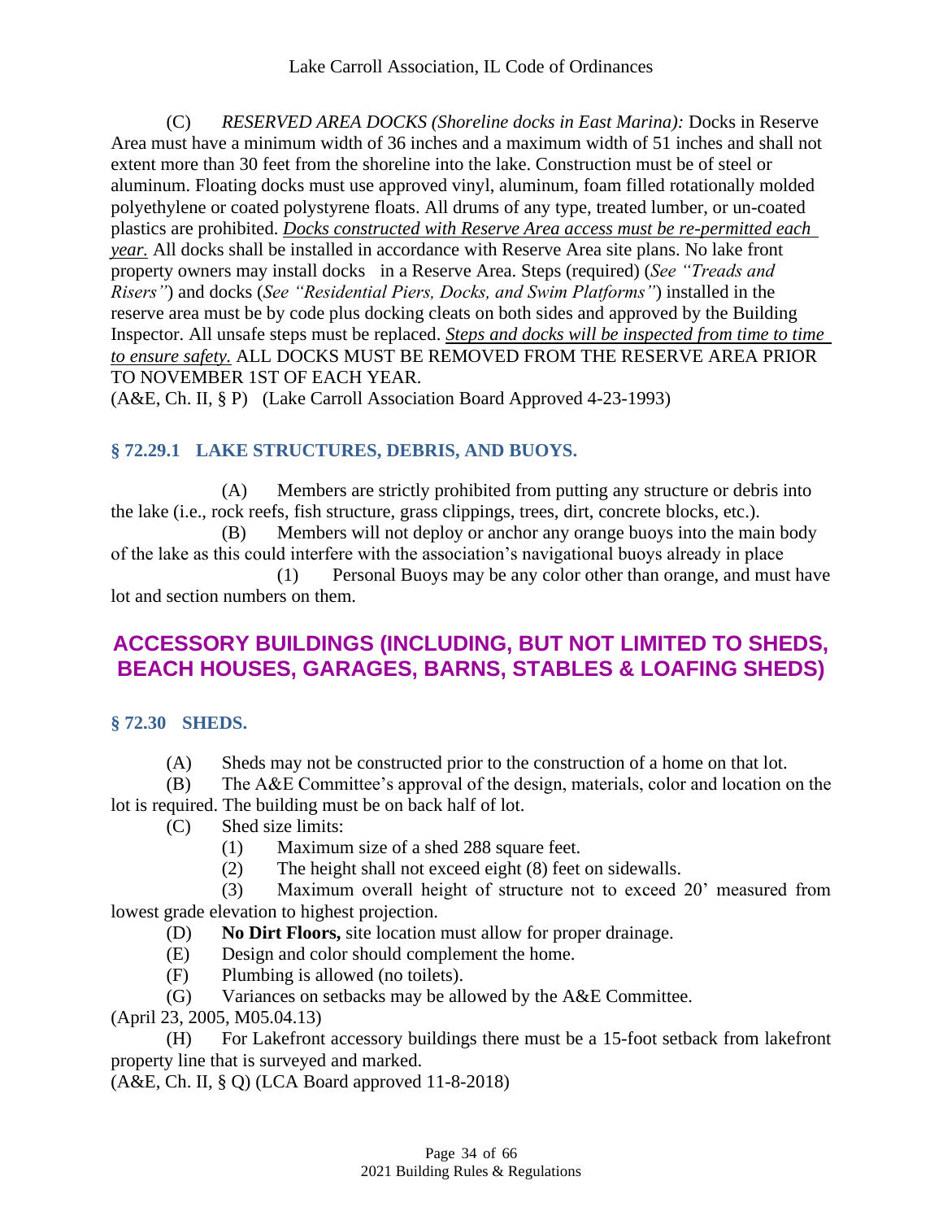(C) *RESERVED AREA DOCKS (Shoreline docks in East Marina):* Docks in Reserve Area must have a minimum width of 36 inches and a maximum width of 51 inches and shall not extent more than 30 feet from the shoreline into the lake. Construction must be of steel or aluminum. Floating docks must use approved vinyl, aluminum, foam filled rotationally molded polyethylene or coated polystyrene floats. All drums of any type, treated lumber, or un-coated plastics are prohibited. ***Docks constructed with Reserve Area access must be re-permitted each year.*** All docks shall be installed in accordance with Reserve Area site plans. No lake front property owners may install docks in a Reserve Area. Steps (required) (*See "Treads and Risers"*) and docks (*See "Residential Piers, Docks, and Swim Platforms"*) installed in the reserve area must be by code plus docking cleats on both sides and approved by the Building Inspector. All unsafe steps must be replaced. ***Steps and docks will be inspected from time to time to ensure safety.*** ALL DOCKS MUST BE REMOVED FROM THE RESERVE AREA PRIOR TO NOVEMBER 1ST OF EACH YEAR.

(A&E, Ch. II, § P) (Lake Carroll Association Board Approved 4-23-1993)

### § 72.29.1 LAKE STRUCTURES, DEBRIS, AND BUOYS.

(A) Members are strictly prohibited from putting any structure or debris into the lake (i.e., rock reefs, fish structure, grass clippings, trees, dirt, concrete blocks, etc.).

(B) Members will not deploy or anchor any orange buoys into the main body of the lake as this could interfere with the association's navigational buoys already in place

(1) Personal Buoys may be any color other than orange, and must have lot and section numbers on them.

## ACCESSORY BUILDINGS (INCLUDING, BUT NOT LIMITED TO SHEDS, BEACH HOUSES, GARAGES, BARNS, STABLES & LOAFING SHEDS)

### § 72.30 SHEDS.

(A) Sheds may not be constructed prior to the construction of a home on that lot.

(B) The A&E Committee's approval of the design, materials, color and location on the lot is required. The building must be on back half of lot.

(C) Shed size limits:

(1) Maximum size of a shed 288 square feet.

(2) The height shall not exceed eight (8) feet on sidewalls.

(3) Maximum overall height of structure not to exceed 20' measured from lowest grade elevation to highest projection.

(D) **No Dirt Floors,** site location must allow for proper drainage.

(E) Design and color should complement the home.

(F) Plumbing is allowed (no toilets).

(G) Variances on setbacks may be allowed by the A&E Committee.

(April 23, 2005, M05.04.13)

(H) For Lakefront accessory buildings there must be a 15-foot setback from lakefront property line that is surveyed and marked.

(A&E, Ch. II, § Q) (LCA Board approved 11-8-2018)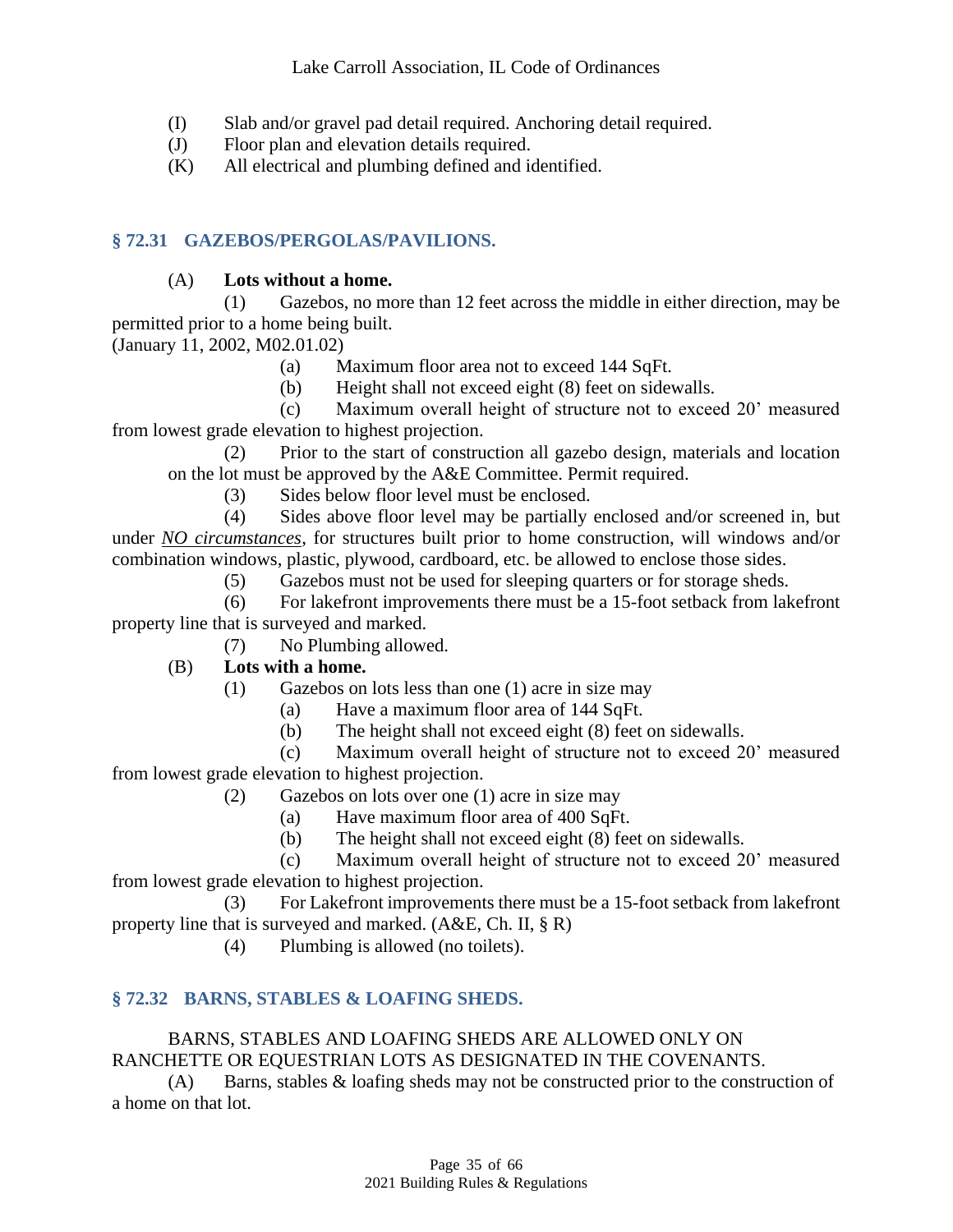(I) Slab and/or gravel pad detail required. Anchoring detail required.

(J) Floor plan and elevation details required.

(K) All electrical and plumbing defined and identified.

## § 72.31 GAZEBOS/PERGOLAS/PAVILIONS.

(A) **Lots without a home.**

(1) Gazebos, no more than 12 feet across the middle in either direction, may be permitted prior to a home being built.
(January 11, 2002, M02.01.02)

(a) Maximum floor area not to exceed 144 SqFt.

(b) Height shall not exceed eight (8) feet on sidewalls.

(c) Maximum overall height of structure not to exceed 20' measured from lowest grade elevation to highest projection.

(2) Prior to the start of construction all gazebo design, materials and location on the lot must be approved by the A&E Committee. Permit required.

(3) Sides below floor level must be enclosed.

(4) Sides above floor level may be partially enclosed and/or screened in, but under ***NO circumstances***, for structures built prior to home construction, will windows and/or combination windows, plastic, plywood, cardboard, etc. be allowed to enclose those sides.

(5) Gazebos must not be used for sleeping quarters or for storage sheds.

(6) For lakefront improvements there must be a 15-foot setback from lakefront property line that is surveyed and marked.

(7) No Plumbing allowed.

(B) **Lots with a home.**

(1) Gazebos on lots less than one (1) acre in size may

(a) Have a maximum floor area of 144 SqFt.

(b) The height shall not exceed eight (8) feet on sidewalls.

(c) Maximum overall height of structure not to exceed 20' measured from lowest grade elevation to highest projection.

(2) Gazebos on lots over one (1) acre in size may

(a) Have maximum floor area of 400 SqFt.

(b) The height shall not exceed eight (8) feet on sidewalls.

(c) Maximum overall height of structure not to exceed 20' measured from lowest grade elevation to highest projection.

(3) For Lakefront improvements there must be a 15-foot setback from lakefront property line that is surveyed and marked. (A&E, Ch. II, § R)

(4) Plumbing is allowed (no toilets).

## § 72.32 BARNS, STABLES & LOAFING SHEDS.

BARNS, STABLES AND LOAFING SHEDS ARE ALLOWED ONLY ON RANCHETTE OR EQUESTRIAN LOTS AS DESIGNATED IN THE COVENANTS.

(A) Barns, stables & loafing sheds may not be constructed prior to the construction of a home on that lot.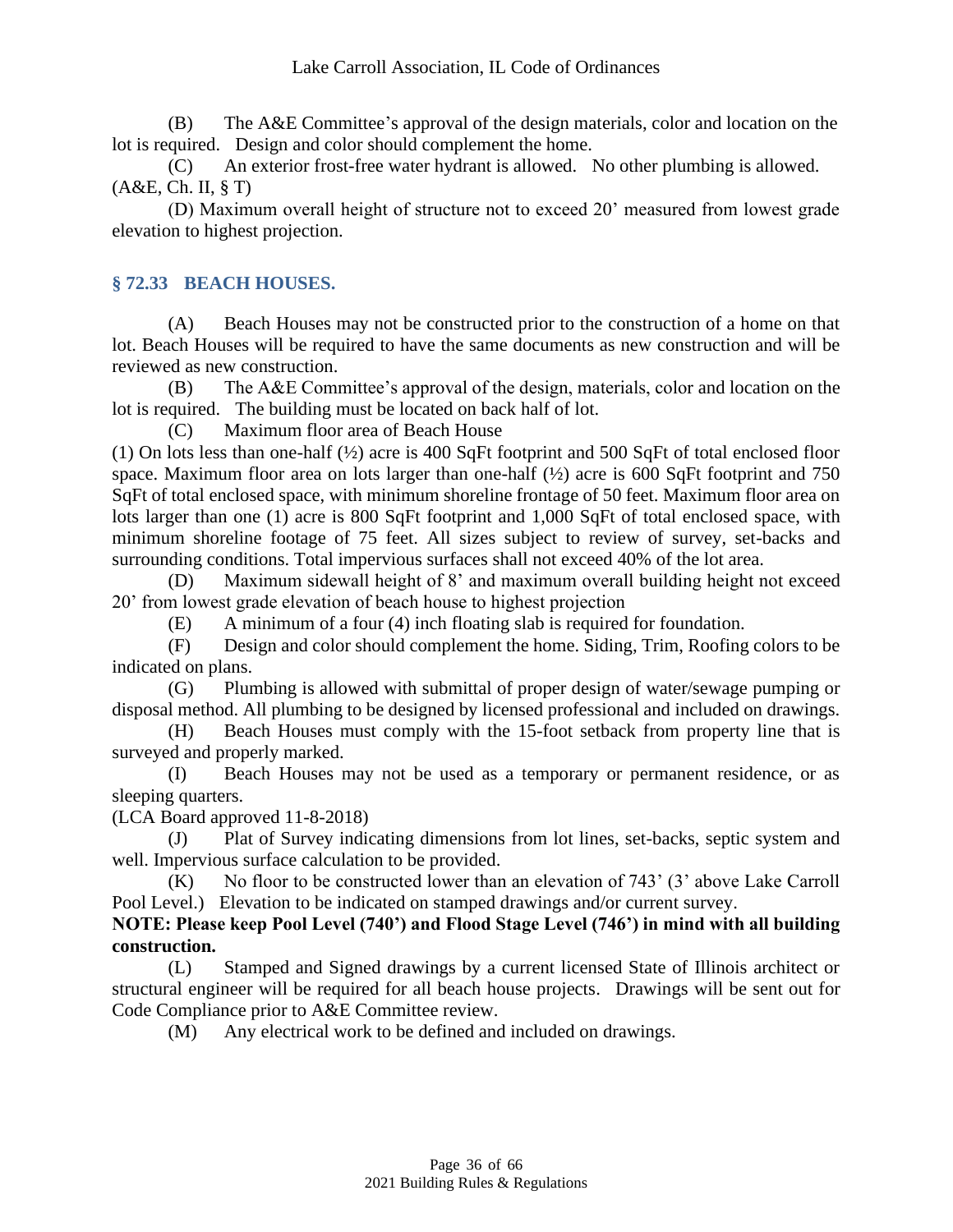(B) The A&E Committee's approval of the design materials, color and location on the lot is required. Design and color should complement the home.

(C) An exterior frost-free water hydrant is allowed. No other plumbing is allowed. (A&E, Ch. II, § T)

(D) Maximum overall height of structure not to exceed 20' measured from lowest grade elevation to highest projection.

## § 72.33 BEACH HOUSES.

(A) Beach Houses may not be constructed prior to the construction of a home on that lot. Beach Houses will be required to have the same documents as new construction and will be reviewed as new construction.

(B) The A&E Committee's approval of the design, materials, color and location on the lot is required. The building must be located on back half of lot.

(C) Maximum floor area of Beach House

(1) On lots less than one-half (½) acre is 400 SqFt footprint and 500 SqFt of total enclosed floor space. Maximum floor area on lots larger than one-half (½) acre is 600 SqFt footprint and 750 SqFt of total enclosed space, with minimum shoreline frontage of 50 feet. Maximum floor area on lots larger than one (1) acre is 800 SqFt footprint and 1,000 SqFt of total enclosed space, with minimum shoreline footage of 75 feet. All sizes subject to review of survey, set-backs and surrounding conditions. Total impervious surfaces shall not exceed 40% of the lot area.

(D) Maximum sidewall height of 8' and maximum overall building height not exceed 20' from lowest grade elevation of beach house to highest projection

(E) A minimum of a four (4) inch floating slab is required for foundation.

(F) Design and color should complement the home. Siding, Trim, Roofing colors to be indicated on plans.

(G) Plumbing is allowed with submittal of proper design of water/sewage pumping or disposal method. All plumbing to be designed by licensed professional and included on drawings.

(H) Beach Houses must comply with the 15-foot setback from property line that is surveyed and properly marked.

(I) Beach Houses may not be used as a temporary or permanent residence, or as sleeping quarters.

(LCA Board approved 11-8-2018)

(J) Plat of Survey indicating dimensions from lot lines, set-backs, septic system and well. Impervious surface calculation to be provided.

(K) No floor to be constructed lower than an elevation of 743' (3' above Lake Carroll Pool Level.) Elevation to be indicated on stamped drawings and/or current survey.

**NOTE: Please keep Pool Level (740') and Flood Stage Level (746') in mind with all building construction.**

(L) Stamped and Signed drawings by a current licensed State of Illinois architect or structural engineer will be required for all beach house projects. Drawings will be sent out for Code Compliance prior to A&E Committee review.

(M) Any electrical work to be defined and included on drawings.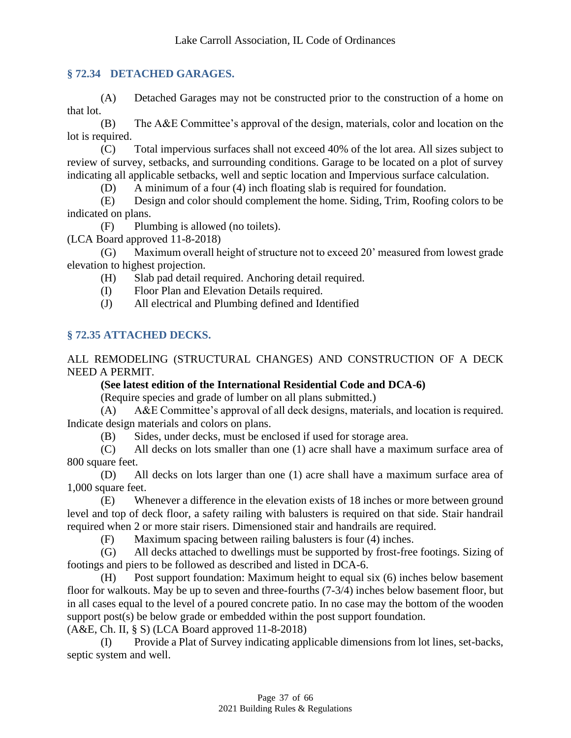## § 72.34 DETACHED GARAGES.

(A) Detached Garages may not be constructed prior to the construction of a home on that lot.

(B) The A&E Committee's approval of the design, materials, color and location on the lot is required.

(C) Total impervious surfaces shall not exceed 40% of the lot area. All sizes subject to review of survey, setbacks, and surrounding conditions. Garage to be located on a plot of survey indicating all applicable setbacks, well and septic location and Impervious surface calculation.

(D) A minimum of a four (4) inch floating slab is required for foundation.

(E) Design and color should complement the home. Siding, Trim, Roofing colors to be indicated on plans.

(F) Plumbing is allowed (no toilets).

(LCA Board approved 11-8-2018)

(G) Maximum overall height of structure not to exceed 20' measured from lowest grade elevation to highest projection.

(H) Slab pad detail required. Anchoring detail required.

(I) Floor Plan and Elevation Details required.

(J) All electrical and Plumbing defined and Identified

## § 72.35 ATTACHED DECKS.

ALL REMODELING (STRUCTURAL CHANGES) AND CONSTRUCTION OF A DECK NEED A PERMIT.

**(See latest edition of the International Residential Code and DCA-6)**

(Require species and grade of lumber on all plans submitted.)

(A) A&E Committee's approval of all deck designs, materials, and location is required. Indicate design materials and colors on plans.

(B) Sides, under decks, must be enclosed if used for storage area.

(C) All decks on lots smaller than one (1) acre shall have a maximum surface area of 800 square feet.

(D) All decks on lots larger than one (1) acre shall have a maximum surface area of 1,000 square feet.

(E) Whenever a difference in the elevation exists of 18 inches or more between ground level and top of deck floor, a safety railing with balusters is required on that side. Stair handrail required when 2 or more stair risers. Dimensioned stair and handrails are required.

(F) Maximum spacing between railing balusters is four (4) inches.

(G) All decks attached to dwellings must be supported by frost-free footings. Sizing of footings and piers to be followed as described and listed in DCA-6.

(H) Post support foundation: Maximum height to equal six (6) inches below basement floor for walkouts. May be up to seven and three-fourths (7-3/4) inches below basement floor, but in all cases equal to the level of a poured concrete patio. In no case may the bottom of the wooden support post(s) be below grade or embedded within the post support foundation.

(A&E, Ch. II, § S) (LCA Board approved 11-8-2018)

(I) Provide a Plat of Survey indicating applicable dimensions from lot lines, set-backs, septic system and well.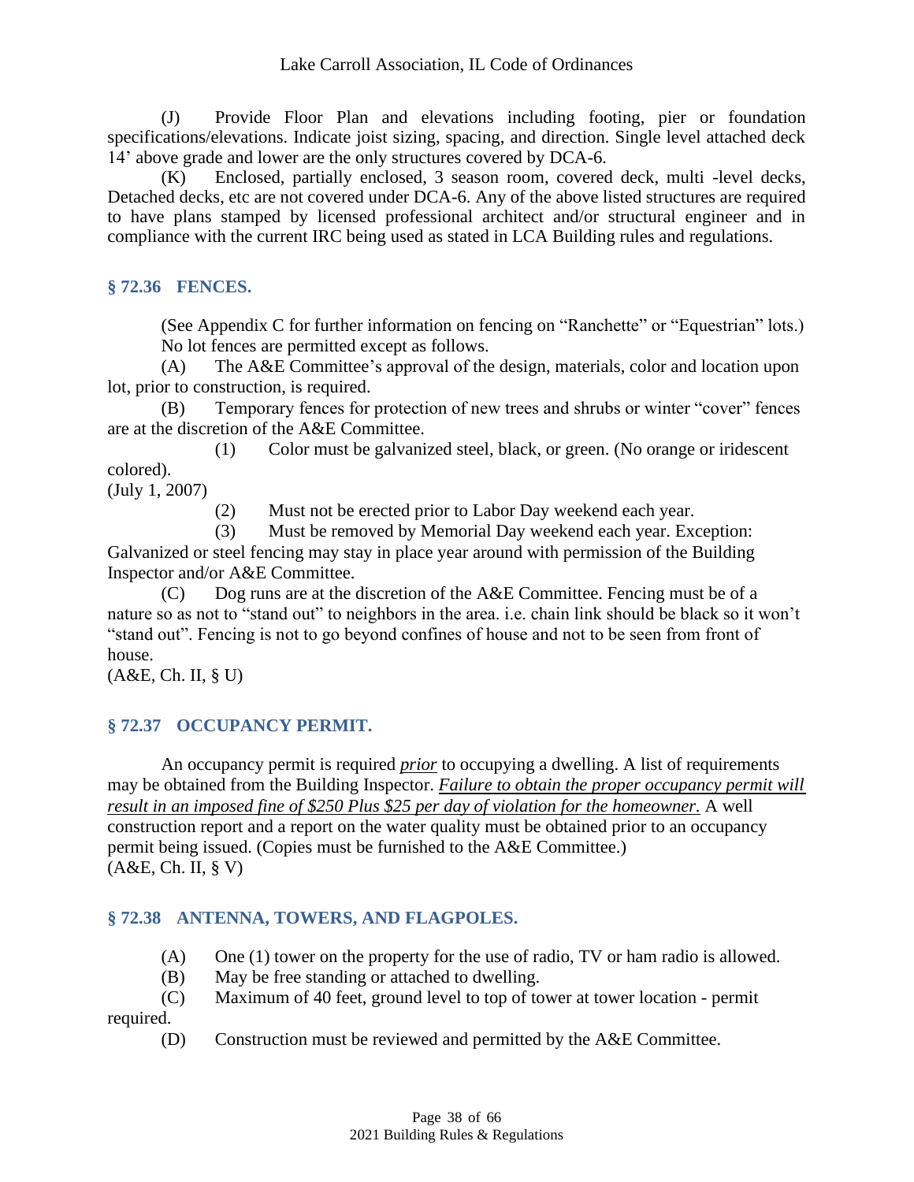(J) Provide Floor Plan and elevations including footing, pier or foundation specifications/elevations. Indicate joist sizing, spacing, and direction. Single level attached deck 14' above grade and lower are the only structures covered by DCA-6.

(K) Enclosed, partially enclosed, 3 season room, covered deck, multi -level decks, Detached decks, etc are not covered under DCA-6. Any of the above listed structures are required to have plans stamped by licensed professional architect and/or structural engineer and in compliance with the current IRC being used as stated in LCA Building rules and regulations.

### § 72.36 FENCES.

(See Appendix C for further information on fencing on "Ranchette" or "Equestrian" lots.)

No lot fences are permitted except as follows.

(A) The A&E Committee's approval of the design, materials, color and location upon lot, prior to construction, is required.

(B) Temporary fences for protection of new trees and shrubs or winter "cover" fences are at the discretion of the A&E Committee.

(1) Color must be galvanized steel, black, or green. (No orange or iridescent colored).

(July 1, 2007)

(2) Must not be erected prior to Labor Day weekend each year.

(3) Must be removed by Memorial Day weekend each year. Exception: Galvanized or steel fencing may stay in place year around with permission of the Building Inspector and/or A&E Committee.

(C) Dog runs are at the discretion of the A&E Committee. Fencing must be of a nature so as not to "stand out" to neighbors in the area. i.e. chain link should be black so it won't "stand out". Fencing is not to go beyond confines of house and not to be seen from front of house.

(A&E, Ch. II, § U)

### § 72.37 OCCUPANCY PERMIT.

An occupancy permit is required ***prior*** to occupying a dwelling. A list of requirements may be obtained from the Building Inspector. *Failure to obtain the proper occupancy permit will result in an imposed fine of $250 Plus $25 per day of violation for the homeowner.* A well construction report and a report on the water quality must be obtained prior to an occupancy permit being issued. (Copies must be furnished to the A&E Committee.)

(A&E, Ch. II, § V)

### § 72.38 ANTENNA, TOWERS, AND FLAGPOLES.

(A) One (1) tower on the property for the use of radio, TV or ham radio is allowed.

(B) May be free standing or attached to dwelling.

(C) Maximum of 40 feet, ground level to top of tower at tower location - permit required.

(D) Construction must be reviewed and permitted by the A&E Committee.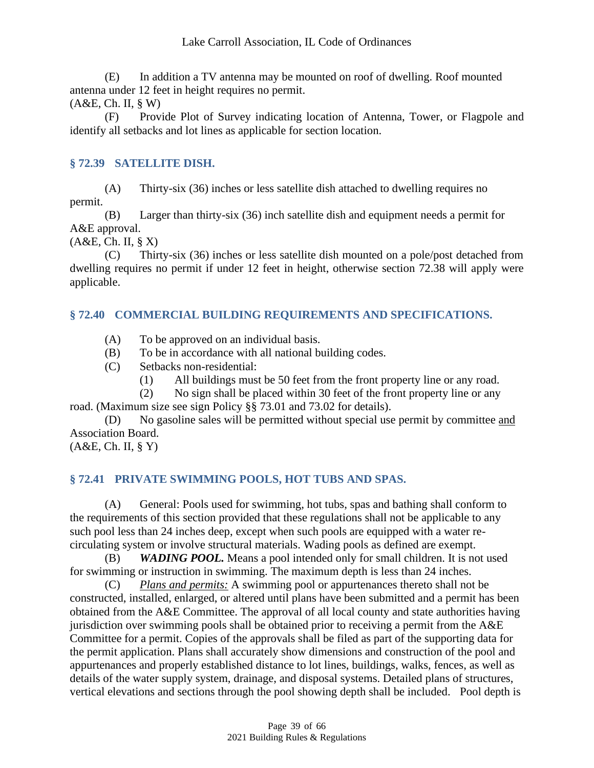(E) In addition a TV antenna may be mounted on roof of dwelling. Roof mounted antenna under 12 feet in height requires no permit.
(A&E, Ch. II, § W)

(F) Provide Plot of Survey indicating location of Antenna, Tower, or Flagpole and identify all setbacks and lot lines as applicable for section location.

### § 72.39 SATELLITE DISH.

(A) Thirty-six (36) inches or less satellite dish attached to dwelling requires no permit.

(B) Larger than thirty-six (36) inch satellite dish and equipment needs a permit for A&E approval.
(A&E, Ch. II, § X)

(C) Thirty-six (36) inches or less satellite dish mounted on a pole/post detached from dwelling requires no permit if under 12 feet in height, otherwise section 72.38 will apply were applicable.

### § 72.40 COMMERCIAL BUILDING REQUIREMENTS AND SPECIFICATIONS.

(A) To be approved on an individual basis.

(B) To be in accordance with all national building codes.

(C) Setbacks non-residential:

(1) All buildings must be 50 feet from the front property line or any road.

(2) No sign shall be placed within 30 feet of the front property line or any road. (Maximum size see sign Policy §§ 73.01 and 73.02 for details).

(D) No gasoline sales will be permitted without special use permit by committee <u>and</u> Association Board.
(A&E, Ch. II, § Y)

### § 72.41 PRIVATE SWIMMING POOLS, HOT TUBS AND SPAS.

(A) General: Pools used for swimming, hot tubs, spas and bathing shall conform to the requirements of this section provided that these regulations shall not be applicable to any such pool less than 24 inches deep, except when such pools are equipped with a water re-circulating system or involve structural materials. Wading pools as defined are exempt.

(B) ***WADING POOL.*** Means a pool intended only for small children. It is not used for swimming or instruction in swimming. The maximum depth is less than 24 inches.

(C) <u>*Plans and permits:*</u> A swimming pool or appurtenances thereto shall not be constructed, installed, enlarged, or altered until plans have been submitted and a permit has been obtained from the A&E Committee. The approval of all local county and state authorities having jurisdiction over swimming pools shall be obtained prior to receiving a permit from the A&E Committee for a permit. Copies of the approvals shall be filed as part of the supporting data for the permit application. Plans shall accurately show dimensions and construction of the pool and appurtenances and properly established distance to lot lines, buildings, walks, fences, as well as details of the water supply system, drainage, and disposal systems. Detailed plans of structures, vertical elevations and sections through the pool showing depth shall be included. Pool depth is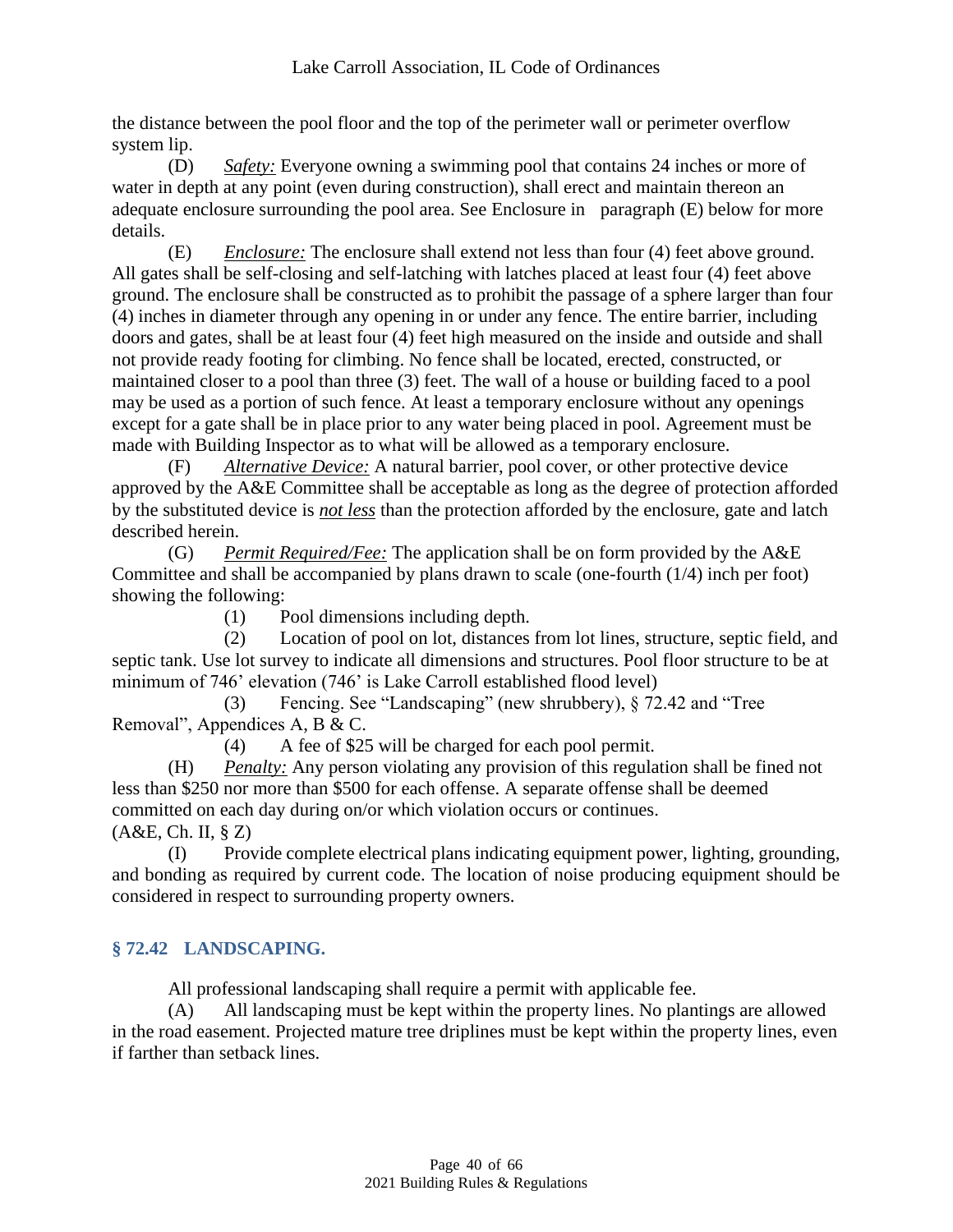the distance between the pool floor and the top of the perimeter wall or perimeter overflow system lip.

(D) *Safety:* Everyone owning a swimming pool that contains 24 inches or more of water in depth at any point (even during construction), shall erect and maintain thereon an adequate enclosure surrounding the pool area. See Enclosure in paragraph (E) below for more details.

(E) *Enclosure:* The enclosure shall extend not less than four (4) feet above ground. All gates shall be self-closing and self-latching with latches placed at least four (4) feet above ground. The enclosure shall be constructed as to prohibit the passage of a sphere larger than four (4) inches in diameter through any opening in or under any fence. The entire barrier, including doors and gates, shall be at least four (4) feet high measured on the inside and outside and shall not provide ready footing for climbing. No fence shall be located, erected, constructed, or maintained closer to a pool than three (3) feet. The wall of a house or building faced to a pool may be used as a portion of such fence. At least a temporary enclosure without any openings except for a gate shall be in place prior to any water being placed in pool. Agreement must be made with Building Inspector as to what will be allowed as a temporary enclosure.

(F) *Alternative Device:* A natural barrier, pool cover, or other protective device approved by the A&E Committee shall be acceptable as long as the degree of protection afforded by the substituted device is ***not less*** than the protection afforded by the enclosure, gate and latch described herein.

(G) *Permit Required/Fee:* The application shall be on form provided by the A&E Committee and shall be accompanied by plans drawn to scale (one-fourth (1/4) inch per foot) showing the following:

(1) Pool dimensions including depth.

(2) Location of pool on lot, distances from lot lines, structure, septic field, and septic tank. Use lot survey to indicate all dimensions and structures. Pool floor structure to be at minimum of 746' elevation (746' is Lake Carroll established flood level)

(3) Fencing. See "Landscaping" (new shrubbery), § 72.42 and "Tree Removal", Appendices A, B & C.

(4) A fee of $25 will be charged for each pool permit.

(H) *Penalty:* Any person violating any provision of this regulation shall be fined not less than $250 nor more than $500 for each offense. A separate offense shall be deemed committed on each day during on/or which violation occurs or continues.
(A&E, Ch. II, § Z)

(I) Provide complete electrical plans indicating equipment power, lighting, grounding, and bonding as required by current code. The location of noise producing equipment should be considered in respect to surrounding property owners.

## § 72.42 LANDSCAPING.

All professional landscaping shall require a permit with applicable fee.

(A) All landscaping must be kept within the property lines. No plantings are allowed in the road easement. Projected mature tree driplines must be kept within the property lines, even if farther than setback lines.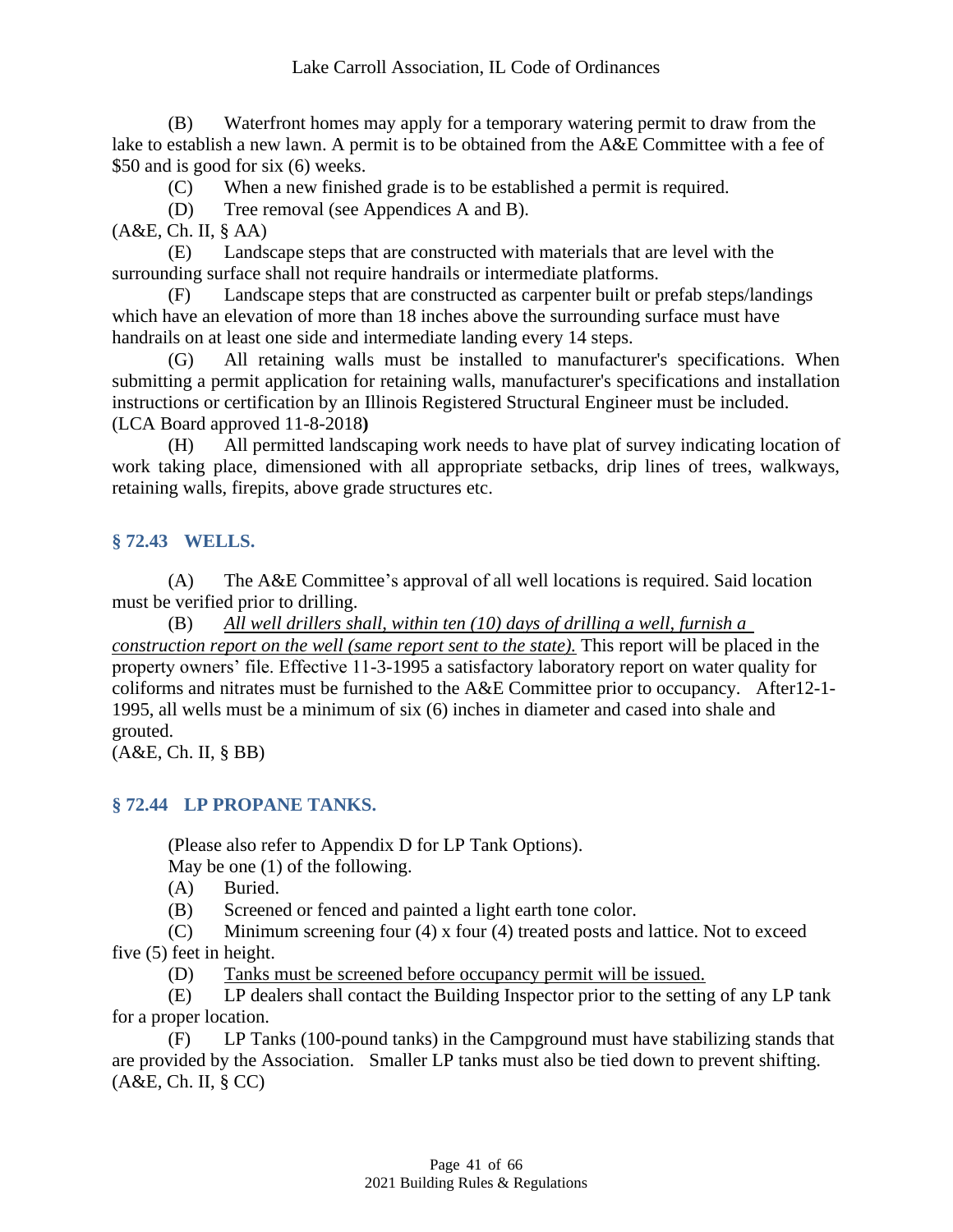(B) Waterfront homes may apply for a temporary watering permit to draw from the lake to establish a new lawn. A permit is to be obtained from the A&E Committee with a fee of $50 and is good for six (6) weeks.

(C) When a new finished grade is to be established a permit is required.

(D) Tree removal (see Appendices A and B).

(A&E, Ch. II, § AA)

(E) Landscape steps that are constructed with materials that are level with the surrounding surface shall not require handrails or intermediate platforms.

(F) Landscape steps that are constructed as carpenter built or prefab steps/landings which have an elevation of more than 18 inches above the surrounding surface must have handrails on at least one side and intermediate landing every 14 steps.

(G) All retaining walls must be installed to manufacturer's specifications. When submitting a permit application for retaining walls, manufacturer's specifications and installation instructions or certification by an Illinois Registered Structural Engineer must be included. (LCA Board approved 11-8-2018**)**

(H) All permitted landscaping work needs to have plat of survey indicating location of work taking place, dimensioned with all appropriate setbacks, drip lines of trees, walkways, retaining walls, firepits, above grade structures etc.

## § 72.43 WELLS.

(A) The A&E Committee's approval of all well locations is required. Said location must be verified prior to drilling.

(B) <u>*All well drillers shall, within ten (10) days of drilling a well, furnish a construction report on the well (same report sent to the state).*</u> This report will be placed in the property owners' file. Effective 11-3-1995 a satisfactory laboratory report on water quality for coliforms and nitrates must be furnished to the A&E Committee prior to occupancy. After12-1-1995, all wells must be a minimum of six (6) inches in diameter and cased into shale and grouted.

(A&E, Ch. II, § BB)

## § 72.44 LP PROPANE TANKS.

(Please also refer to Appendix D for LP Tank Options).

May be one (1) of the following.

(A) Buried.

(B) Screened or fenced and painted a light earth tone color.

(C) Minimum screening four (4) x four (4) treated posts and lattice. Not to exceed five (5) feet in height.

(D) <u>Tanks must be screened before occupancy permit will be issued.</u>

(E) LP dealers shall contact the Building Inspector prior to the setting of any LP tank for a proper location.

(F) LP Tanks (100-pound tanks) in the Campground must have stabilizing stands that are provided by the Association. Smaller LP tanks must also be tied down to prevent shifting.

(A&E, Ch. II, § CC)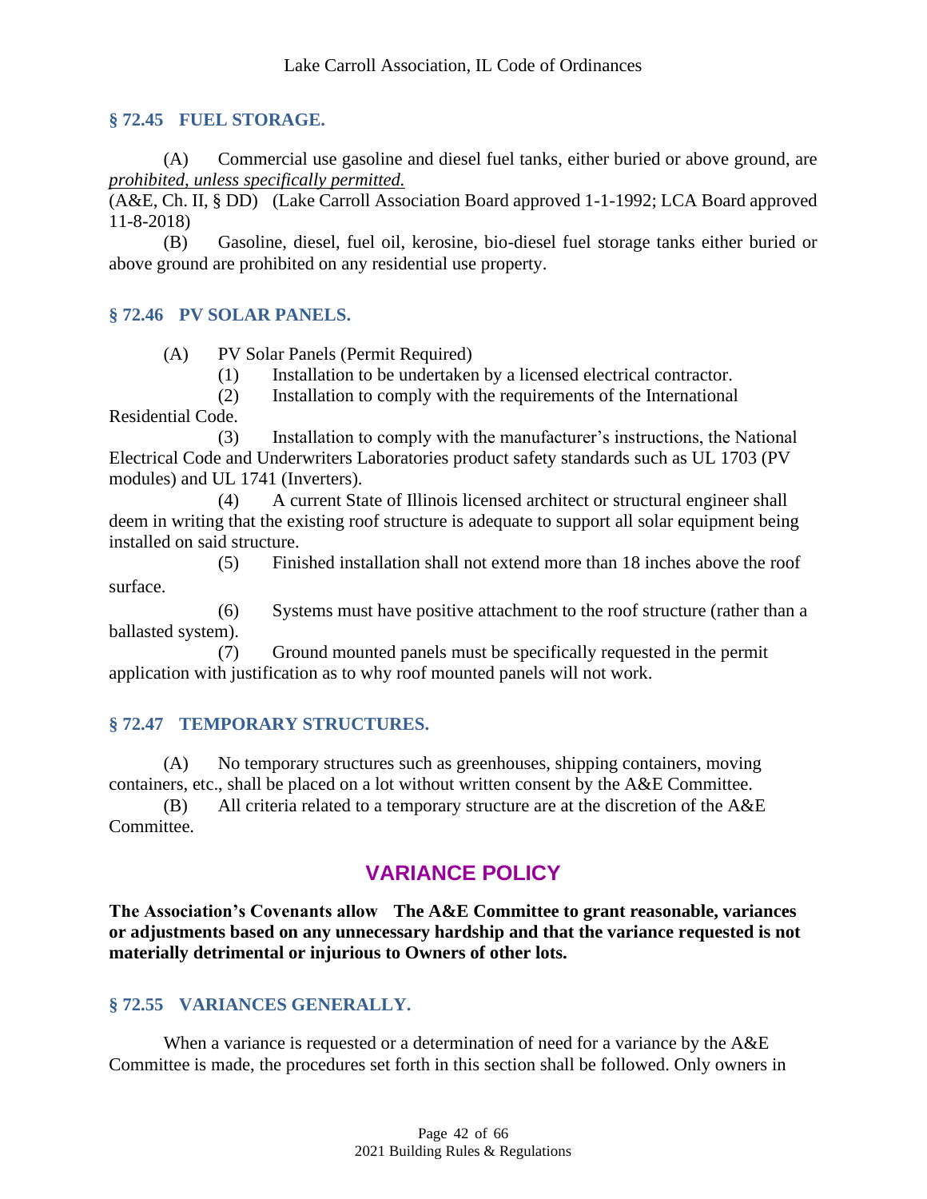### § 72.45 FUEL STORAGE.

(A) Commercial use gasoline and diesel fuel tanks, either buried or above ground, are *prohibited, unless specifically permitted.*

(A&E, Ch. II, § DD) (Lake Carroll Association Board approved 1-1-1992; LCA Board approved 11-8-2018)

(B) Gasoline, diesel, fuel oil, kerosine, bio-diesel fuel storage tanks either buried or above ground are prohibited on any residential use property.

### § 72.46 PV SOLAR PANELS.

(A) PV Solar Panels (Permit Required)

(1) Installation to be undertaken by a licensed electrical contractor.

(2) Installation to comply with the requirements of the International Residential Code.

(3) Installation to comply with the manufacturer's instructions, the National Electrical Code and Underwriters Laboratories product safety standards such as UL 1703 (PV modules) and UL 1741 (Inverters).

(4) A current State of Illinois licensed architect or structural engineer shall deem in writing that the existing roof structure is adequate to support all solar equipment being installed on said structure.

(5) Finished installation shall not extend more than 18 inches above the roof surface.

(6) Systems must have positive attachment to the roof structure (rather than a ballasted system).

(7) Ground mounted panels must be specifically requested in the permit application with justification as to why roof mounted panels will not work.

### § 72.47 TEMPORARY STRUCTURES.

(A) No temporary structures such as greenhouses, shipping containers, moving containers, etc., shall be placed on a lot without written consent by the A&E Committee.

(B) All criteria related to a temporary structure are at the discretion of the A&E Committee.

## VARIANCE POLICY

**The Association's Covenants allow The A&E Committee to grant reasonable, variances or adjustments based on any unnecessary hardship and that the variance requested is not materially detrimental or injurious to Owners of other lots.**

### § 72.55 VARIANCES GENERALLY.

When a variance is requested or a determination of need for a variance by the A&E Committee is made, the procedures set forth in this section shall be followed. Only owners in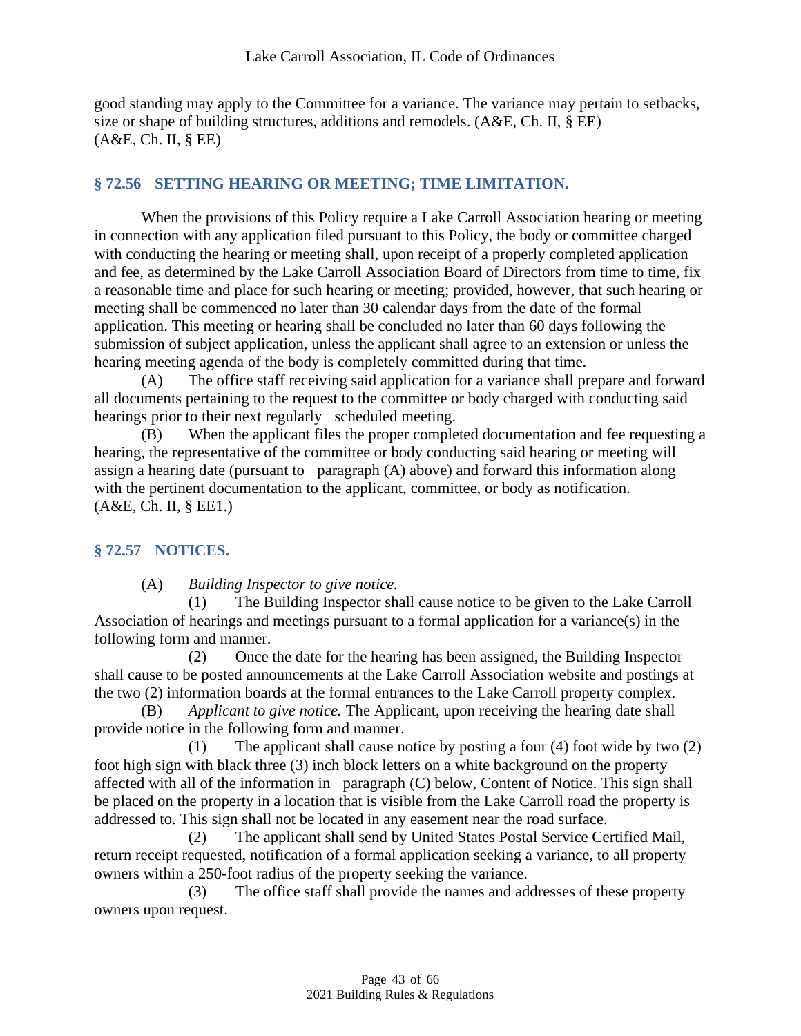good standing may apply to the Committee for a variance. The variance may pertain to setbacks, size or shape of building structures, additions and remodels. (A&E, Ch. II, § EE)
(A&E, Ch. II, § EE)

## § 72.56 SETTING HEARING OR MEETING; TIME LIMITATION.

When the provisions of this Policy require a Lake Carroll Association hearing or meeting in connection with any application filed pursuant to this Policy, the body or committee charged with conducting the hearing or meeting shall, upon receipt of a properly completed application and fee, as determined by the Lake Carroll Association Board of Directors from time to time, fix a reasonable time and place for such hearing or meeting; provided, however, that such hearing or meeting shall be commenced no later than 30 calendar days from the date of the formal application. This meeting or hearing shall be concluded no later than 60 days following the submission of subject application, unless the applicant shall agree to an extension or unless the hearing meeting agenda of the body is completely committed during that time.

(A) The office staff receiving said application for a variance shall prepare and forward all documents pertaining to the request to the committee or body charged with conducting said hearings prior to their next regularly scheduled meeting.

(B) When the applicant files the proper completed documentation and fee requesting a hearing, the representative of the committee or body conducting said hearing or meeting will assign a hearing date (pursuant to paragraph (A) above) and forward this information along with the pertinent documentation to the applicant, committee, or body as notification.
(A&E, Ch. II, § EE1.)

## § 72.57 NOTICES.

(A) *Building Inspector to give notice.*

(1) The Building Inspector shall cause notice to be given to the Lake Carroll Association of hearings and meetings pursuant to a formal application for a variance(s) in the following form and manner.

(2) Once the date for the hearing has been assigned, the Building Inspector shall cause to be posted announcements at the Lake Carroll Association website and postings at the two (2) information boards at the formal entrances to the Lake Carroll property complex.

(B) *Applicant to give notice.* The Applicant, upon receiving the hearing date shall provide notice in the following form and manner.

(1) The applicant shall cause notice by posting a four (4) foot wide by two (2) foot high sign with black three (3) inch block letters on a white background on the property affected with all of the information in paragraph (C) below, Content of Notice. This sign shall be placed on the property in a location that is visible from the Lake Carroll road the property is addressed to. This sign shall not be located in any easement near the road surface.

(2) The applicant shall send by United States Postal Service Certified Mail, return receipt requested, notification of a formal application seeking a variance, to all property owners within a 250-foot radius of the property seeking the variance.

(3) The office staff shall provide the names and addresses of these property owners upon request.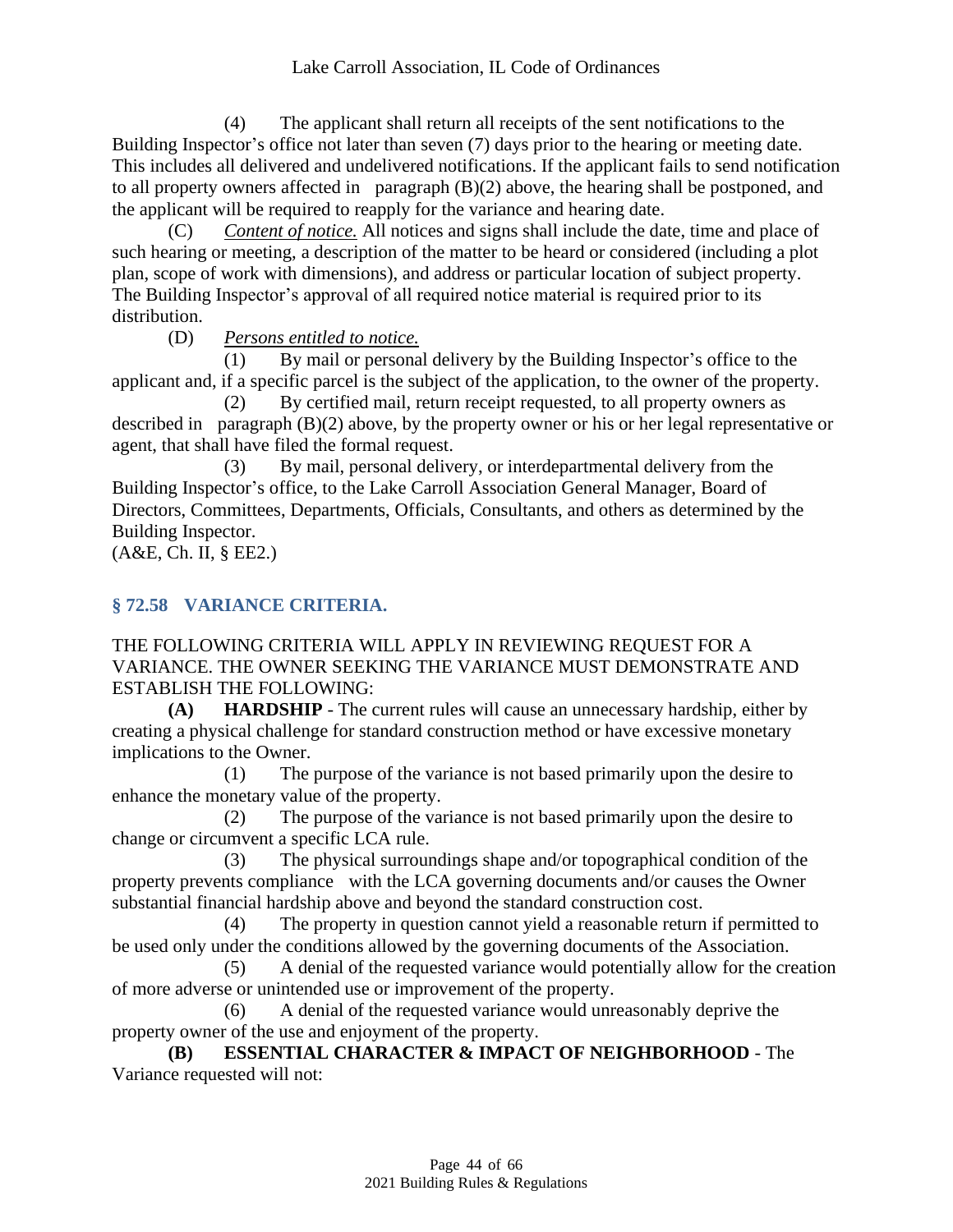(4) The applicant shall return all receipts of the sent notifications to the Building Inspector's office not later than seven (7) days prior to the hearing or meeting date. This includes all delivered and undelivered notifications. If the applicant fails to send notification to all property owners affected in paragraph (B)(2) above, the hearing shall be postponed, and the applicant will be required to reapply for the variance and hearing date.

(C) *Content of notice.* All notices and signs shall include the date, time and place of such hearing or meeting, a description of the matter to be heard or considered (including a plot plan, scope of work with dimensions), and address or particular location of subject property. The Building Inspector's approval of all required notice material is required prior to its distribution.

(D) *Persons entitled to notice.*

(1) By mail or personal delivery by the Building Inspector's office to the applicant and, if a specific parcel is the subject of the application, to the owner of the property.

(2) By certified mail, return receipt requested, to all property owners as described in paragraph (B)(2) above, by the property owner or his or her legal representative or agent, that shall have filed the formal request.

(3) By mail, personal delivery, or interdepartmental delivery from the Building Inspector's office, to the Lake Carroll Association General Manager, Board of Directors, Committees, Departments, Officials, Consultants, and others as determined by the Building Inspector.

(A&E, Ch. II, § EE2.)

## § 72.58 VARIANCE CRITERIA.

THE FOLLOWING CRITERIA WILL APPLY IN REVIEWING REQUEST FOR A VARIANCE. THE OWNER SEEKING THE VARIANCE MUST DEMONSTRATE AND ESTABLISH THE FOLLOWING:

**(A) HARDSHIP** - The current rules will cause an unnecessary hardship, either by creating a physical challenge for standard construction method or have excessive monetary implications to the Owner.

(1) The purpose of the variance is not based primarily upon the desire to enhance the monetary value of the property.

(2) The purpose of the variance is not based primarily upon the desire to change or circumvent a specific LCA rule.

(3) The physical surroundings shape and/or topographical condition of the property prevents compliance with the LCA governing documents and/or causes the Owner substantial financial hardship above and beyond the standard construction cost.

(4) The property in question cannot yield a reasonable return if permitted to be used only under the conditions allowed by the governing documents of the Association.

(5) A denial of the requested variance would potentially allow for the creation of more adverse or unintended use or improvement of the property.

(6) A denial of the requested variance would unreasonably deprive the property owner of the use and enjoyment of the property.

**(B) ESSENTIAL CHARACTER & IMPACT OF NEIGHBORHOOD** - The Variance requested will not: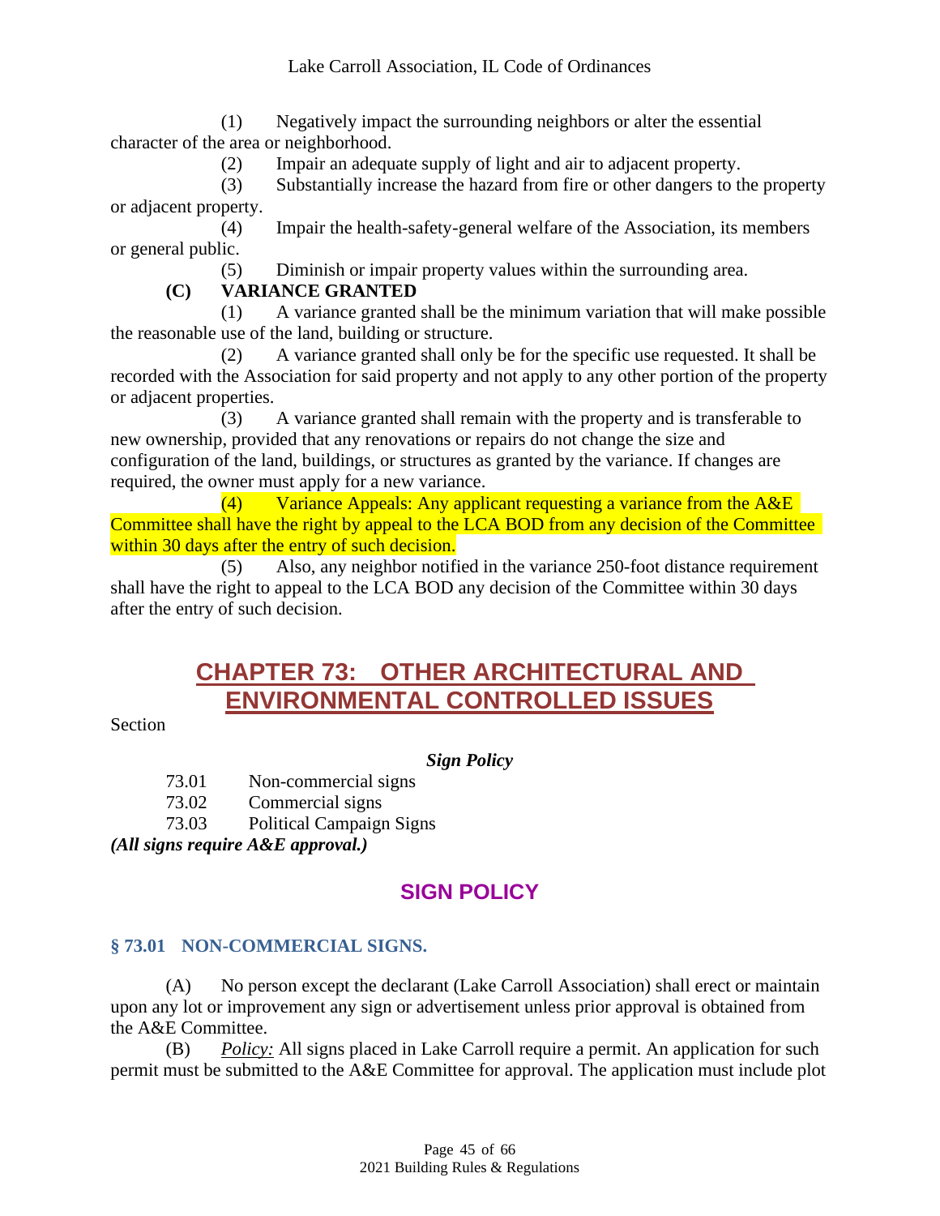(1) Negatively impact the surrounding neighbors or alter the essential character of the area or neighborhood.

(2) Impair an adequate supply of light and air to adjacent property.

(3) Substantially increase the hazard from fire or other dangers to the property or adjacent property.

(4) Impair the health-safety-general welfare of the Association, its members or general public.

(5) Diminish or impair property values within the surrounding area.

**(C) VARIANCE GRANTED**

(1) A variance granted shall be the minimum variation that will make possible the reasonable use of the land, building or structure.

(2) A variance granted shall only be for the specific use requested. It shall be recorded with the Association for said property and not apply to any other portion of the property or adjacent properties.

(3) A variance granted shall remain with the property and is transferable to new ownership, provided that any renovations or repairs do not change the size and configuration of the land, buildings, or structures as granted by the variance. If changes are required, the owner must apply for a new variance.

(4) Variance Appeals: Any applicant requesting a variance from the A&E Committee shall have the right by appeal to the LCA BOD from any decision of the Committee within 30 days after the entry of such decision.

(5) Also, any neighbor notified in the variance 250-foot distance requirement shall have the right to appeal to the LCA BOD any decision of the Committee within 30 days after the entry of such decision.

# CHAPTER 73: OTHER ARCHITECTURAL AND ENVIRONMENTAL CONTROLLED ISSUES

Section

***Sign Policy***

73.01 Non-commercial signs

73.02 Commercial signs

73.03 Political Campaign Signs

***(All signs require A&E approval.)***

## SIGN POLICY

### § 73.01 NON-COMMERCIAL SIGNS.

(A) No person except the declarant (Lake Carroll Association) shall erect or maintain upon any lot or improvement any sign or advertisement unless prior approval is obtained from the A&E Committee.

(B) *Policy:* All signs placed in Lake Carroll require a permit. An application for such permit must be submitted to the A&E Committee for approval. The application must include plot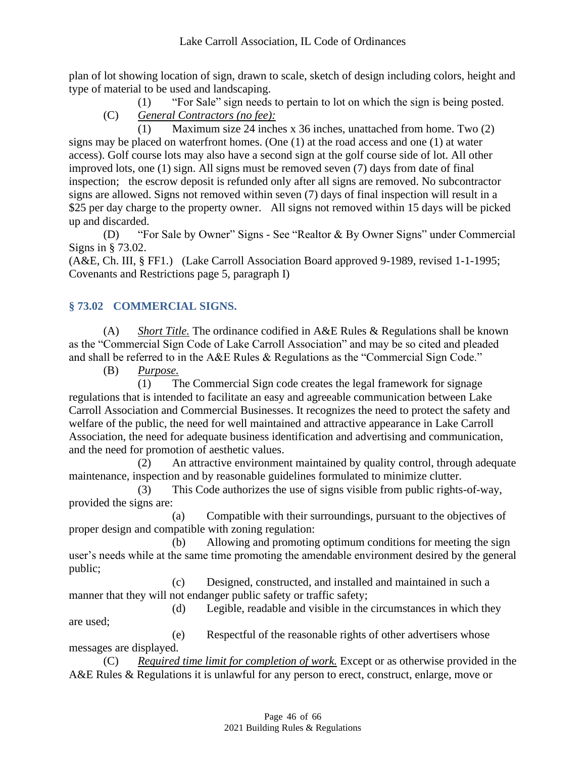plan of lot showing location of sign, drawn to scale, sketch of design including colors, height and type of material to be used and landscaping.

(1) "For Sale" sign needs to pertain to lot on which the sign is being posted.

(C) *General Contractors (no fee):*

(1) Maximum size 24 inches x 36 inches, unattached from home. Two (2) signs may be placed on waterfront homes. (One (1) at the road access and one (1) at water access). Golf course lots may also have a second sign at the golf course side of lot. All other improved lots, one (1) sign. All signs must be removed seven (7) days from date of final inspection; the escrow deposit is refunded only after all signs are removed. No subcontractor signs are allowed. Signs not removed within seven (7) days of final inspection will result in a $25 per day charge to the property owner. All signs not removed within 15 days will be picked up and discarded.

(D) "For Sale by Owner" Signs - See "Realtor & By Owner Signs" under Commercial Signs in § 73.02.

(A&E, Ch. III, § FF1.) (Lake Carroll Association Board approved 9-1989, revised 1-1-1995; Covenants and Restrictions page 5, paragraph I)

## § 73.02 COMMERCIAL SIGNS.

(A) *Short Title.* The ordinance codified in A&E Rules & Regulations shall be known as the "Commercial Sign Code of Lake Carroll Association" and may be so cited and pleaded and shall be referred to in the A&E Rules & Regulations as the "Commercial Sign Code."

(B) *Purpose.*

(1) The Commercial Sign code creates the legal framework for signage regulations that is intended to facilitate an easy and agreeable communication between Lake Carroll Association and Commercial Businesses. It recognizes the need to protect the safety and welfare of the public, the need for well maintained and attractive appearance in Lake Carroll Association, the need for adequate business identification and advertising and communication, and the need for promotion of aesthetic values.

(2) An attractive environment maintained by quality control, through adequate maintenance, inspection and by reasonable guidelines formulated to minimize clutter.

(3) This Code authorizes the use of signs visible from public rights-of-way, provided the signs are:

(a) Compatible with their surroundings, pursuant to the objectives of proper design and compatible with zoning regulation:

(b) Allowing and promoting optimum conditions for meeting the sign user's needs while at the same time promoting the amendable environment desired by the general public;

(c) Designed, constructed, and installed and maintained in such a manner that they will not endanger public safety or traffic safety;

(d) Legible, readable and visible in the circumstances in which they are used;

(e) Respectful of the reasonable rights of other advertisers whose messages are displayed.

(C) *Required time limit for completion of work.* Except or as otherwise provided in the A&E Rules & Regulations it is unlawful for any person to erect, construct, enlarge, move or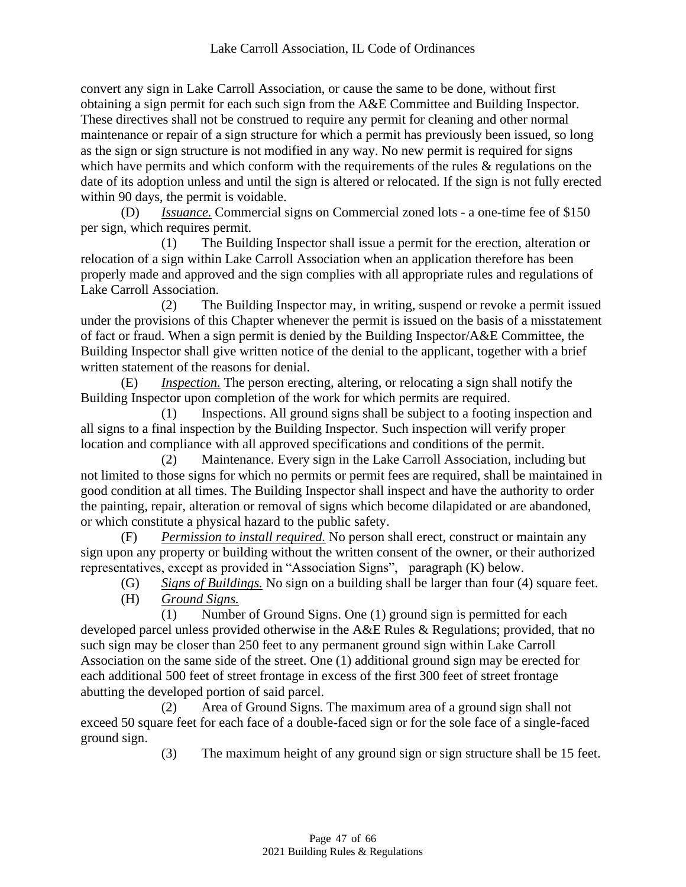convert any sign in Lake Carroll Association, or cause the same to be done, without first obtaining a sign permit for each such sign from the A&E Committee and Building Inspector. These directives shall not be construed to require any permit for cleaning and other normal maintenance or repair of a sign structure for which a permit has previously been issued, so long as the sign or sign structure is not modified in any way. No new permit is required for signs which have permits and which conform with the requirements of the rules & regulations on the date of its adoption unless and until the sign is altered or relocated. If the sign is not fully erected within 90 days, the permit is voidable.

(D) *Issuance.* Commercial signs on Commercial zoned lots - a one-time fee of $150 per sign, which requires permit.

(1) The Building Inspector shall issue a permit for the erection, alteration or relocation of a sign within Lake Carroll Association when an application therefore has been properly made and approved and the sign complies with all appropriate rules and regulations of Lake Carroll Association.

(2) The Building Inspector may, in writing, suspend or revoke a permit issued under the provisions of this Chapter whenever the permit is issued on the basis of a misstatement of fact or fraud. When a sign permit is denied by the Building Inspector/A&E Committee, the Building Inspector shall give written notice of the denial to the applicant, together with a brief written statement of the reasons for denial.

(E) *Inspection.* The person erecting, altering, or relocating a sign shall notify the Building Inspector upon completion of the work for which permits are required.

(1) Inspections. All ground signs shall be subject to a footing inspection and all signs to a final inspection by the Building Inspector. Such inspection will verify proper location and compliance with all approved specifications and conditions of the permit.

(2) Maintenance. Every sign in the Lake Carroll Association, including but not limited to those signs for which no permits or permit fees are required, shall be maintained in good condition at all times. The Building Inspector shall inspect and have the authority to order the painting, repair, alteration or removal of signs which become dilapidated or are abandoned, or which constitute a physical hazard to the public safety.

(F) *Permission to install required.* No person shall erect, construct or maintain any sign upon any property or building without the written consent of the owner, or their authorized representatives, except as provided in "Association Signs", paragraph (K) below.

(G) *Signs of Buildings.* No sign on a building shall be larger than four (4) square feet.

(H) *Ground Signs.*

(1) Number of Ground Signs. One (1) ground sign is permitted for each developed parcel unless provided otherwise in the A&E Rules & Regulations; provided, that no such sign may be closer than 250 feet to any permanent ground sign within Lake Carroll Association on the same side of the street. One (1) additional ground sign may be erected for each additional 500 feet of street frontage in excess of the first 300 feet of street frontage abutting the developed portion of said parcel.

(2) Area of Ground Signs. The maximum area of a ground sign shall not exceed 50 square feet for each face of a double-faced sign or for the sole face of a single-faced ground sign.

(3) The maximum height of any ground sign or sign structure shall be 15 feet.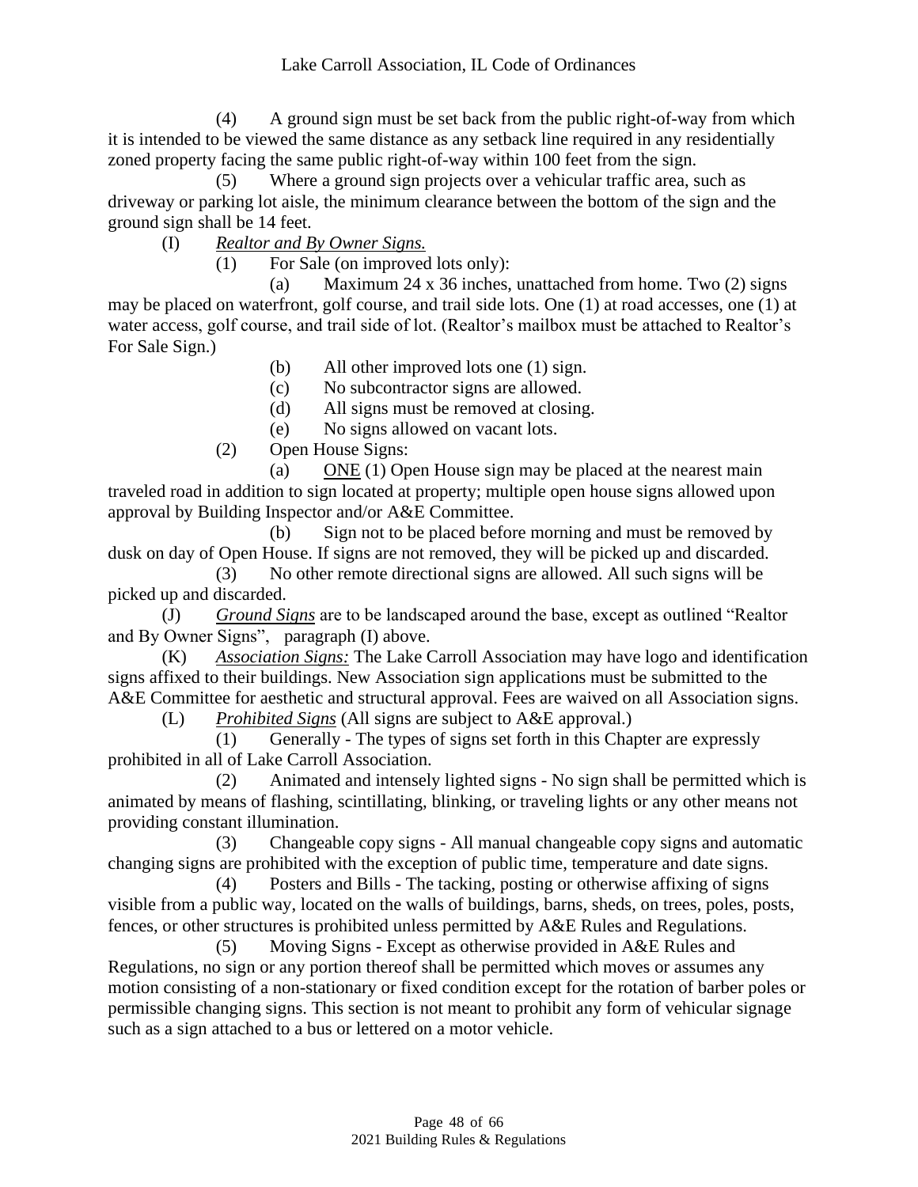(4) A ground sign must be set back from the public right-of-way from which it is intended to be viewed the same distance as any setback line required in any residentially zoned property facing the same public right-of-way within 100 feet from the sign.

(5) Where a ground sign projects over a vehicular traffic area, such as driveway or parking lot aisle, the minimum clearance between the bottom of the sign and the ground sign shall be 14 feet.

(I) *Realtor and By Owner Signs.*

(1) For Sale (on improved lots only):

(a) Maximum 24 x 36 inches, unattached from home. Two (2) signs may be placed on waterfront, golf course, and trail side lots. One (1) at road accesses, one (1) at water access, golf course, and trail side of lot. (Realtor's mailbox must be attached to Realtor's For Sale Sign.)

(b) All other improved lots one (1) sign.

(c) No subcontractor signs are allowed.

(d) All signs must be removed at closing.

(e) No signs allowed on vacant lots.

(2) Open House Signs:

(a) ONE (1) Open House sign may be placed at the nearest main traveled road in addition to sign located at property; multiple open house signs allowed upon approval by Building Inspector and/or A&E Committee.

(b) Sign not to be placed before morning and must be removed by dusk on day of Open House. If signs are not removed, they will be picked up and discarded.

(3) No other remote directional signs are allowed. All such signs will be picked up and discarded.

(J) *Ground Signs* are to be landscaped around the base, except as outlined "Realtor and By Owner Signs", paragraph (I) above.

(K) *Association Signs:* The Lake Carroll Association may have logo and identification signs affixed to their buildings. New Association sign applications must be submitted to the A&E Committee for aesthetic and structural approval. Fees are waived on all Association signs.

(L) *Prohibited Signs* (All signs are subject to A&E approval.)

(1) Generally - The types of signs set forth in this Chapter are expressly prohibited in all of Lake Carroll Association.

(2) Animated and intensely lighted signs - No sign shall be permitted which is animated by means of flashing, scintillating, blinking, or traveling lights or any other means not providing constant illumination.

(3) Changeable copy signs - All manual changeable copy signs and automatic changing signs are prohibited with the exception of public time, temperature and date signs.

(4) Posters and Bills - The tacking, posting or otherwise affixing of signs visible from a public way, located on the walls of buildings, barns, sheds, on trees, poles, posts, fences, or other structures is prohibited unless permitted by A&E Rules and Regulations.

(5) Moving Signs - Except as otherwise provided in A&E Rules and Regulations, no sign or any portion thereof shall be permitted which moves or assumes any motion consisting of a non-stationary or fixed condition except for the rotation of barber poles or permissible changing signs. This section is not meant to prohibit any form of vehicular signage such as a sign attached to a bus or lettered on a motor vehicle.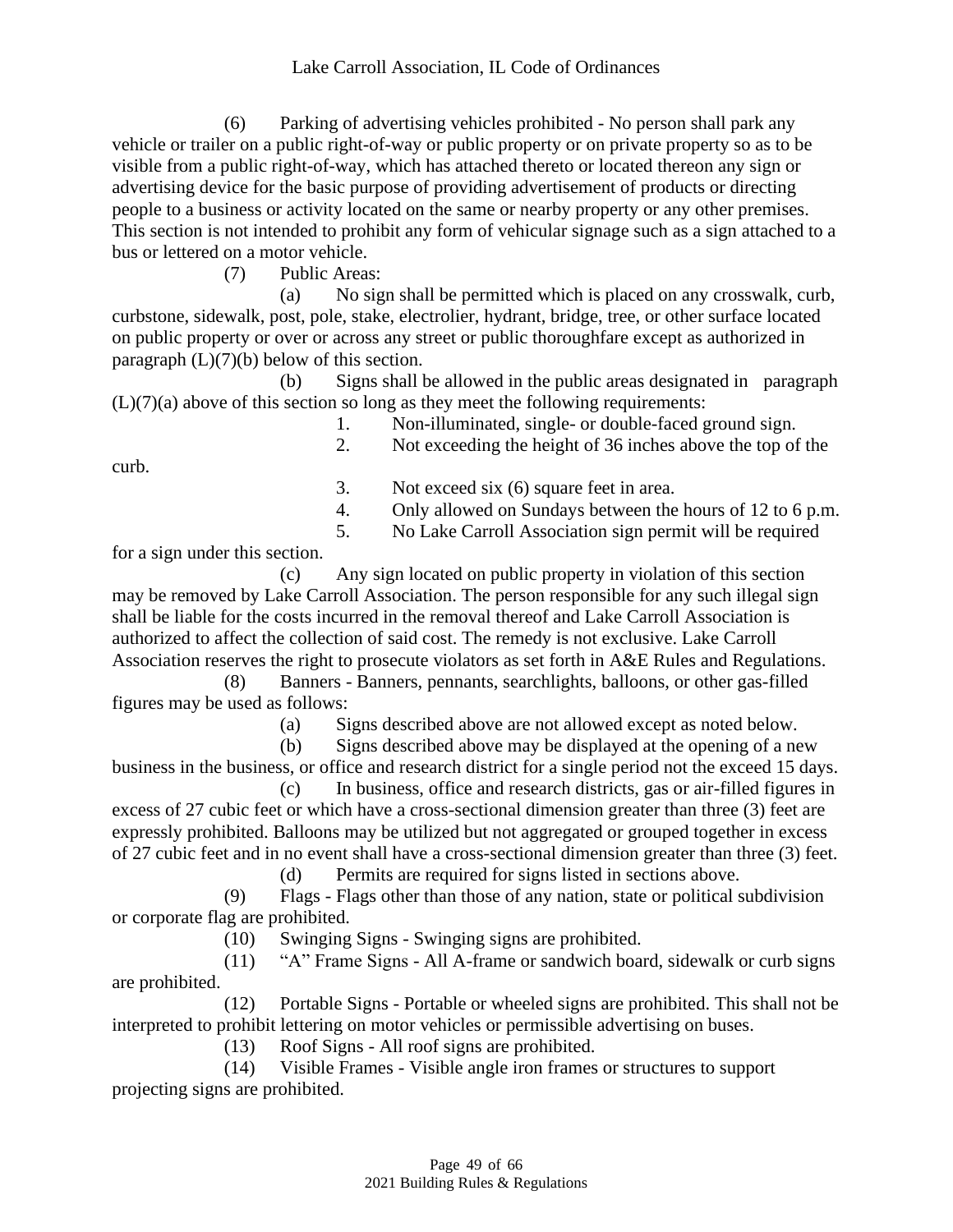(6) Parking of advertising vehicles prohibited - No person shall park any vehicle or trailer on a public right-of-way or public property or on private property so as to be visible from a public right-of-way, which has attached thereto or located thereon any sign or advertising device for the basic purpose of providing advertisement of products or directing people to a business or activity located on the same or nearby property or any other premises. This section is not intended to prohibit any form of vehicular signage such as a sign attached to a bus or lettered on a motor vehicle.

(7) Public Areas:

(a) No sign shall be permitted which is placed on any crosswalk, curb, curbstone, sidewalk, post, pole, stake, electrolier, hydrant, bridge, tree, or other surface located on public property or over or across any street or public thoroughfare except as authorized in paragraph (L)(7)(b) below of this section.

(b) Signs shall be allowed in the public areas designated in paragraph (L)(7)(a) above of this section so long as they meet the following requirements:

1. Non-illuminated, single- or double-faced ground sign.
2. Not exceeding the height of 36 inches above the top of the curb.
3. Not exceed six (6) square feet in area.
4. Only allowed on Sundays between the hours of 12 to 6 p.m.
5. No Lake Carroll Association sign permit will be required for a sign under this section.

(c) Any sign located on public property in violation of this section may be removed by Lake Carroll Association. The person responsible for any such illegal sign shall be liable for the costs incurred in the removal thereof and Lake Carroll Association is authorized to affect the collection of said cost. The remedy is not exclusive. Lake Carroll Association reserves the right to prosecute violators as set forth in A&E Rules and Regulations.

(8) Banners - Banners, pennants, searchlights, balloons, or other gas-filled figures may be used as follows:

(a) Signs described above are not allowed except as noted below.

(b) Signs described above may be displayed at the opening of a new business in the business, or office and research district for a single period not the exceed 15 days.

(c) In business, office and research districts, gas or air-filled figures in excess of 27 cubic feet or which have a cross-sectional dimension greater than three (3) feet are expressly prohibited. Balloons may be utilized but not aggregated or grouped together in excess of 27 cubic feet and in no event shall have a cross-sectional dimension greater than three (3) feet.

(d) Permits are required for signs listed in sections above.

(9) Flags - Flags other than those of any nation, state or political subdivision or corporate flag are prohibited.

(10) Swinging Signs - Swinging signs are prohibited.

(11) "A" Frame Signs - All A-frame or sandwich board, sidewalk or curb signs are prohibited.

(12) Portable Signs - Portable or wheeled signs are prohibited. This shall not be interpreted to prohibit lettering on motor vehicles or permissible advertising on buses.

(13) Roof Signs - All roof signs are prohibited.

(14) Visible Frames - Visible angle iron frames or structures to support projecting signs are prohibited.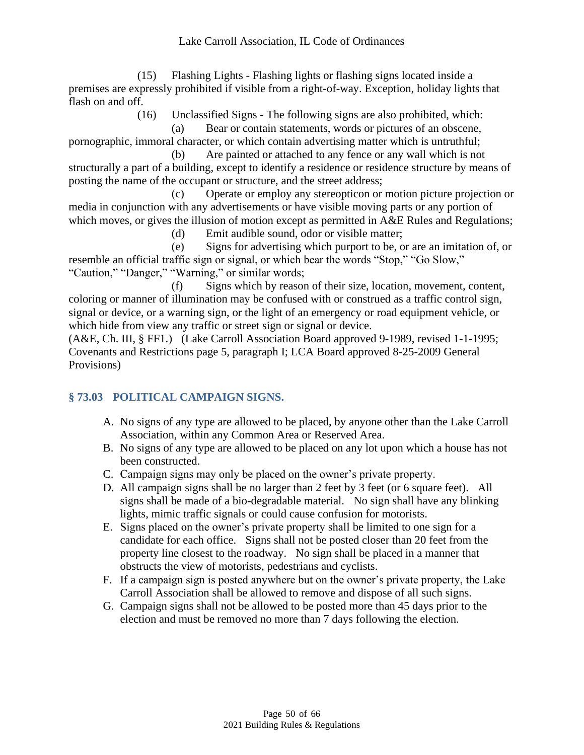(15) Flashing Lights - Flashing lights or flashing signs located inside a premises are expressly prohibited if visible from a right-of-way. Exception, holiday lights that flash on and off.

(16) Unclassified Signs - The following signs are also prohibited, which:

(a) Bear or contain statements, words or pictures of an obscene, pornographic, immoral character, or which contain advertising matter which is untruthful;

(b) Are painted or attached to any fence or any wall which is not structurally a part of a building, except to identify a residence or residence structure by means of posting the name of the occupant or structure, and the street address;

(c) Operate or employ any stereopticon or motion picture projection or media in conjunction with any advertisements or have visible moving parts or any portion of which moves, or gives the illusion of motion except as permitted in A&E Rules and Regulations;

(d) Emit audible sound, odor or visible matter;

(e) Signs for advertising which purport to be, or are an imitation of, or resemble an official traffic sign or signal, or which bear the words "Stop," "Go Slow," "Caution," "Danger," "Warning," or similar words;

(f) Signs which by reason of their size, location, movement, content, coloring or manner of illumination may be confused with or construed as a traffic control sign, signal or device, or a warning sign, or the light of an emergency or road equipment vehicle, or which hide from view any traffic or street sign or signal or device.

(A&E, Ch. III, § FF1.) (Lake Carroll Association Board approved 9-1989, revised 1-1-1995; Covenants and Restrictions page 5, paragraph I; LCA Board approved 8-25-2009 General Provisions)

## § 73.03 POLITICAL CAMPAIGN SIGNS.

A. No signs of any type are allowed to be placed, by anyone other than the Lake Carroll Association, within any Common Area or Reserved Area.
B. No signs of any type are allowed to be placed on any lot upon which a house has not been constructed.
C. Campaign signs may only be placed on the owner's private property.
D. All campaign signs shall be no larger than 2 feet by 3 feet (or 6 square feet). All signs shall be made of a bio-degradable material. No sign shall have any blinking lights, mimic traffic signals or could cause confusion for motorists.
E. Signs placed on the owner's private property shall be limited to one sign for a candidate for each office. Signs shall not be posted closer than 20 feet from the property line closest to the roadway. No sign shall be placed in a manner that obstructs the view of motorists, pedestrians and cyclists.
F. If a campaign sign is posted anywhere but on the owner's private property, the Lake Carroll Association shall be allowed to remove and dispose of all such signs.
G. Campaign signs shall not be allowed to be posted more than 45 days prior to the election and must be removed no more than 7 days following the election.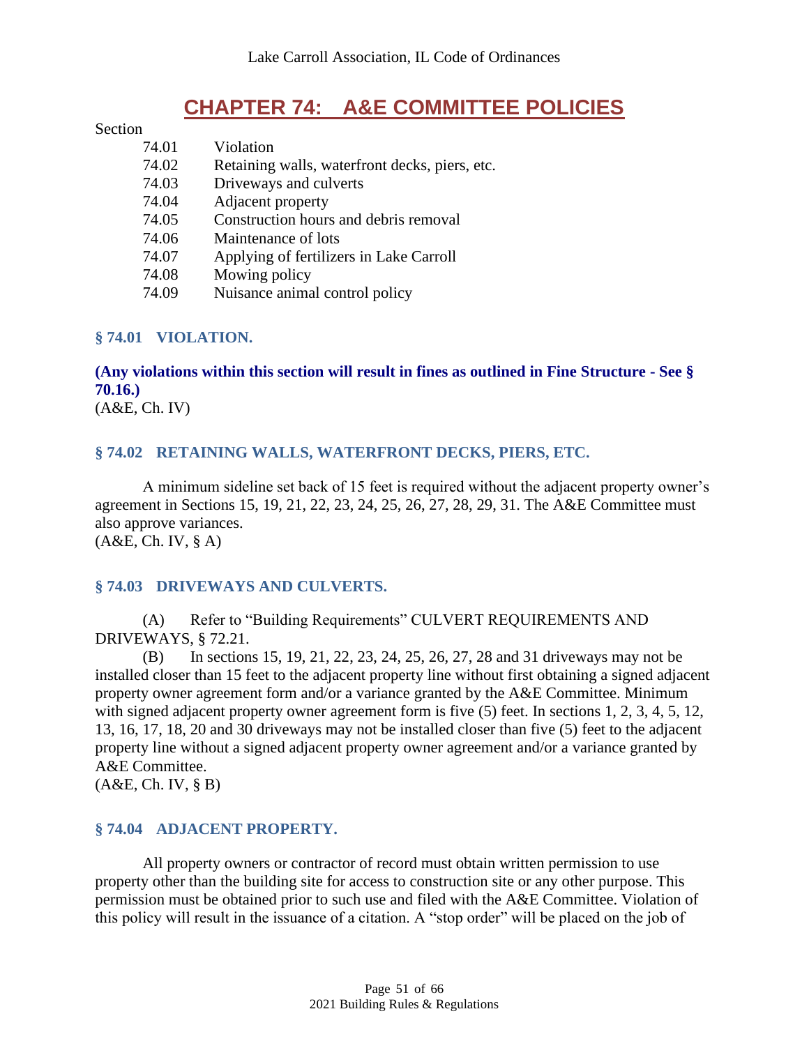# CHAPTER 74: A&E COMMITTEE POLICIES

Section

| | |
|---|---|
| 74.01 | Violation |
| 74.02 | Retaining walls, waterfront decks, piers, etc. |
| 74.03 | Driveways and culverts |
| 74.04 | Adjacent property |
| 74.05 | Construction hours and debris removal |
| 74.06 | Maintenance of lots |
| 74.07 | Applying of fertilizers in Lake Carroll |
| 74.08 | Mowing policy |
| 74.09 | Nuisance animal control policy |

### § 74.01 VIOLATION.

**(Any violations within this section will result in fines as outlined in Fine Structure - See § 70.16.)**
(A&E, Ch. IV)

### § 74.02 RETAINING WALLS, WATERFRONT DECKS, PIERS, ETC.

A minimum sideline set back of 15 feet is required without the adjacent property owner's agreement in Sections 15, 19, 21, 22, 23, 24, 25, 26, 27, 28, 29, 31. The A&E Committee must also approve variances.
(A&E, Ch. IV, § A)

### § 74.03 DRIVEWAYS AND CULVERTS.

(A) Refer to "Building Requirements" CULVERT REQUIREMENTS AND DRIVEWAYS, § 72.21.

(B) In sections 15, 19, 21, 22, 23, 24, 25, 26, 27, 28 and 31 driveways may not be installed closer than 15 feet to the adjacent property line without first obtaining a signed adjacent property owner agreement form and/or a variance granted by the A&E Committee. Minimum with signed adjacent property owner agreement form is five (5) feet. In sections 1, 2, 3, 4, 5, 12, 13, 16, 17, 18, 20 and 30 driveways may not be installed closer than five (5) feet to the adjacent property line without a signed adjacent property owner agreement and/or a variance granted by A&E Committee.
(A&E, Ch. IV, § B)

### § 74.04 ADJACENT PROPERTY.

All property owners or contractor of record must obtain written permission to use property other than the building site for access to construction site or any other purpose. This permission must be obtained prior to such use and filed with the A&E Committee. Violation of this policy will result in the issuance of a citation. A "stop order" will be placed on the job of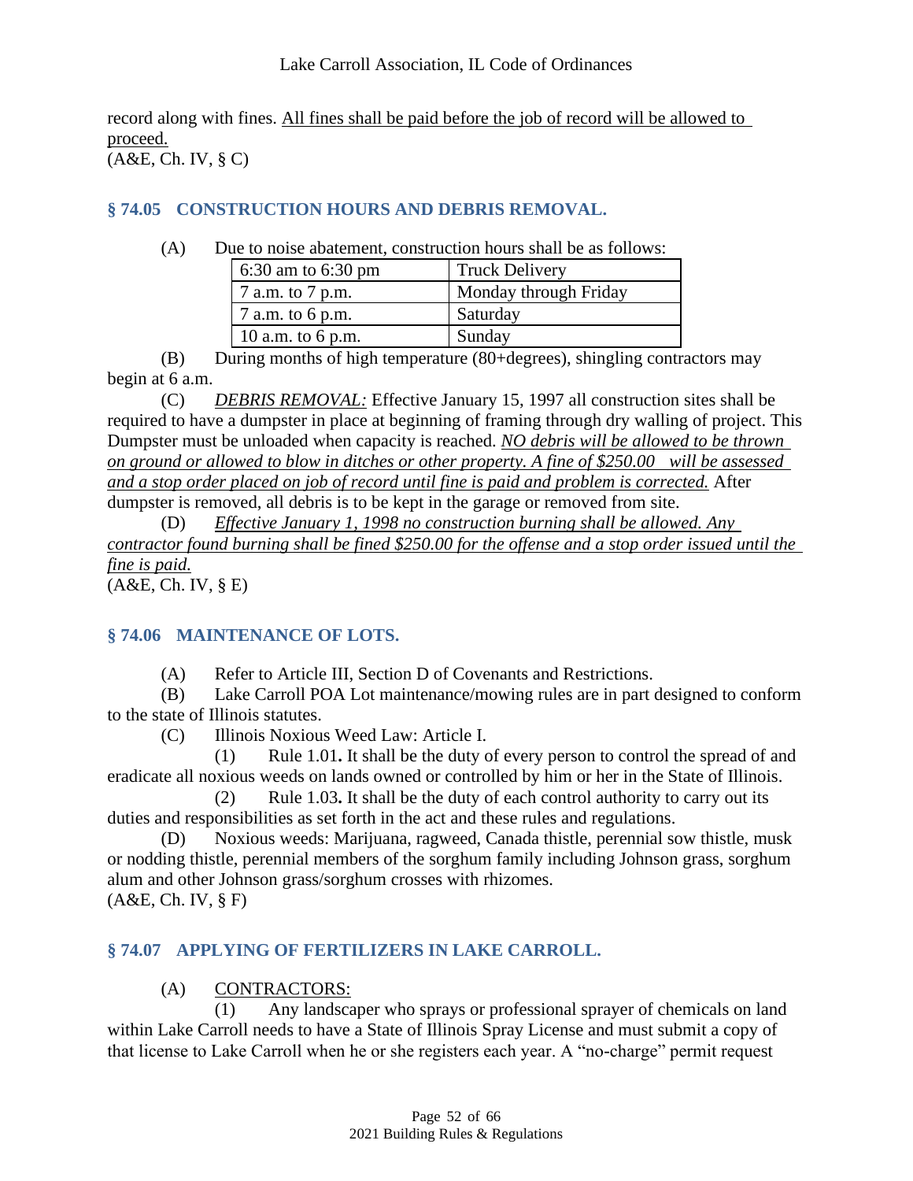record along with fines. <u>All fines shall be paid before the job of record will be allowed to proceed.</u>
(A&E, Ch. IV, § C)

## § 74.05 CONSTRUCTION HOURS AND DEBRIS REMOVAL.

(A) Due to noise abatement, construction hours shall be as follows:

| 6:30 am to 6:30 pm | Truck Delivery |
|---|---|
| 7 a.m. to 7 p.m. | Monday through Friday |
| 7 a.m. to 6 p.m. | Saturday |
| 10 a.m. to 6 p.m. | Sunday |

(B) During months of high temperature (80+degrees), shingling contractors may begin at 6 a.m.

(C) *<u>DEBRIS REMOVAL:</u>* Effective January 15, 1997 all construction sites shall be required to have a dumpster in place at beginning of framing through dry walling of project. This Dumpster must be unloaded when capacity is reached. *<u>NO debris will be allowed to be thrown on ground or allowed to blow in ditches or other property. A fine of $250.00 will be assessed and a stop order placed on job of record until fine is paid and problem is corrected.</u>* After dumpster is removed, all debris is to be kept in the garage or removed from site.

(D) *<u>Effective January 1, 1998 no construction burning shall be allowed. Any contractor found burning shall be fined $250.00 for the offense and a stop order issued until the fine is paid.</u>*
(A&E, Ch. IV, § E)

## § 74.06 MAINTENANCE OF LOTS.

(A) Refer to Article III, Section D of Covenants and Restrictions.

(B) Lake Carroll POA Lot maintenance/mowing rules are in part designed to conform to the state of Illinois statutes.

(C) Illinois Noxious Weed Law: Article I.

(1) Rule 1.01**.** It shall be the duty of every person to control the spread of and eradicate all noxious weeds on lands owned or controlled by him or her in the State of Illinois.

(2) Rule 1.03**.** It shall be the duty of each control authority to carry out its duties and responsibilities as set forth in the act and these rules and regulations.

(D) Noxious weeds: Marijuana, ragweed, Canada thistle, perennial sow thistle, musk or nodding thistle, perennial members of the sorghum family including Johnson grass, sorghum alum and other Johnson grass/sorghum crosses with rhizomes.
(A&E, Ch. IV, § F)

## § 74.07 APPLYING OF FERTILIZERS IN LAKE CARROLL.

(A) <u>CONTRACTORS:</u>

(1) Any landscaper who sprays or professional sprayer of chemicals on land within Lake Carroll needs to have a State of Illinois Spray License and must submit a copy of that license to Lake Carroll when he or she registers each year. A "no-charge" permit request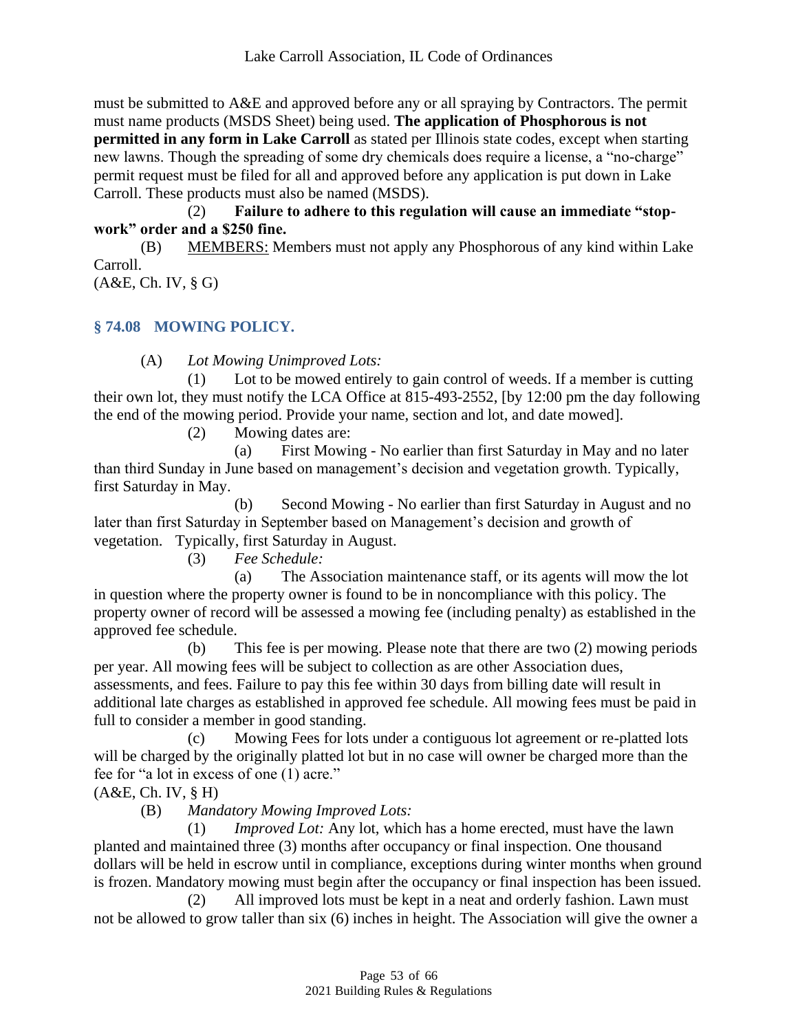must be submitted to A&E and approved before any or all spraying by Contractors. The permit must name products (MSDS Sheet) being used. **The application of Phosphorous is not permitted in any form in Lake Carroll** as stated per Illinois state codes, except when starting new lawns. Though the spreading of some dry chemicals does require a license, a "no-charge" permit request must be filed for all and approved before any application is put down in Lake Carroll. These products must also be named (MSDS).

(2) **Failure to adhere to this regulation will cause an immediate "stop-work" order and a $250 fine.**

(B) MEMBERS: Members must not apply any Phosphorous of any kind within Lake Carroll.

(A&E, Ch. IV, § G)

### § 74.08 MOWING POLICY.

(A) *Lot Mowing Unimproved Lots:*

(1) Lot to be mowed entirely to gain control of weeds. If a member is cutting their own lot, they must notify the LCA Office at 815-493-2552, [by 12:00 pm the day following the end of the mowing period. Provide your name, section and lot, and date mowed].

(2) Mowing dates are:

(a) First Mowing - No earlier than first Saturday in May and no later than third Sunday in June based on management's decision and vegetation growth. Typically, first Saturday in May.

(b) Second Mowing - No earlier than first Saturday in August and no later than first Saturday in September based on Management's decision and growth of vegetation. Typically, first Saturday in August.

(3) *Fee Schedule:*

(a) The Association maintenance staff, or its agents will mow the lot in question where the property owner is found to be in noncompliance with this policy. The property owner of record will be assessed a mowing fee (including penalty) as established in the approved fee schedule.

(b) This fee is per mowing. Please note that there are two (2) mowing periods per year. All mowing fees will be subject to collection as are other Association dues, assessments, and fees. Failure to pay this fee within 30 days from billing date will result in additional late charges as established in approved fee schedule. All mowing fees must be paid in full to consider a member in good standing.

(c) Mowing Fees for lots under a contiguous lot agreement or re-platted lots will be charged by the originally platted lot but in no case will owner be charged more than the fee for "a lot in excess of one (1) acre."

(A&E, Ch. IV, § H)

(B) *Mandatory Mowing Improved Lots:*

(1) *Improved Lot:* Any lot, which has a home erected, must have the lawn planted and maintained three (3) months after occupancy or final inspection. One thousand dollars will be held in escrow until in compliance, exceptions during winter months when ground is frozen. Mandatory mowing must begin after the occupancy or final inspection has been issued.

(2) All improved lots must be kept in a neat and orderly fashion. Lawn must not be allowed to grow taller than six (6) inches in height. The Association will give the owner a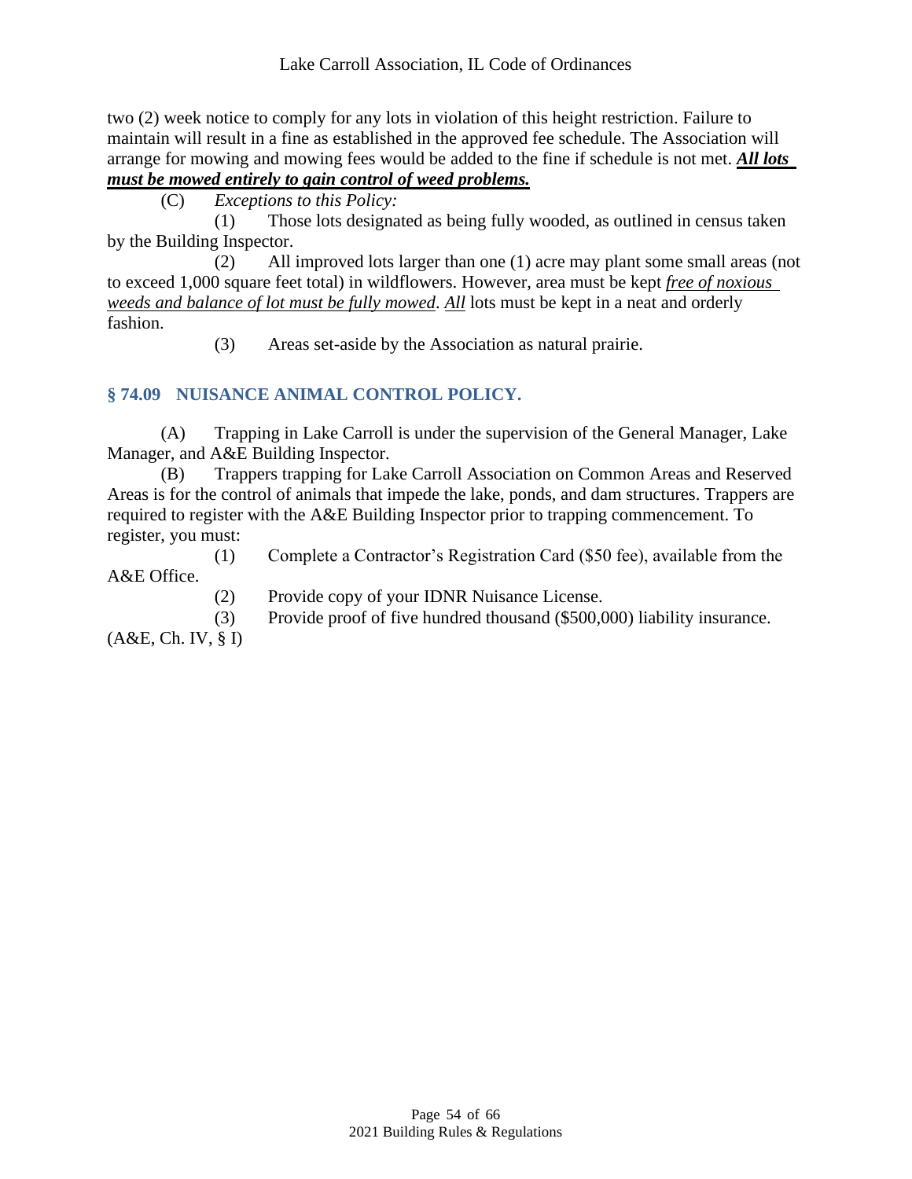two (2) week notice to comply for any lots in violation of this height restriction. Failure to maintain will result in a fine as established in the approved fee schedule. The Association will arrange for mowing and mowing fees would be added to the fine if schedule is not met. ***All lots must be mowed entirely to gain control of weed problems.***

(C) *Exceptions to this Policy:*

(1) Those lots designated as being fully wooded, as outlined in census taken by the Building Inspector.

(2) All improved lots larger than one (1) acre may plant some small areas (not to exceed 1,000 square feet total) in wildflowers. However, area must be kept *free of noxious weeds and balance of lot must be fully mowed*. All lots must be kept in a neat and orderly fashion.

(3) Areas set-aside by the Association as natural prairie.

## § 74.09 NUISANCE ANIMAL CONTROL POLICY.

(A) Trapping in Lake Carroll is under the supervision of the General Manager, Lake Manager, and A&E Building Inspector.

(B) Trappers trapping for Lake Carroll Association on Common Areas and Reserved Areas is for the control of animals that impede the lake, ponds, and dam structures. Trappers are required to register with the A&E Building Inspector prior to trapping commencement. To register, you must:

(1) Complete a Contractor's Registration Card ($50 fee), available from the A&E Office.

(2) Provide copy of your IDNR Nuisance License.

(3) Provide proof of five hundred thousand ($500,000) liability insurance.

(A&E, Ch. IV, § I)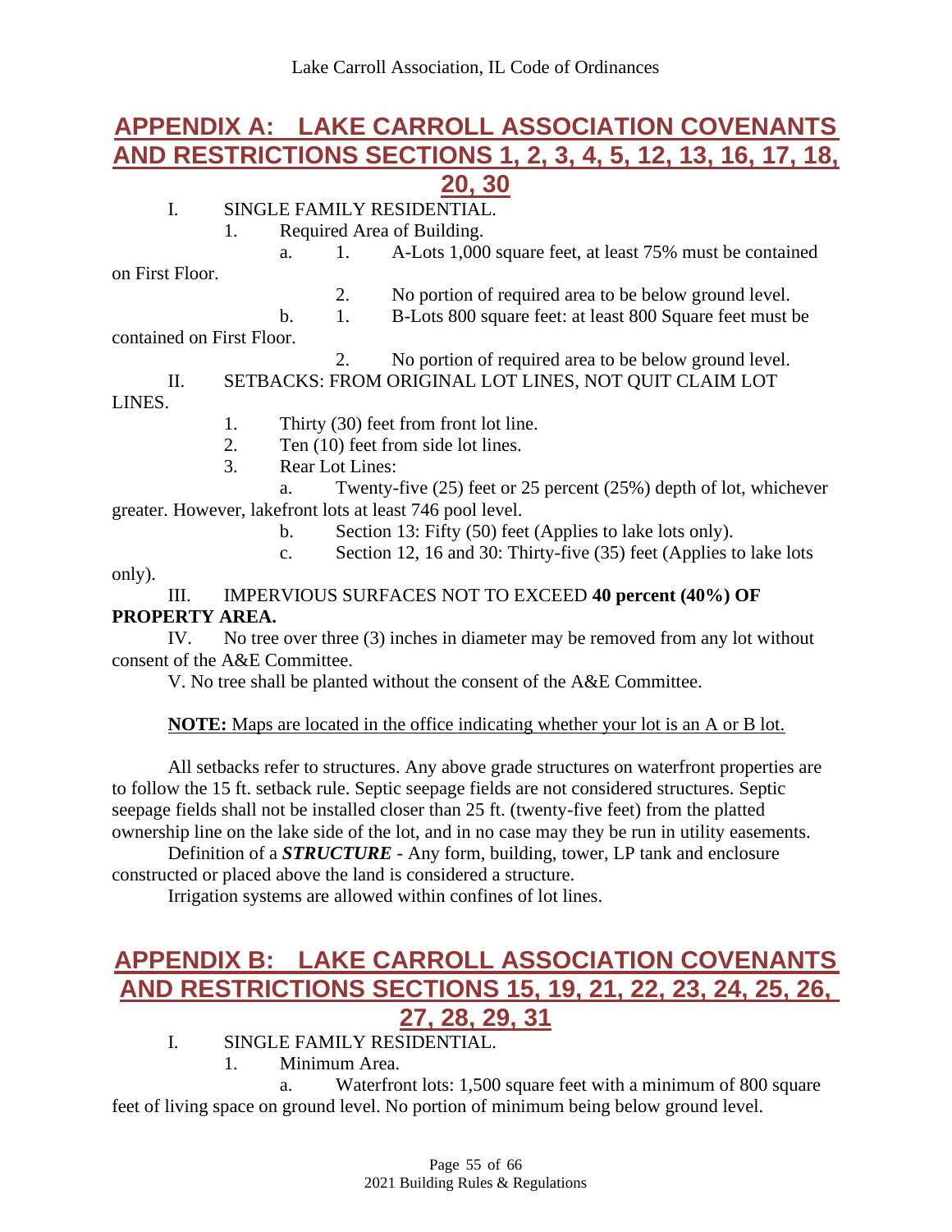## APPENDIX A: LAKE CARROLL ASSOCIATION COVENANTS AND RESTRICTIONS SECTIONS 1, 2, 3, 4, 5, 12, 13, 16, 17, 18, 20, 30

I. SINGLE FAMILY RESIDENTIAL.

1. Required Area of Building.

   a. 1. A-Lots 1,000 square feet, at least 75% must be contained on First Floor.

      2. No portion of required area to be below ground level.

   b. 1. B-Lots 800 square feet: at least 800 Square feet must be contained on First Floor.

      2. No portion of required area to be below ground level.

II. SETBACKS: FROM ORIGINAL LOT LINES, NOT QUIT CLAIM LOT LINES.

1. Thirty (30) feet from front lot line.
2. Ten (10) feet from side lot lines.
3. Rear Lot Lines:

   a. Twenty-five (25) feet or 25 percent (25%) depth of lot, whichever greater. However, lakefront lots at least 746 pool level.

   b. Section 13: Fifty (50) feet (Applies to lake lots only).

   c. Section 12, 16 and 30: Thirty-five (35) feet (Applies to lake lots only).

III. IMPERVIOUS SURFACES NOT TO EXCEED **40 percent (40%) OF PROPERTY AREA.**

IV. No tree over three (3) inches in diameter may be removed from any lot without consent of the A&E Committee.

V. No tree shall be planted without the consent of the A&E Committee.

**NOTE:** Maps are located in the office indicating whether your lot is an A or B lot.

All setbacks refer to structures. Any above grade structures on waterfront properties are to follow the 15 ft. setback rule. Septic seepage fields are not considered structures. Septic seepage fields shall not be installed closer than 25 ft. (twenty-five feet) from the platted ownership line on the lake side of the lot, and in no case may they be run in utility easements.

Definition of a ***STRUCTURE*** - Any form, building, tower, LP tank and enclosure constructed or placed above the land is considered a structure.

Irrigation systems are allowed within confines of lot lines.

## APPENDIX B: LAKE CARROLL ASSOCIATION COVENANTS AND RESTRICTIONS SECTIONS 15, 19, 21, 22, 23, 24, 25, 26, 27, 28, 29, 31

I. SINGLE FAMILY RESIDENTIAL.

1. Minimum Area.

   a. Waterfront lots: 1,500 square feet with a minimum of 800 square feet of living space on ground level. No portion of minimum being below ground level.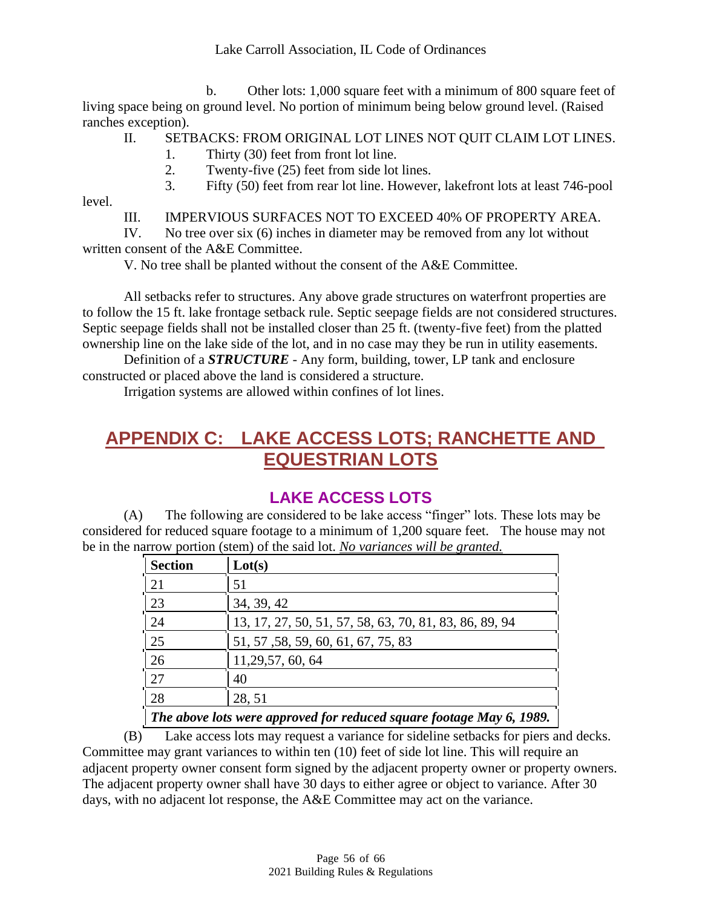b. Other lots: 1,000 square feet with a minimum of 800 square feet of living space being on ground level. No portion of minimum being below ground level. (Raised ranches exception).

II. SETBACKS: FROM ORIGINAL LOT LINES NOT QUIT CLAIM LOT LINES.

1. Thirty (30) feet from front lot line.
2. Twenty-five (25) feet from side lot lines.
3. Fifty (50) feet from rear lot line. However, lakefront lots at least 746-pool level.

III. IMPERVIOUS SURFACES NOT TO EXCEED 40% OF PROPERTY AREA.

IV. No tree over six (6) inches in diameter may be removed from any lot without written consent of the A&E Committee.

V. No tree shall be planted without the consent of the A&E Committee.

All setbacks refer to structures. Any above grade structures on waterfront properties are to follow the 15 ft. lake frontage setback rule. Septic seepage fields are not considered structures. Septic seepage fields shall not be installed closer than 25 ft. (twenty-five feet) from the platted ownership line on the lake side of the lot, and in no case may they be run in utility easements.

Definition of a ***STRUCTURE*** - Any form, building, tower, LP tank and enclosure constructed or placed above the land is considered a structure.

Irrigation systems are allowed within confines of lot lines.

# APPENDIX C: LAKE ACCESS LOTS; RANCHETTE AND EQUESTRIAN LOTS

## LAKE ACCESS LOTS

(A) The following are considered to be lake access "finger" lots. These lots may be considered for reduced square footage to a minimum of 1,200 square feet. The house may not be in the narrow portion (stem) of the said lot. _No variances will be granted._

| Section | Lot(s) |
|---|---|
| 21 | 51 |
| 23 | 34, 39, 42 |
| 24 | 13, 17, 27, 50, 51, 57, 58, 63, 70, 81, 83, 86, 89, 94 |
| 25 | 51, 57 ,58, 59, 60, 61, 67, 75, 83 |
| 26 | 11,29,57, 60, 64 |
| 27 | 40 |
| 28 | 28, 51 |
| ***The above lots were approved for reduced square footage May 6, 1989.*** | |

(B) Lake access lots may request a variance for sideline setbacks for piers and decks. Committee may grant variances to within ten (10) feet of side lot line. This will require an adjacent property owner consent form signed by the adjacent property owner or property owners. The adjacent property owner shall have 30 days to either agree or object to variance. After 30 days, with no adjacent lot response, the A&E Committee may act on the variance.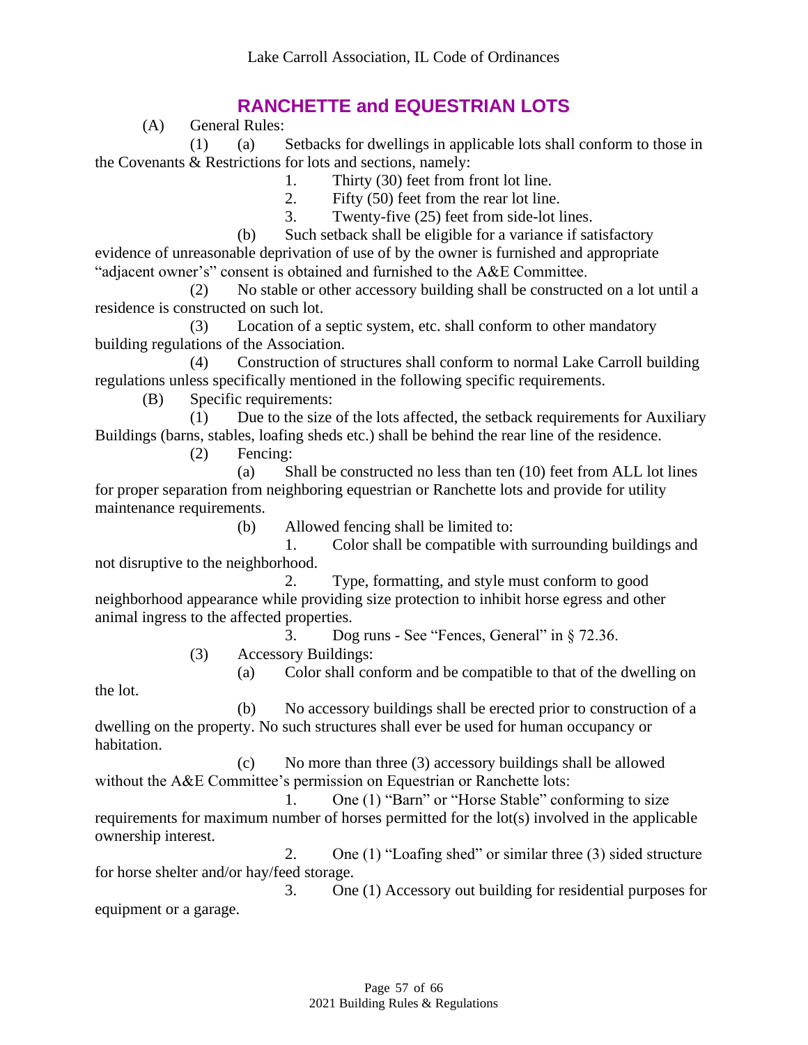# RANCHETTE and EQUESTRIAN LOTS

(A) General Rules:

(1) (a) Setbacks for dwellings in applicable lots shall conform to those in the Covenants & Restrictions for lots and sections, namely:

1. Thirty (30) feet from front lot line.
2. Fifty (50) feet from the rear lot line.
3. Twenty-five (25) feet from side-lot lines.

(b) Such setback shall be eligible for a variance if satisfactory evidence of unreasonable deprivation of use of by the owner is furnished and appropriate "adjacent owner's" consent is obtained and furnished to the A&E Committee.

(2) No stable or other accessory building shall be constructed on a lot until a residence is constructed on such lot.

(3) Location of a septic system, etc. shall conform to other mandatory building regulations of the Association.

(4) Construction of structures shall conform to normal Lake Carroll building regulations unless specifically mentioned in the following specific requirements.

(B) Specific requirements:

(1) Due to the size of the lots affected, the setback requirements for Auxiliary Buildings (barns, stables, loafing sheds etc.) shall be behind the rear line of the residence.

(2) Fencing:

(a) Shall be constructed no less than ten (10) feet from ALL lot lines for proper separation from neighboring equestrian or Ranchette lots and provide for utility maintenance requirements.

(b) Allowed fencing shall be limited to:

1. Color shall be compatible with surrounding buildings and not disruptive to the neighborhood.
2. Type, formatting, and style must conform to good neighborhood appearance while providing size protection to inhibit horse egress and other animal ingress to the affected properties.
3. Dog runs - See "Fences, General" in § 72.36.

(3) Accessory Buildings:

(a) Color shall conform and be compatible to that of the dwelling on the lot.

(b) No accessory buildings shall be erected prior to construction of a dwelling on the property. No such structures shall ever be used for human occupancy or habitation.

(c) No more than three (3) accessory buildings shall be allowed without the A&E Committee's permission on Equestrian or Ranchette lots:

1. One (1) "Barn" or "Horse Stable" conforming to size requirements for maximum number of horses permitted for the lot(s) involved in the applicable ownership interest.
2. One (1) "Loafing shed" or similar three (3) sided structure for horse shelter and/or hay/feed storage.
3. One (1) Accessory out building for residential purposes for equipment or a garage.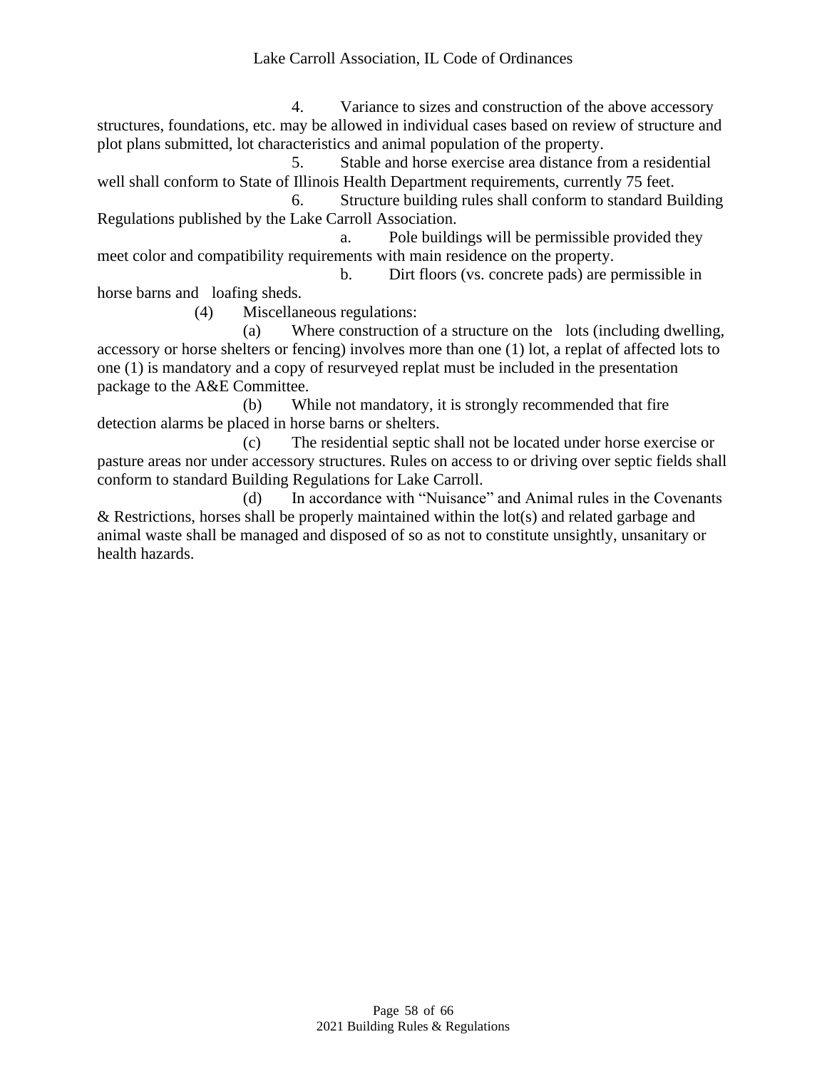4. Variance to sizes and construction of the above accessory structures, foundations, etc. may be allowed in individual cases based on review of structure and plot plans submitted, lot characteristics and animal population of the property.

5. Stable and horse exercise area distance from a residential well shall conform to State of Illinois Health Department requirements, currently 75 feet.

6. Structure building rules shall conform to standard Building Regulations published by the Lake Carroll Association.

a. Pole buildings will be permissible provided they meet color and compatibility requirements with main residence on the property.

b. Dirt floors (vs. concrete pads) are permissible in horse barns and loafing sheds.

(4) Miscellaneous regulations:

(a) Where construction of a structure on the lots (including dwelling, accessory or horse shelters or fencing) involves more than one (1) lot, a replat of affected lots to one (1) is mandatory and a copy of resurveyed replat must be included in the presentation package to the A&E Committee.

(b) While not mandatory, it is strongly recommended that fire detection alarms be placed in horse barns or shelters.

(c) The residential septic shall not be located under horse exercise or pasture areas nor under accessory structures. Rules on access to or driving over septic fields shall conform to standard Building Regulations for Lake Carroll.

(d) In accordance with "Nuisance" and Animal rules in the Covenants & Restrictions, horses shall be properly maintained within the lot(s) and related garbage and animal waste shall be managed and disposed of so as not to constitute unsightly, unsanitary or health hazards.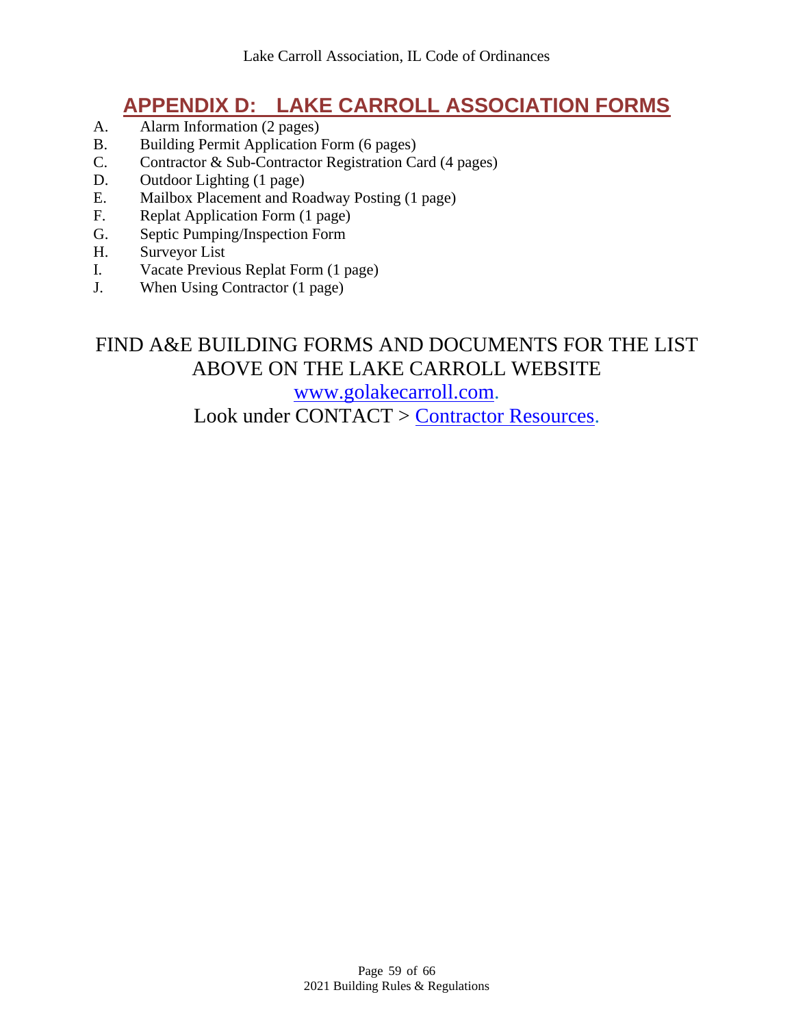# APPENDIX D: LAKE CARROLL ASSOCIATION FORMS

A. Alarm Information (2 pages)
B. Building Permit Application Form (6 pages)
C. Contractor & Sub-Contractor Registration Card (4 pages)
D. Outdoor Lighting (1 page)
E. Mailbox Placement and Roadway Posting (1 page)
F. Replat Application Form (1 page)
G. Septic Pumping/Inspection Form
H. Surveyor List
I. Vacate Previous Replat Form (1 page)
J. When Using Contractor (1 page)

FIND A&E BUILDING FORMS AND DOCUMENTS FOR THE LIST ABOVE ON THE LAKE CARROLL WEBSITE

www.golakecarroll.com.

Look under CONTACT > Contractor Resources.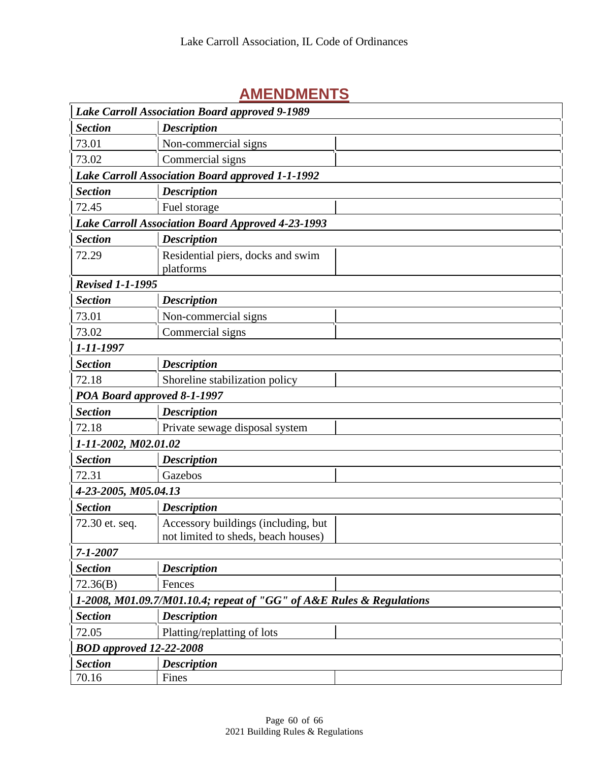## AMENDMENTS

| *Lake Carroll Association Board approved 9-1989* | | |
|---|---|---|
| ***Section*** | ***Description*** | |
| 73.01 | Non-commercial signs | |
| 73.02 | Commercial signs | |
| ***Lake Carroll Association Board approved 1-1-1992*** | | |
| ***Section*** | ***Description*** | |
| 72.45 | Fuel storage | |
| ***Lake Carroll Association Board Approved 4-23-1993*** | | |
| ***Section*** | ***Description*** | |
| 72.29 | Residential piers, docks and swim platforms | |
| ***Revised 1-1-1995*** | | |
| ***Section*** | ***Description*** | |
| 73.01 | Non-commercial signs | |
| 73.02 | Commercial signs | |
| ***1-11-1997*** | | |
| ***Section*** | ***Description*** | |
| 72.18 | Shoreline stabilization policy | |
| ***POA Board approved 8-1-1997*** | | |
| ***Section*** | ***Description*** | |
| 72.18 | Private sewage disposal system | |
| ***1-11-2002, M02.01.02*** | | |
| ***Section*** | ***Description*** | |
| 72.31 | Gazebos | |
| ***4-23-2005, M05.04.13*** | | |
| ***Section*** | ***Description*** | |
| 72.30 et. seq. | Accessory buildings (including, but not limited to sheds, beach houses) | |
| ***7-1-2007*** | | |
| ***Section*** | ***Description*** | |
| 72.36(B) | Fences | |
| ***1-2008, M01.09.7/M01.10.4; repeat of "GG" of A&E Rules & Regulations*** | | |
| ***Section*** | ***Description*** | |
| 72.05 | Platting/replatting of lots | |
| ***BOD approved 12-22-2008*** | | |
| ***Section*** | ***Description*** | |
| 70.16 | Fines | |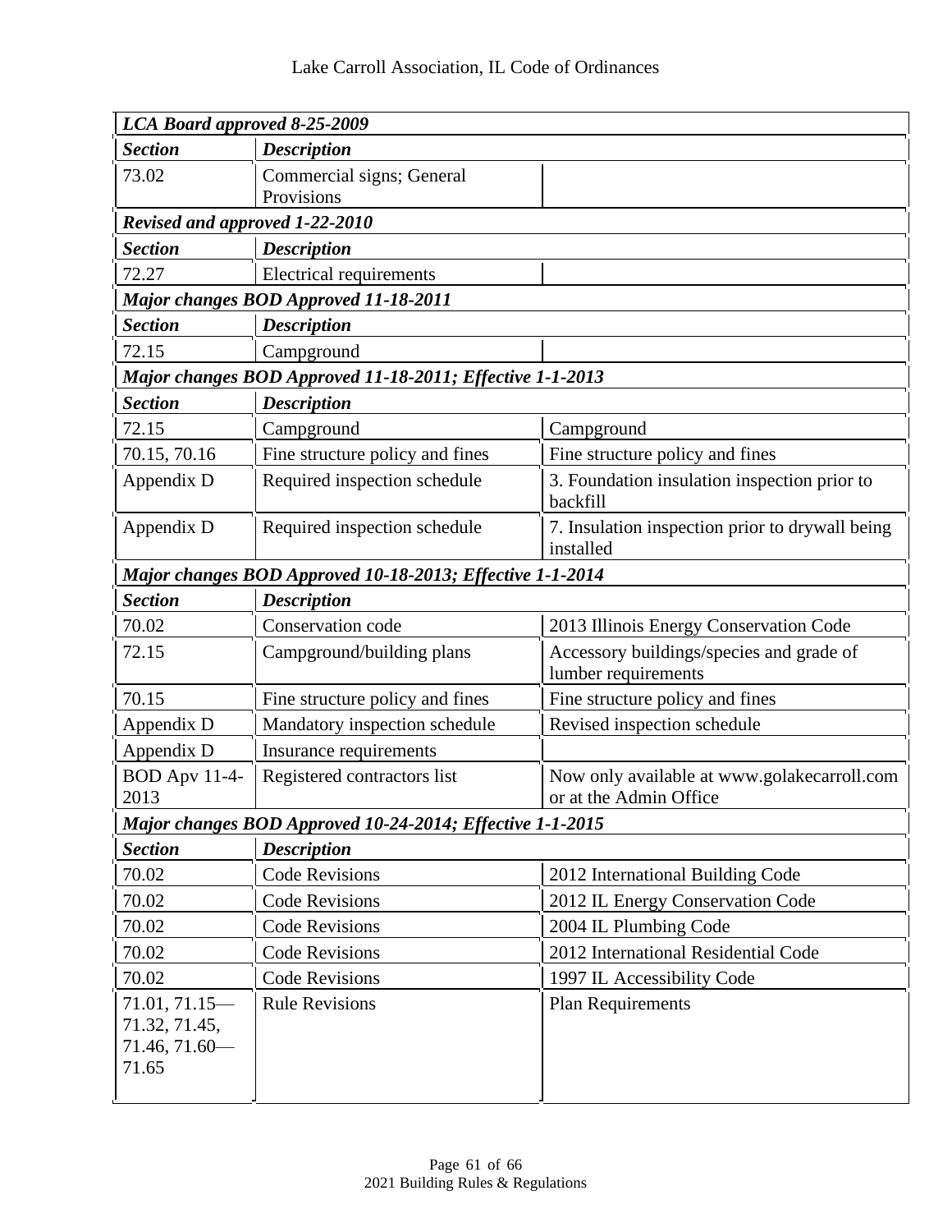| *LCA Board approved 8-25-2009* | | |
|---|---|---|
| ***Section*** | ***Description*** | |
| 73.02 | Commercial signs; General Provisions | |
| ***Revised and approved 1-22-2010*** | | |
| ***Section*** | ***Description*** | |
| 72.27 | Electrical requirements | |
| ***Major changes BOD Approved 11-18-2011*** | | |
| ***Section*** | ***Description*** | |
| 72.15 | Campground | |
| ***Major changes BOD Approved 11-18-2011; Effective 1-1-2013*** | | |
| ***Section*** | ***Description*** | |
| 72.15 | Campground | Campground |
| 70.15, 70.16 | Fine structure policy and fines | Fine structure policy and fines |
| Appendix D | Required inspection schedule | 3. Foundation insulation inspection prior to backfill |
| Appendix D | Required inspection schedule | 7. Insulation inspection prior to drywall being installed |
| ***Major changes BOD Approved 10-18-2013; Effective 1-1-2014*** | | |
| ***Section*** | ***Description*** | |
| 70.02 | Conservation code | 2013 Illinois Energy Conservation Code |
| 72.15 | Campground/building plans | Accessory buildings/species and grade of lumber requirements |
| 70.15 | Fine structure policy and fines | Fine structure policy and fines |
| Appendix D | Mandatory inspection schedule | Revised inspection schedule |
| Appendix D | Insurance requirements | |
| BOD Apv 11-4-2013 | Registered contractors list | Now only available at www.golakecarroll.com or at the Admin Office |
| ***Major changes BOD Approved 10-24-2014; Effective 1-1-2015*** | | |
| ***Section*** | ***Description*** | |
| 70.02 | Code Revisions | 2012 International Building Code |
| 70.02 | Code Revisions | 2012 IL Energy Conservation Code |
| 70.02 | Code Revisions | 2004 IL Plumbing Code |
| 70.02 | Code Revisions | 2012 International Residential Code |
| 70.02 | Code Revisions | 1997 IL Accessibility Code |
| 71.01, 71.15—71.32, 71.45, 71.46, 71.60—71.65 | Rule Revisions | Plan Requirements |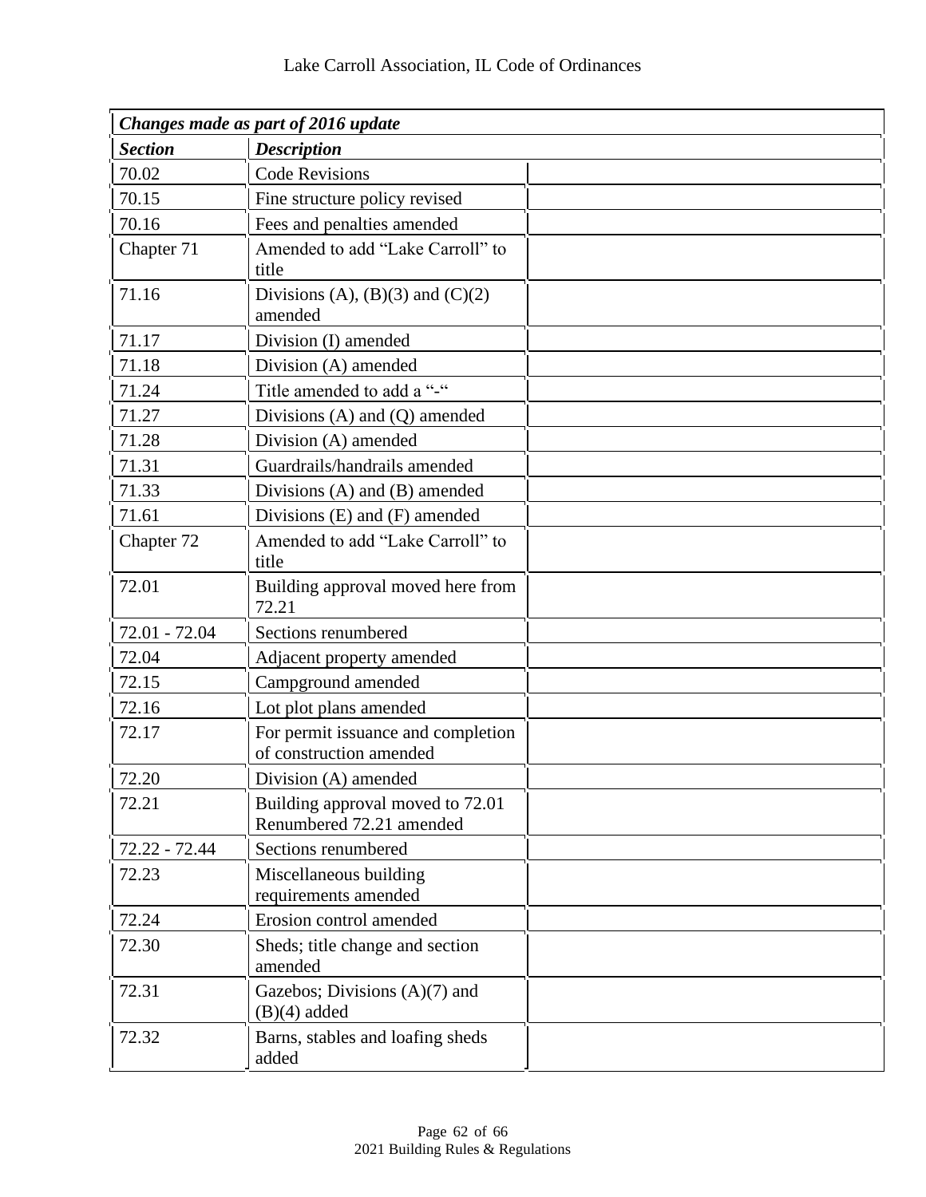| *Changes made as part of 2016 update* | | |
|---|---|---|
| ***Section*** | ***Description*** | |
| 70.02 | Code Revisions | |
| 70.15 | Fine structure policy revised | |
| 70.16 | Fees and penalties amended | |
| Chapter 71 | Amended to add “Lake Carroll” to title | |
| 71.16 | Divisions (A), (B)(3) and (C)(2) amended | |
| 71.17 | Division (I) amended | |
| 71.18 | Division (A) amended | |
| 71.24 | Title amended to add a “-“ | |
| 71.27 | Divisions (A) and (Q) amended | |
| 71.28 | Division (A) amended | |
| 71.31 | Guardrails/handrails amended | |
| 71.33 | Divisions (A) and (B) amended | |
| 71.61 | Divisions (E) and (F) amended | |
| Chapter 72 | Amended to add “Lake Carroll” to title | |
| 72.01 | Building approval moved here from 72.21 | |
| 72.01 - 72.04 | Sections renumbered | |
| 72.04 | Adjacent property amended | |
| 72.15 | Campground amended | |
| 72.16 | Lot plot plans amended | |
| 72.17 | For permit issuance and completion of construction amended | |
| 72.20 | Division (A) amended | |
| 72.21 | Building approval moved to 72.01 Renumbered 72.21 amended | |
| 72.22 - 72.44 | Sections renumbered | |
| 72.23 | Miscellaneous building requirements amended | |
| 72.24 | Erosion control amended | |
| 72.30 | Sheds; title change and section amended | |
| 72.31 | Gazebos; Divisions (A)(7) and (B)(4) added | |
| 72.32 | Barns, stables and loafing sheds added | |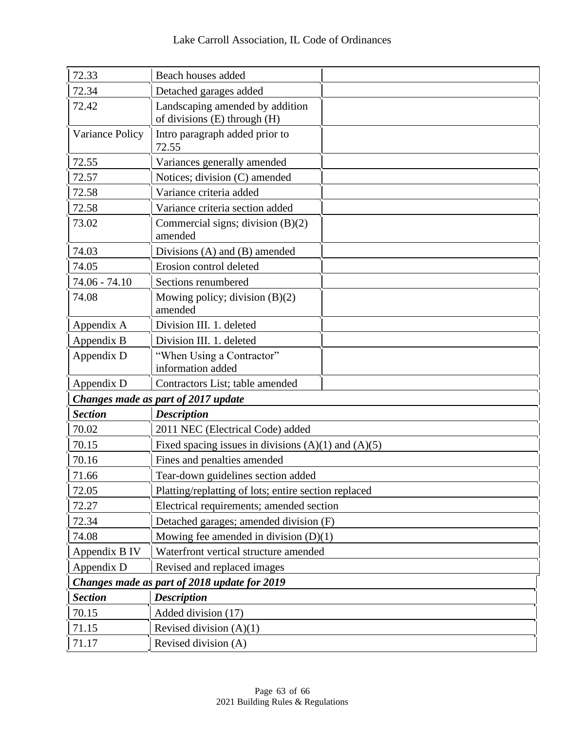| | | |
|---|---|---|
| 72.33 | Beach houses added | |
| 72.34 | Detached garages added | |
| 72.42 | Landscaping amended by addition of divisions (E) through (H) | |
| Variance Policy | Intro paragraph added prior to 72.55 | |
| 72.55 | Variances generally amended | |
| 72.57 | Notices; division (C) amended | |
| 72.58 | Variance criteria added | |
| 72.58 | Variance criteria section added | |
| 73.02 | Commercial signs; division (B)(2) amended | |
| 74.03 | Divisions (A) and (B) amended | |
| 74.05 | Erosion control deleted | |
| 74.06 - 74.10 | Sections renumbered | |
| 74.08 | Mowing policy; division (B)(2) amended | |
| Appendix A | Division III. 1. deleted | |
| Appendix B | Division III. 1. deleted | |
| Appendix D | "When Using a Contractor" information added | |
| Appendix D | Contractors List; table amended | |

***Changes made as part of 2017 update***

| ***Section*** | ***Description*** |
|---|---|
| 70.02 | 2011 NEC (Electrical Code) added |
| 70.15 | Fixed spacing issues in divisions (A)(1) and (A)(5) |
| 70.16 | Fines and penalties amended |
| 71.66 | Tear-down guidelines section added |
| 72.05 | Platting/replatting of lots; entire section replaced |
| 72.27 | Electrical requirements; amended section |
| 72.34 | Detached garages; amended division (F) |
| 74.08 | Mowing fee amended in division (D)(1) |
| Appendix B IV | Waterfront vertical structure amended |
| Appendix D | Revised and replaced images |

***Changes made as part of 2018 update for 2019***

| ***Section*** | ***Description*** |
|---|---|
| 70.15 | Added division (17) |
| 71.15 | Revised division (A)(1) |
| 71.17 | Revised division (A) |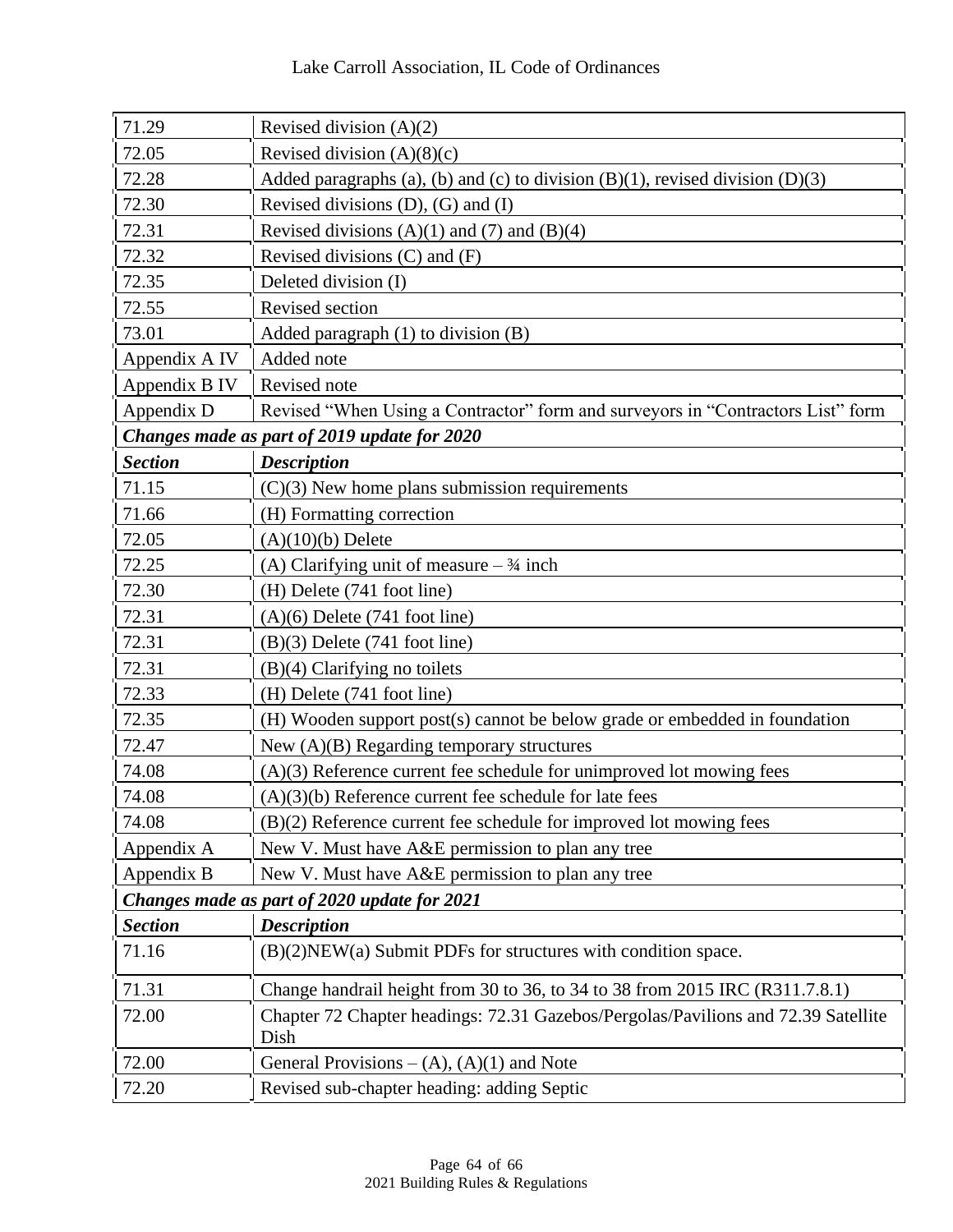| | |
|---|---|
| 71.29 | Revised division (A)(2) |
| 72.05 | Revised division (A)(8)(c) |
| 72.28 | Added paragraphs (a), (b) and (c) to division (B)(1), revised division (D)(3) |
| 72.30 | Revised divisions (D), (G) and (I) |
| 72.31 | Revised divisions (A)(1) and (7) and (B)(4) |
| 72.32 | Revised divisions (C) and (F) |
| 72.35 | Deleted division (I) |
| 72.55 | Revised section |
| 73.01 | Added paragraph (1) to division (B) |
| Appendix A IV | Added note |
| Appendix B IV | Revised note |
| Appendix D | Revised "When Using a Contractor" form and surveyors in "Contractors List" form |
| ***Changes made as part of 2019 update for 2020*** | |
| ***Section*** | ***Description*** |
| 71.15 | (C)(3) New home plans submission requirements |
| 71.66 | (H) Formatting correction |
| 72.05 | (A)(10)(b) Delete |
| 72.25 | (A) Clarifying unit of measure – ¾ inch |
| 72.30 | (H) Delete (741 foot line) |
| 72.31 | (A)(6) Delete (741 foot line) |
| 72.31 | (B)(3) Delete (741 foot line) |
| 72.31 | (B)(4) Clarifying no toilets |
| 72.33 | (H) Delete (741 foot line) |
| 72.35 | (H) Wooden support post(s) cannot be below grade or embedded in foundation |
| 72.47 | New (A)(B) Regarding temporary structures |
| 74.08 | (A)(3) Reference current fee schedule for unimproved lot mowing fees |
| 74.08 | (A)(3)(b) Reference current fee schedule for late fees |
| 74.08 | (B)(2) Reference current fee schedule for improved lot mowing fees |
| Appendix A | New V. Must have A&E permission to plan any tree |
| Appendix B | New V. Must have A&E permission to plan any tree |
| ***Changes made as part of 2020 update for 2021*** | |
| ***Section*** | ***Description*** |
| 71.16 | (B)(2)NEW(a) Submit PDFs for structures with condition space. |
| 71.31 | Change handrail height from 30 to 36, to 34 to 38 from 2015 IRC (R311.7.8.1) |
| 72.00 | Chapter 72 Chapter headings: 72.31 Gazebos/Pergolas/Pavilions and 72.39 Satellite Dish |
| 72.00 | General Provisions – (A), (A)(1) and Note |
| 72.20 | Revised sub-chapter heading: adding Septic |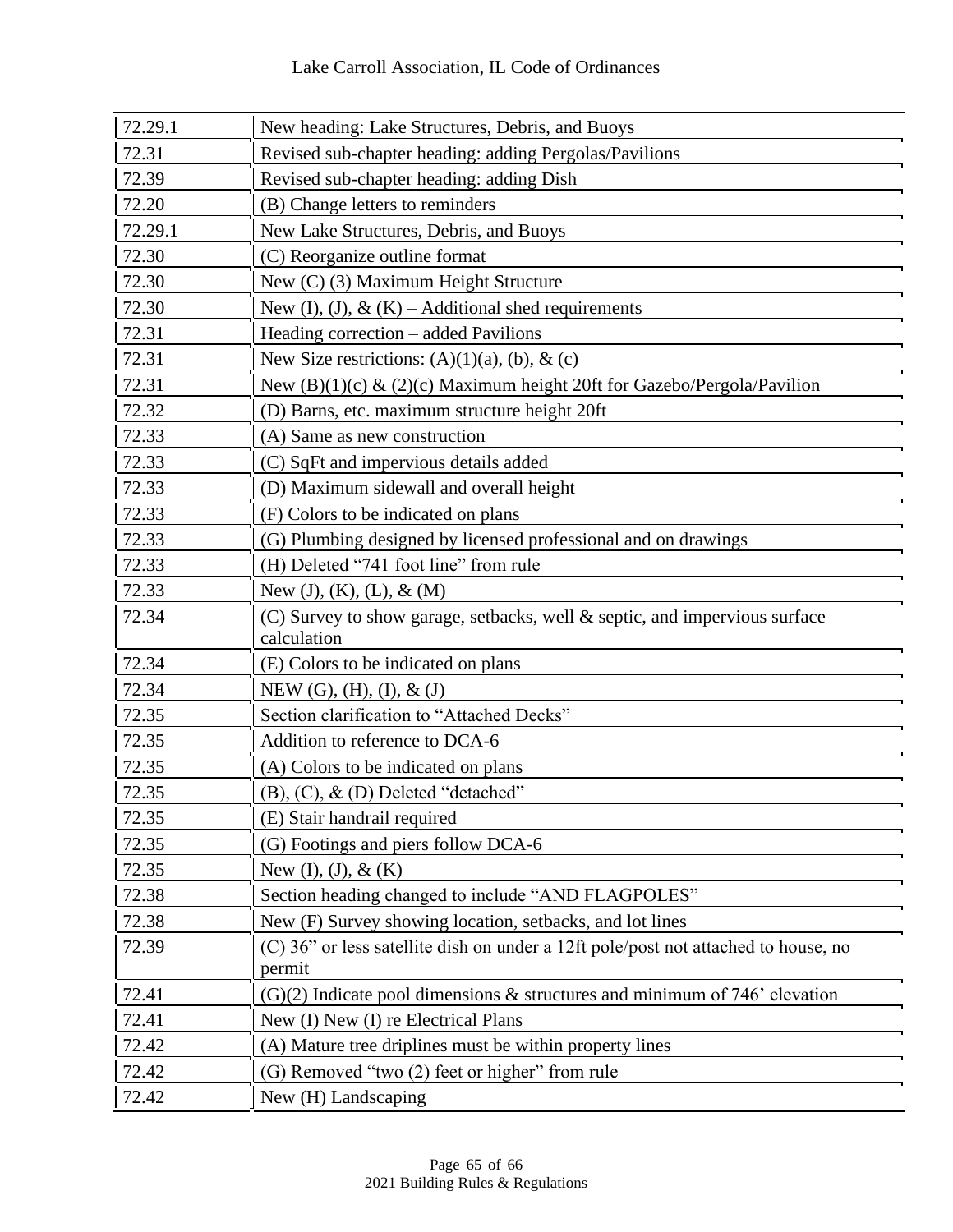| 72.29.1 | New heading: Lake Structures, Debris, and Buoys |
|---|---|
| 72.31 | Revised sub-chapter heading: adding Pergolas/Pavilions |
| 72.39 | Revised sub-chapter heading: adding Dish |
| 72.20 | (B) Change letters to reminders |
| 72.29.1 | New Lake Structures, Debris, and Buoys |
| 72.30 | (C) Reorganize outline format |
| 72.30 | New (C) (3) Maximum Height Structure |
| 72.30 | New (I), (J), & (K) – Additional shed requirements |
| 72.31 | Heading correction – added Pavilions |
| 72.31 | New Size restrictions: (A)(1)(a), (b), & (c) |
| 72.31 | New (B)(1)(c) & (2)(c) Maximum height 20ft for Gazebo/Pergola/Pavilion |
| 72.32 | (D) Barns, etc. maximum structure height 20ft |
| 72.33 | (A) Same as new construction |
| 72.33 | (C) SqFt and impervious details added |
| 72.33 | (D) Maximum sidewall and overall height |
| 72.33 | (F) Colors to be indicated on plans |
| 72.33 | (G) Plumbing designed by licensed professional and on drawings |
| 72.33 | (H) Deleted "741 foot line" from rule |
| 72.33 | New (J), (K), (L), & (M) |
| 72.34 | (C) Survey to show garage, setbacks, well & septic, and impervious surface calculation |
| 72.34 | (E) Colors to be indicated on plans |
| 72.34 | NEW (G), (H), (I), & (J) |
| 72.35 | Section clarification to "Attached Decks" |
| 72.35 | Addition to reference to DCA-6 |
| 72.35 | (A) Colors to be indicated on plans |
| 72.35 | (B), (C), & (D) Deleted "detached" |
| 72.35 | (E) Stair handrail required |
| 72.35 | (G) Footings and piers follow DCA-6 |
| 72.35 | New (I), (J), & (K) |
| 72.38 | Section heading changed to include "AND FLAGPOLES" |
| 72.38 | New (F) Survey showing location, setbacks, and lot lines |
| 72.39 | (C) 36" or less satellite dish on under a 12ft pole/post not attached to house, no permit |
| 72.41 | (G)(2) Indicate pool dimensions & structures and minimum of 746' elevation |
| 72.41 | New (I) New (I) re Electrical Plans |
| 72.42 | (A) Mature tree driplines must be within property lines |
| 72.42 | (G) Removed "two (2) feet or higher" from rule |
| 72.42 | New (H) Landscaping |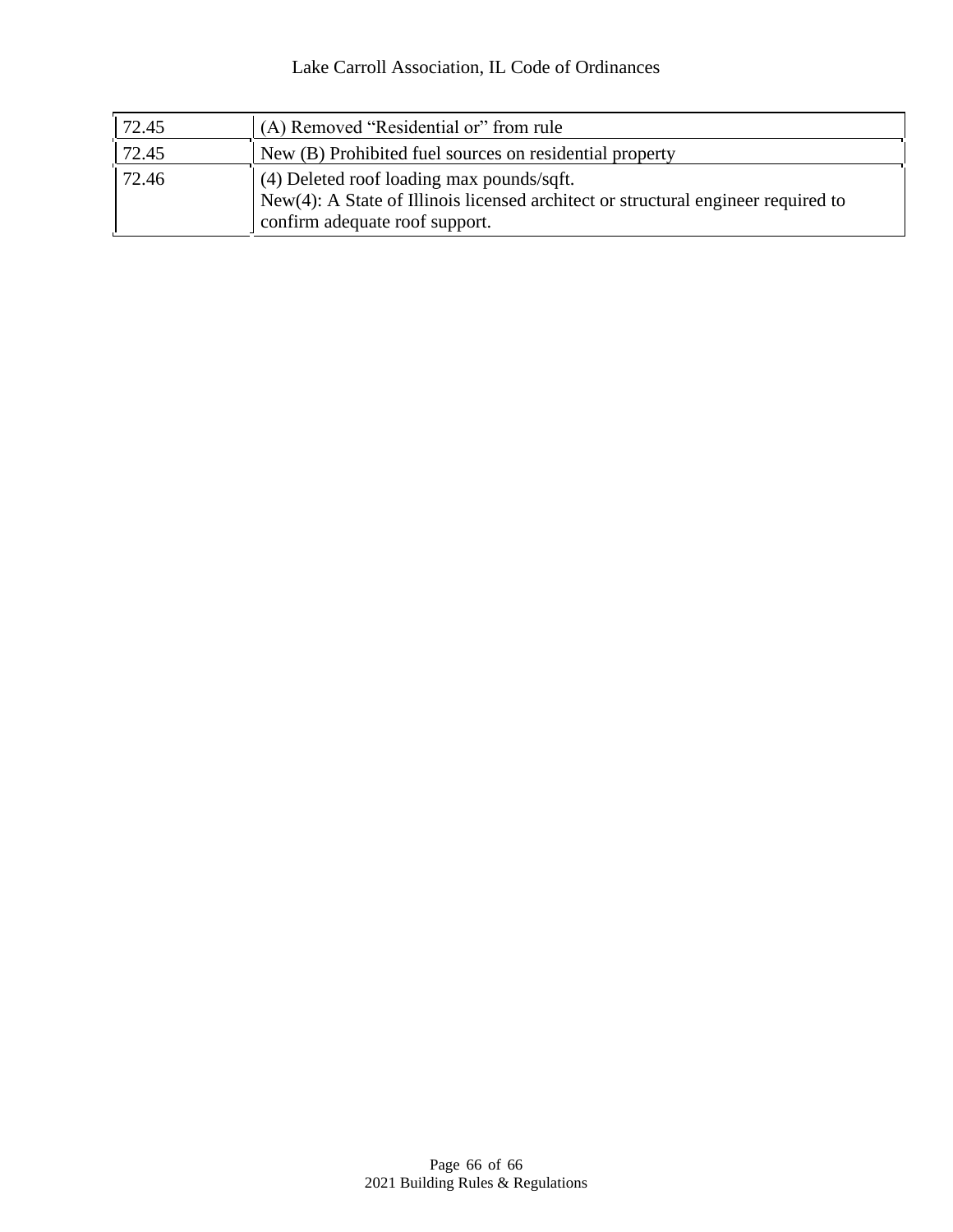| | |
|---|---|
| 72.45 | (A) Removed “Residential or” from rule |
| 72.45 | New (B) Prohibited fuel sources on residential property |
| 72.46 | (4) Deleted roof loading max pounds/sqft.<br>New(4): A State of Illinois licensed architect or structural engineer required to confirm adequate roof support. |